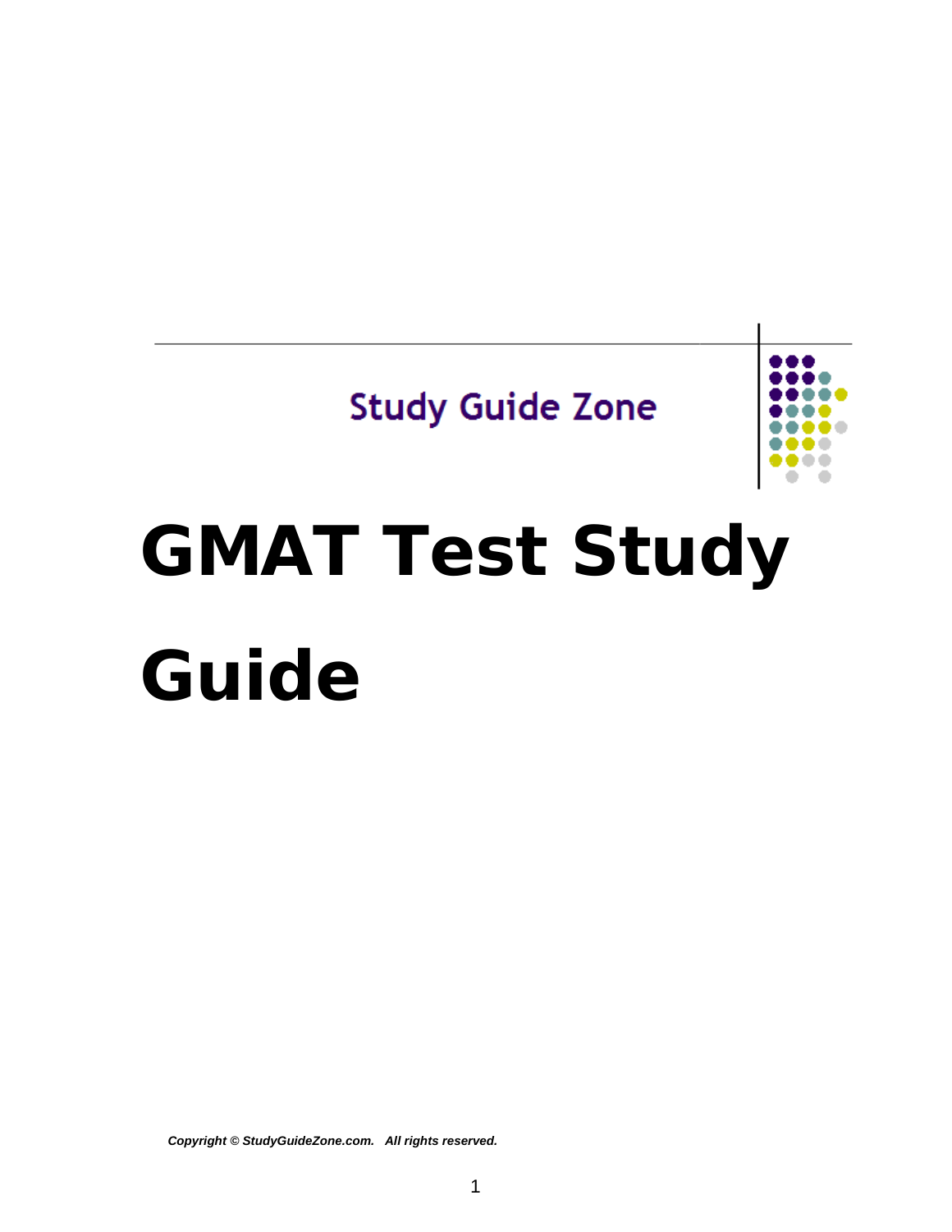Study Guide Zone

# GMAT Test Study Guide

***Copyright © StudyGuideZone.com. All rights reserved.***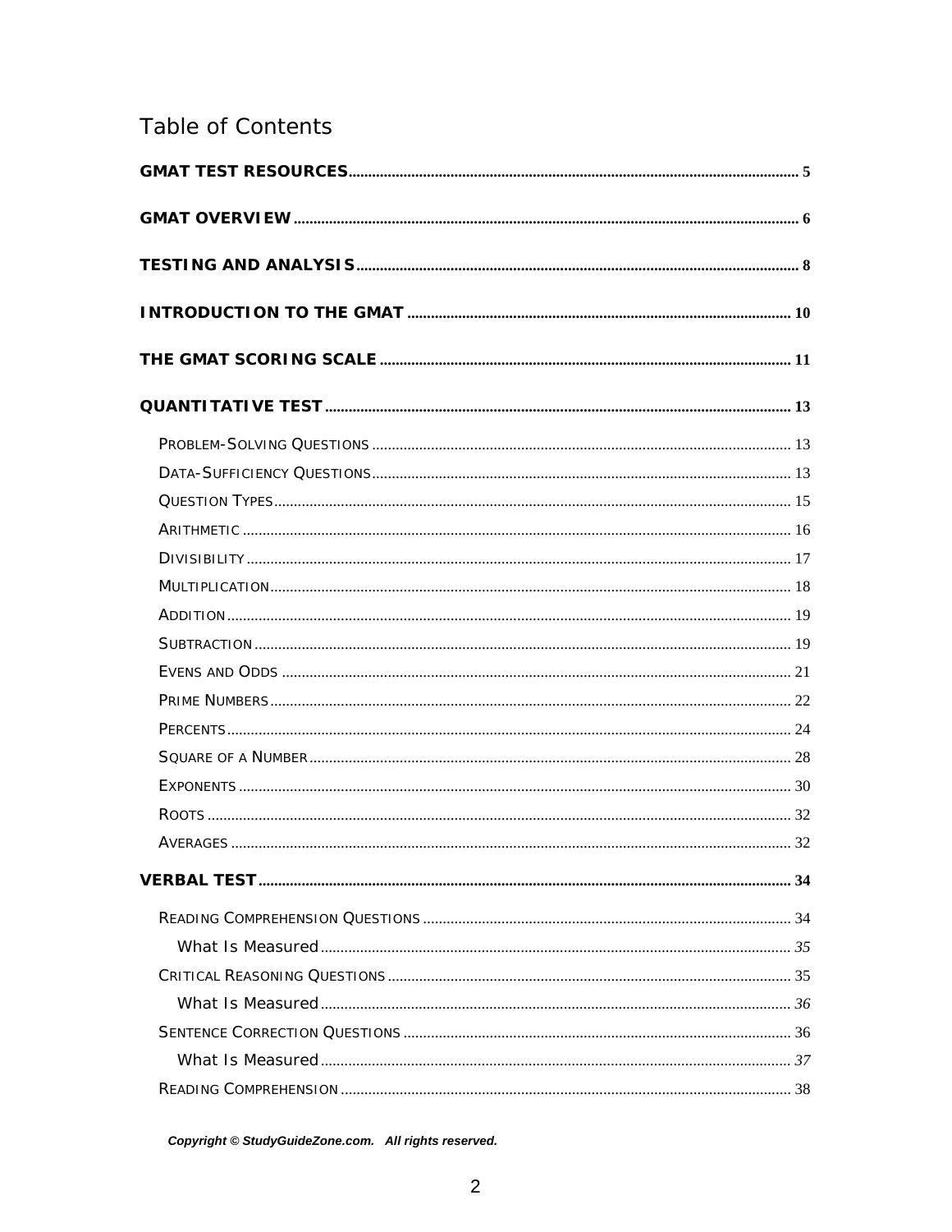# Table of Contents

**GMAT TEST RESOURCES** .......... 5

**GMAT OVERVIEW** .......... 6

**TESTING AND ANALYSIS** .......... 8

**INTRODUCTION TO THE GMAT** .......... 10

**THE GMAT SCORING SCALE** .......... 11

**QUANTITATIVE TEST** .......... 13

- PROBLEM-SOLVING QUESTIONS .......... 13
- DATA-SUFFICIENCY QUESTIONS .......... 13
- QUESTION TYPES .......... 15
- ARITHMETIC .......... 16
- DIVISIBILITY .......... 17
- MULTIPLICATION .......... 18
- ADDITION .......... 19
- SUBTRACTION .......... 19
- EVENS AND ODDS .......... 21
- PRIME NUMBERS .......... 22
- PERCENTS .......... 24
- SQUARE OF A NUMBER .......... 28
- EXPONENTS .......... 30
- ROOTS .......... 32
- AVERAGES .......... 32

**VERBAL TEST** .......... 34

- READING COMPREHENSION QUESTIONS .......... 34
  - What Is Measured .......... *35*
- CRITICAL REASONING QUESTIONS .......... 35
  - What Is Measured .......... *36*
- SENTENCE CORRECTION QUESTIONS .......... 36
  - What Is Measured .......... *37*
- READING COMPREHENSION .......... 38

***Copyright © StudyGuideZone.com. All rights reserved.***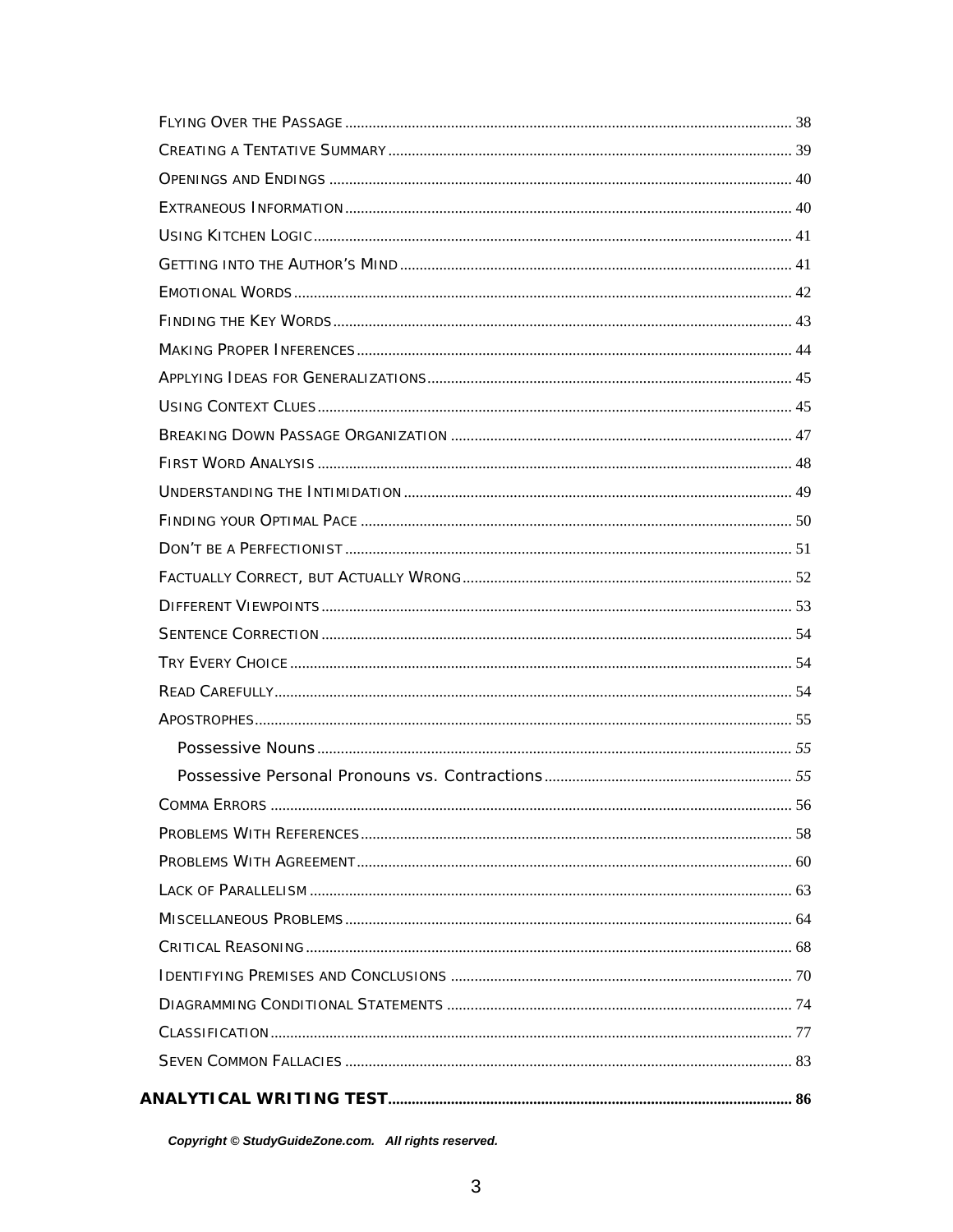Flying Over the Passage ..... 38
Creating a Tentative Summary ..... 39
Openings and Endings ..... 40
Extraneous Information ..... 40
Using Kitchen Logic ..... 41
Getting into the Author's Mind ..... 41
Emotional Words ..... 42
Finding the Key Words ..... 43
Making Proper Inferences ..... 44
Applying Ideas for Generalizations ..... 45
Using Context Clues ..... 45
Breaking Down Passage Organization ..... 47
First Word Analysis ..... 48
Understanding the Intimidation ..... 49
Finding your Optimal Pace ..... 50
Don't be a Perfectionist ..... 51
Factually Correct, but Actually Wrong ..... 52
Different Viewpoints ..... 53
Sentence Correction ..... 54
Try Every Choice ..... 54
Read Carefully ..... 54
Apostrophes ..... 55
  Possessive Nouns ..... *55*
  Possessive Personal Pronouns vs. Contractions ..... *55*
Comma Errors ..... 56
Problems With References ..... 58
Problems With Agreement ..... 60
Lack of Parallelism ..... 63
Miscellaneous Problems ..... 64
Critical Reasoning ..... 68
Identifying Premises and Conclusions ..... 70
Diagramming Conditional Statements ..... 74
Classification ..... 77
Seven Common Fallacies ..... 83

**ANALYTICAL WRITING TEST ..... 86**

***Copyright © StudyGuideZone.com. All rights reserved.***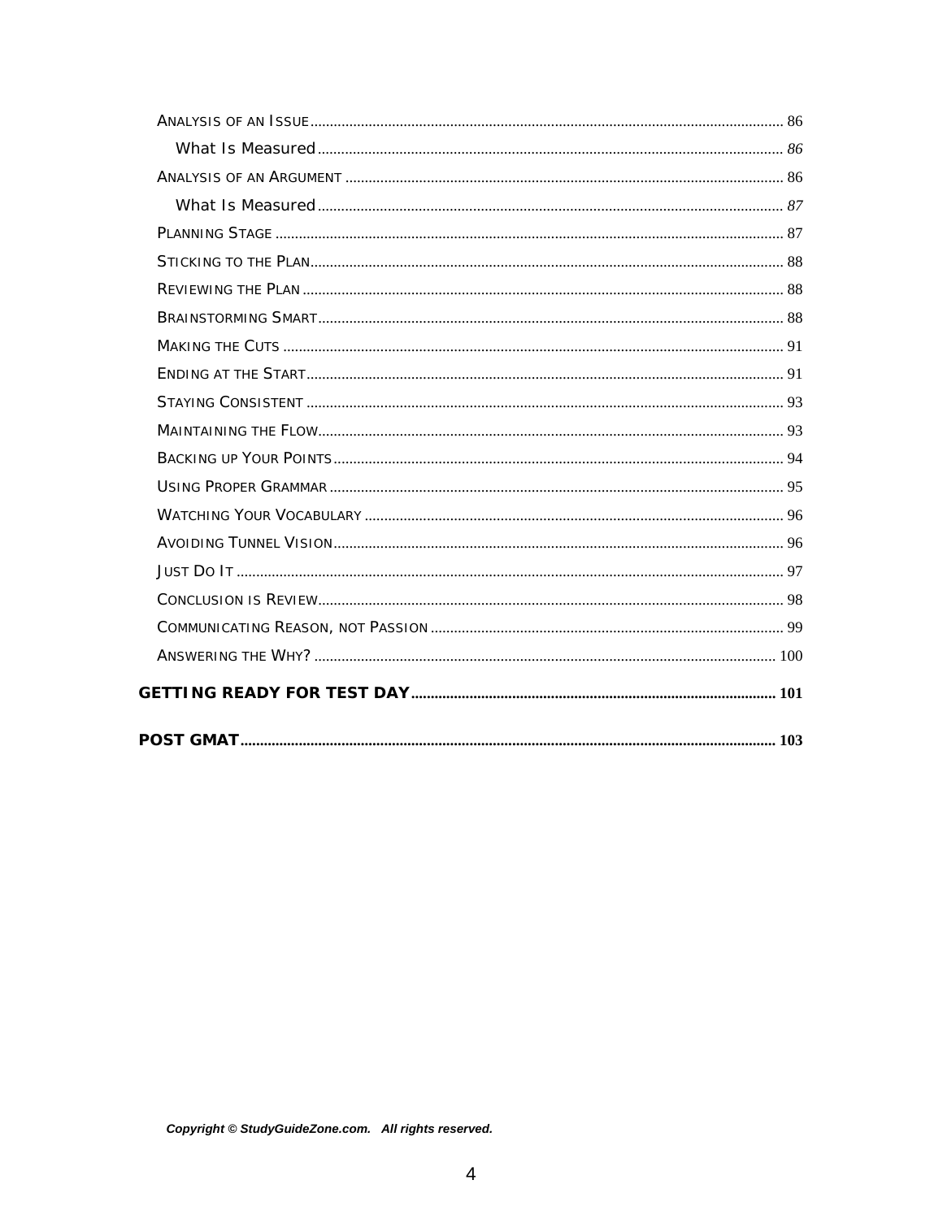Analysis of an Issue ........ 86

What Is Measured ........ 86

Analysis of an Argument ........ 86

What Is Measured ........ 87

Planning Stage ........ 87

Sticking to the Plan ........ 88

Reviewing the Plan ........ 88

Brainstorming Smart ........ 88

Making the Cuts ........ 91

Ending at the Start ........ 91

Staying Consistent ........ 93

Maintaining the Flow ........ 93

Backing up Your Points ........ 94

Using Proper Grammar ........ 95

Watching Your Vocabulary ........ 96

Avoiding Tunnel Vision ........ 96

Just Do It ........ 97

Conclusion is Review ........ 98

Communicating Reason, not Passion ........ 99

Answering the Why? ........ 100

**GETTING READY FOR TEST DAY ........ 101**

**POST GMAT ........ 103**

*Copyright © StudyGuideZone.com. All rights reserved.*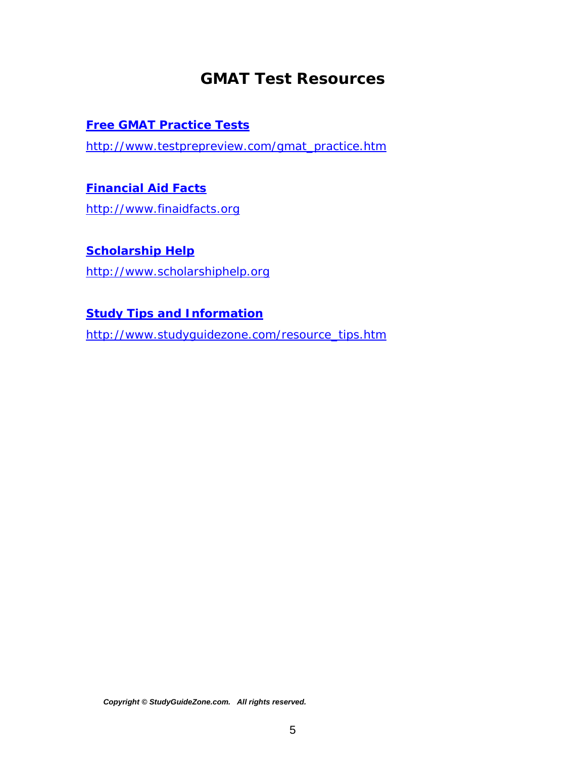# GMAT Test Resources

**[Free GMAT Practice Tests](http://www.testprepreview.com/gmat_practice.htm)**

[http://www.testprepreview.com/gmat_practice.htm](http://www.testprepreview.com/gmat_practice.htm)

**[Financial Aid Facts](http://www.finaidfacts.org)**

[http://www.finaidfacts.org](http://www.finaidfacts.org)

**[Scholarship Help](http://www.scholarshiphelp.org)**

[http://www.scholarshiphelp.org](http://www.scholarshiphelp.org)

**[Study Tips and Information](http://www.studyguidezone.com/resource_tips.htm)**

[http://www.studyguidezone.com/resource_tips.htm](http://www.studyguidezone.com/resource_tips.htm)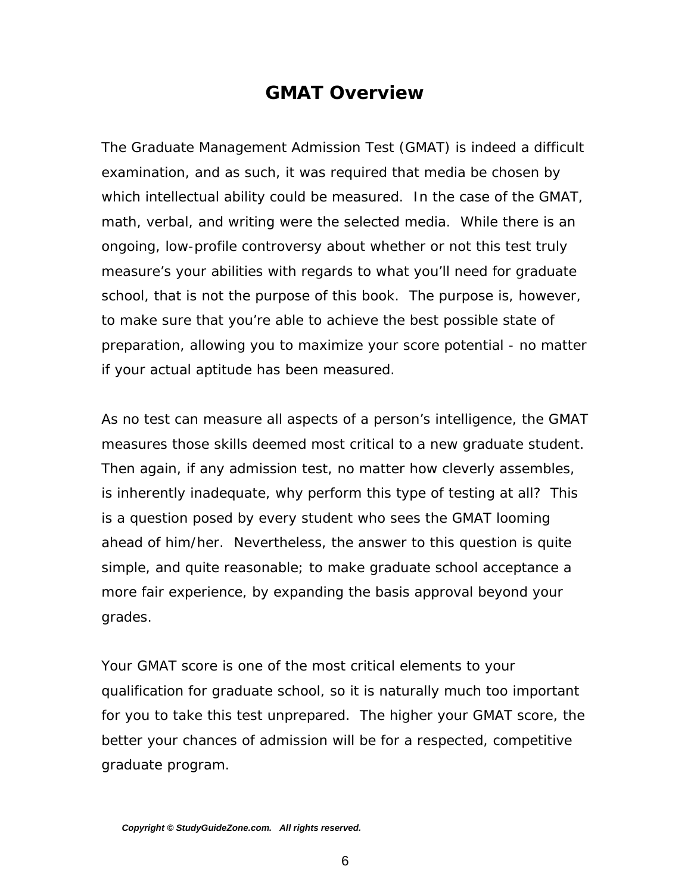# GMAT Overview

The Graduate Management Admission Test (GMAT) is indeed a difficult examination, and as such, it was required that media be chosen by which intellectual ability could be measured. In the case of the GMAT, math, verbal, and writing were the selected media. While there is an ongoing, low-profile controversy about whether or not this test truly measure's your abilities with regards to what you'll need for graduate school, that is not the purpose of this book. The purpose is, however, to make sure that you're able to achieve the best possible state of preparation, allowing you to maximize your score potential - no matter if your actual aptitude has been measured.

As no test can measure all aspects of a person's intelligence, the GMAT measures those skills deemed most critical to a new graduate student. Then again, if any admission test, no matter how cleverly assembles, is inherently inadequate, why perform this type of testing at all? This is a question posed by every student who sees the GMAT looming ahead of him/her. Nevertheless, the answer to this question is quite simple, and quite reasonable; to make graduate school acceptance a more fair experience, by expanding the basis approval beyond your grades.

Your GMAT score is one of the most critical elements to your qualification for graduate school, so it is naturally much too important for you to take this test unprepared. The higher your GMAT score, the better your chances of admission will be for a respected, competitive graduate program.

***Copyright © StudyGuideZone.com. All rights reserved.***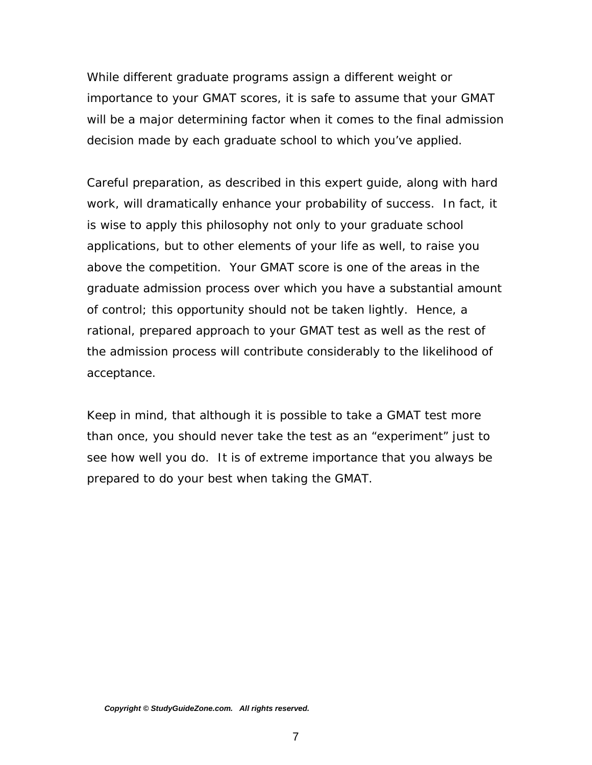While different graduate programs assign a different weight or importance to your GMAT scores, it is safe to assume that your GMAT will be a major determining factor when it comes to the final admission decision made by each graduate school to which you've applied.

Careful preparation, as described in this expert guide, along with hard work, will dramatically enhance your probability of success. In fact, it is wise to apply this philosophy not only to your graduate school applications, but to other elements of your life as well, to raise you above the competition. Your GMAT score is one of the areas in the graduate admission process over which you have a substantial amount of control; this opportunity should not be taken lightly. Hence, a rational, prepared approach to your GMAT test as well as the rest of the admission process will contribute considerably to the likelihood of acceptance.

Keep in mind, that although it is possible to take a GMAT test more than once, you should never take the test as an "experiment" just to see how well you do. It is of extreme importance that you always be prepared to do your best when taking the GMAT.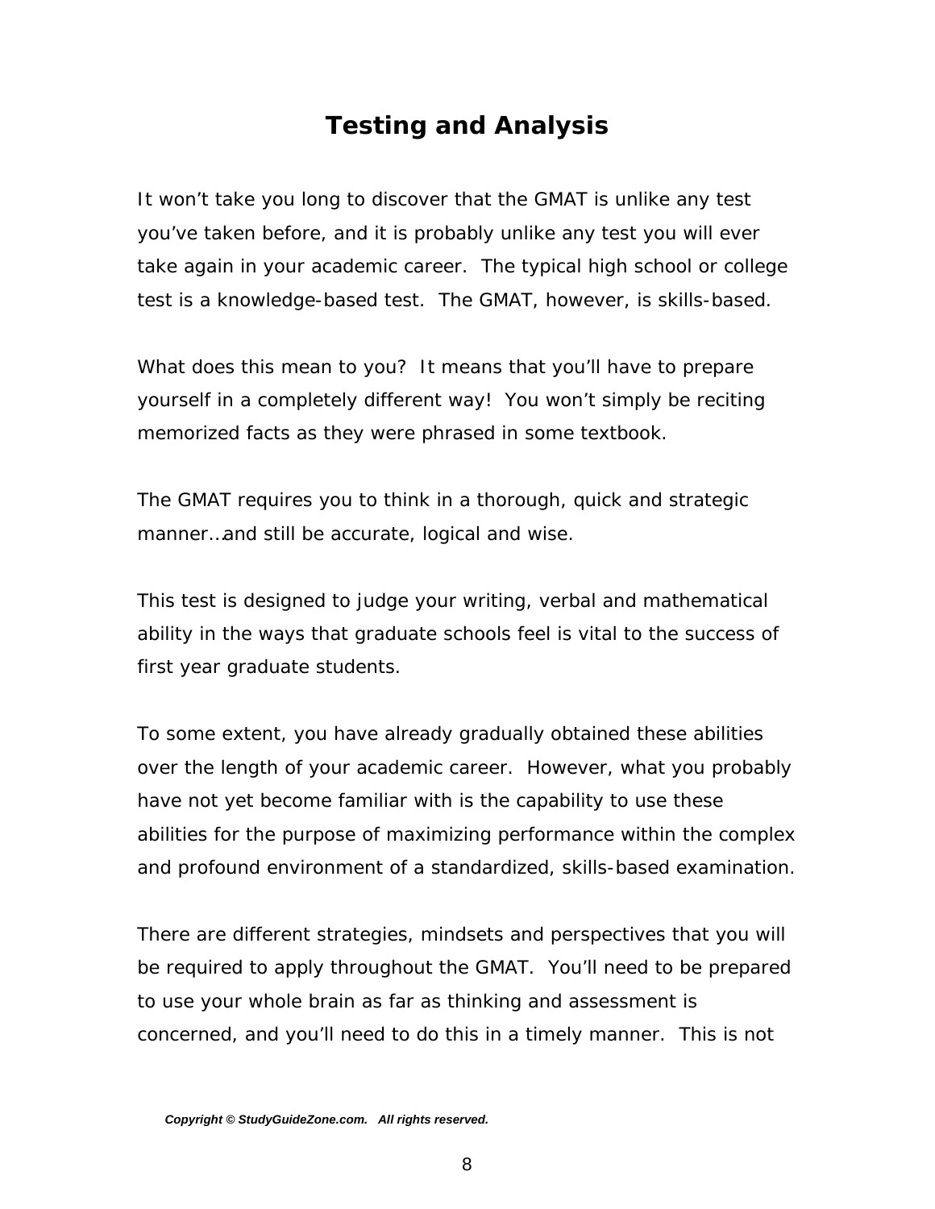# Testing and Analysis

It won't take you long to discover that the GMAT is unlike any test you've taken before, and it is probably unlike any test you will ever take again in your academic career. The typical high school or college test is a knowledge-based test. The GMAT, however, is skills-based.

What does this mean to you? It means that you'll have to prepare yourself in a completely different way! You won't simply be reciting memorized facts as they were phrased in some textbook.

The GMAT requires you to think in a thorough, quick and strategic manner…and still be accurate, logical and wise.

This test is designed to judge your writing, verbal and mathematical ability in the ways that graduate schools feel is vital to the success of first year graduate students.

To some extent, you have already gradually obtained these abilities over the length of your academic career. However, what you probably have not yet become familiar with is the capability to use these abilities for the purpose of maximizing performance within the complex and profound environment of a standardized, skills-based examination.

There are different strategies, mindsets and perspectives that you will be required to apply throughout the GMAT. You'll need to be prepared to use your whole brain as far as thinking and assessment is concerned, and you'll need to do this in a timely manner. This is not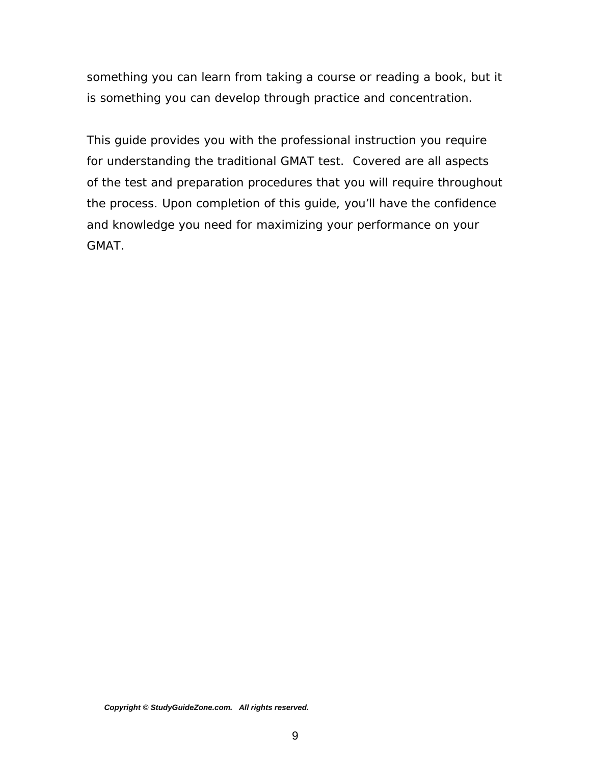something you can learn from taking a course or reading a book, but it is something you can develop through practice and concentration.

This guide provides you with the professional instruction you require for understanding the traditional GMAT test.  Covered are all aspects of the test and preparation procedures that you will require throughout the process. Upon completion of this guide, you'll have the confidence and knowledge you need for maximizing your performance on your GMAT.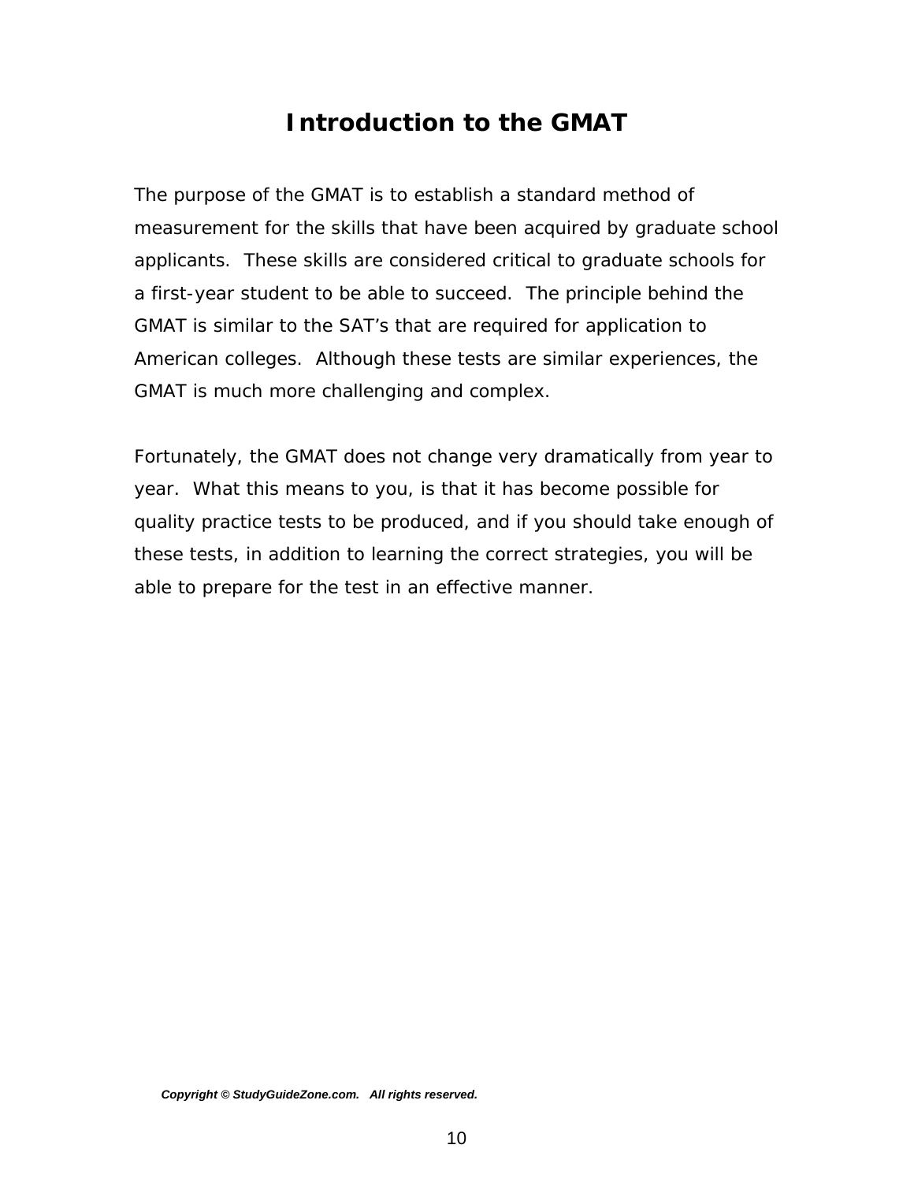# Introduction to the GMAT

The purpose of the GMAT is to establish a standard method of measurement for the skills that have been acquired by graduate school applicants. These skills are considered critical to graduate schools for a first-year student to be able to succeed. The principle behind the GMAT is similar to the SAT's that are required for application to American colleges. Although these tests are similar experiences, the GMAT is much more challenging and complex.

Fortunately, the GMAT does not change very dramatically from year to year. What this means to you, is that it has become possible for quality practice tests to be produced, and if you should take enough of these tests, in addition to learning the correct strategies, you will be able to prepare for the test in an effective manner.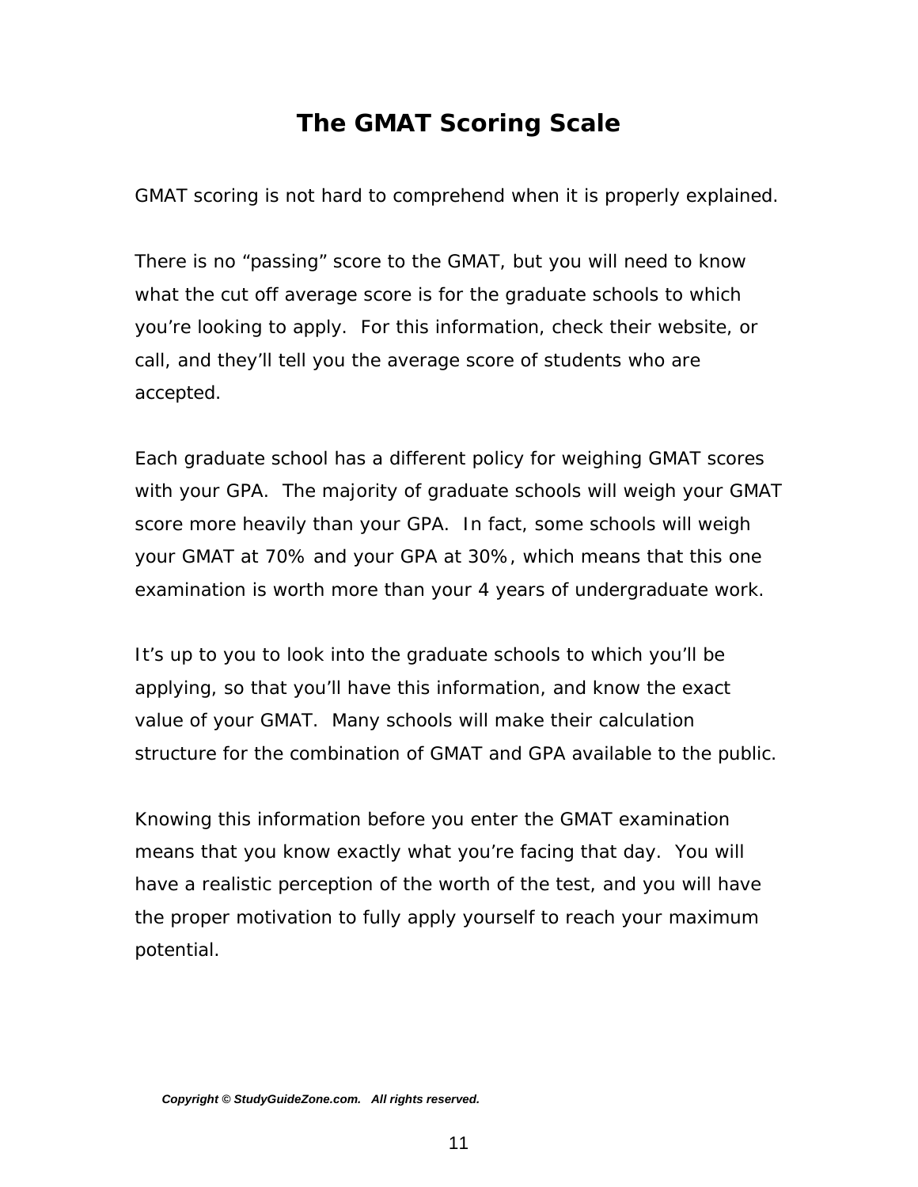# The GMAT Scoring Scale

GMAT scoring is not hard to comprehend when it is properly explained.

There is no "passing" score to the GMAT, but you will need to know what the cut off average score is for the graduate schools to which you're looking to apply. For this information, check their website, or call, and they'll tell you the average score of students who are accepted.

Each graduate school has a different policy for weighing GMAT scores with your GPA. The majority of graduate schools will weigh your GMAT score more heavily than your GPA. In fact, some schools will weigh your GMAT at 70% and your GPA at 30%, which means that this one examination is worth more than your 4 years of undergraduate work.

It's up to you to look into the graduate schools to which you'll be applying, so that you'll have this information, and know the exact value of your GMAT. Many schools will make their calculation structure for the combination of GMAT and GPA available to the public.

Knowing this information before you enter the GMAT examination means that you know exactly what you're facing that day. You will have a realistic perception of the worth of the test, and you will have the proper motivation to fully apply yourself to reach your maximum potential.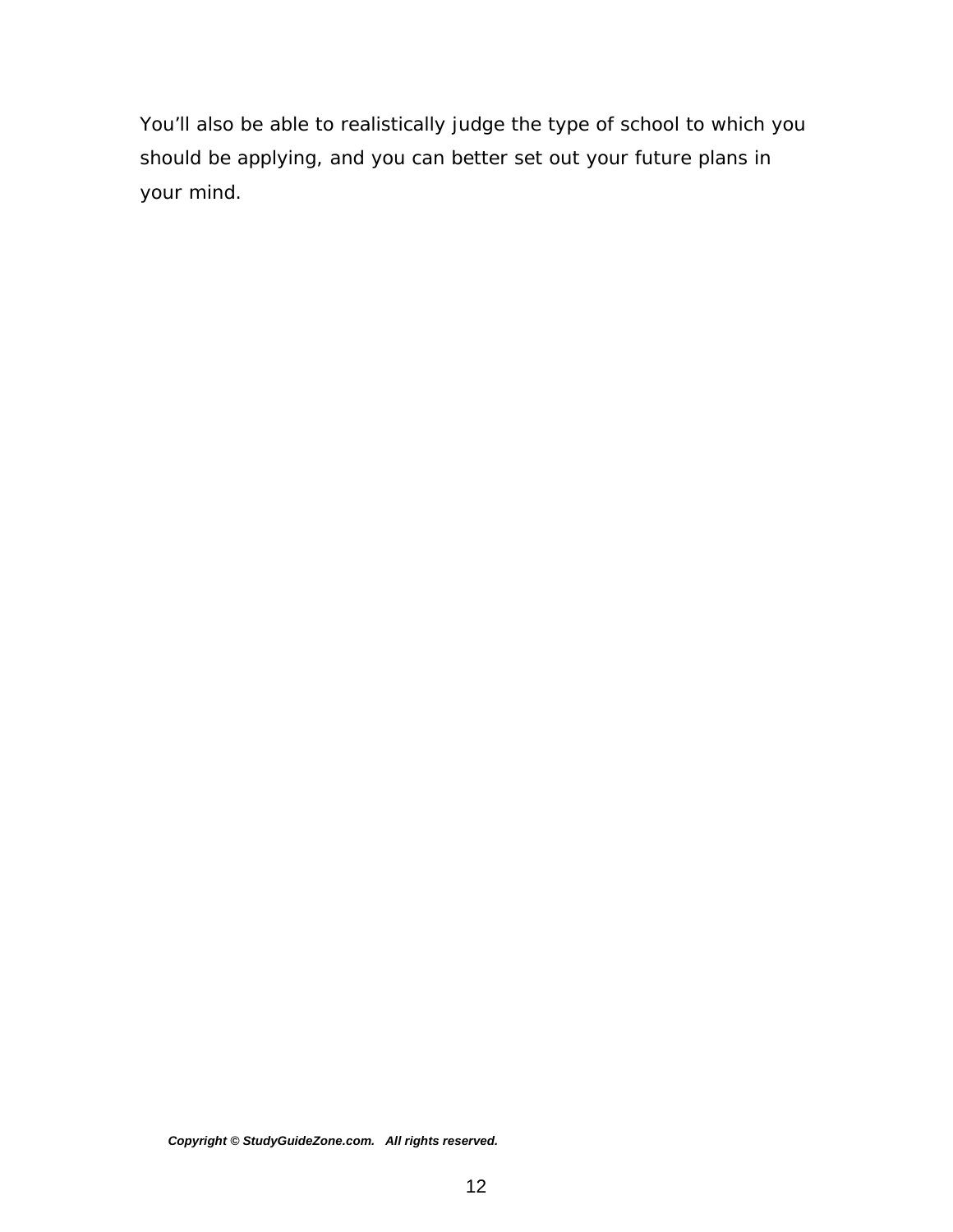You'll also be able to realistically judge the type of school to which you should be applying, and you can better set out your future plans in your mind.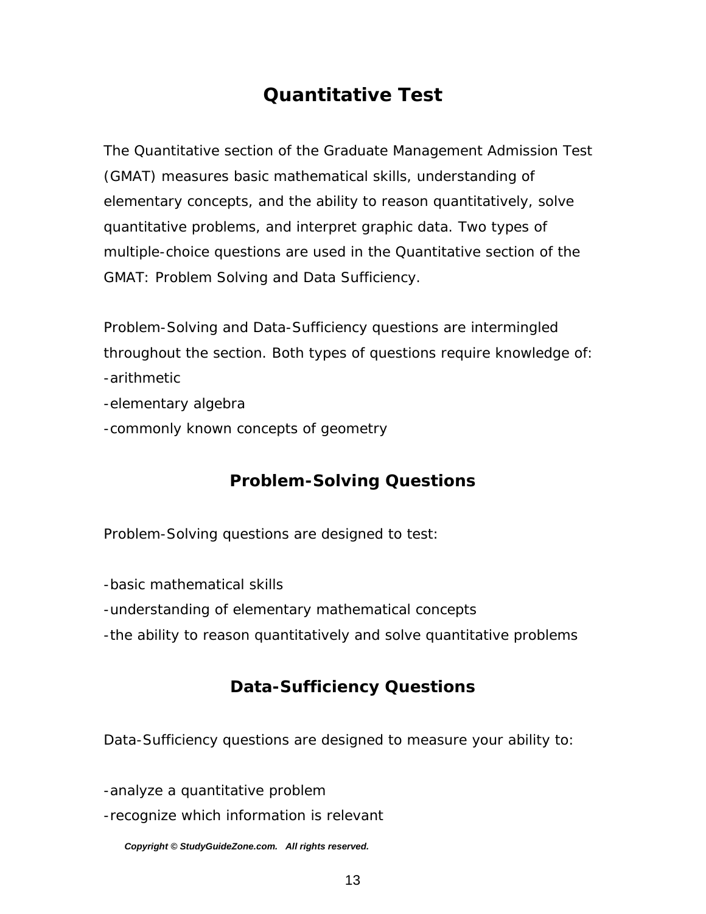# Quantitative Test

The Quantitative section of the Graduate Management Admission Test (GMAT) measures basic mathematical skills, understanding of elementary concepts, and the ability to reason quantitatively, solve quantitative problems, and interpret graphic data. Two types of multiple-choice questions are used in the Quantitative section of the GMAT: Problem Solving and Data Sufficiency.

Problem-Solving and Data-Sufficiency questions are intermingled throughout the section. Both types of questions require knowledge of:

- arithmetic
- elementary algebra
- commonly known concepts of geometry

## Problem-Solving Questions

Problem-Solving questions are designed to test:

- basic mathematical skills
- understanding of elementary mathematical concepts
- the ability to reason quantitatively and solve quantitative problems

## Data-Sufficiency Questions

Data-Sufficiency questions are designed to measure your ability to:

- analyze a quantitative problem
- recognize which information is relevant

***Copyright © StudyGuideZone.com. All rights reserved.***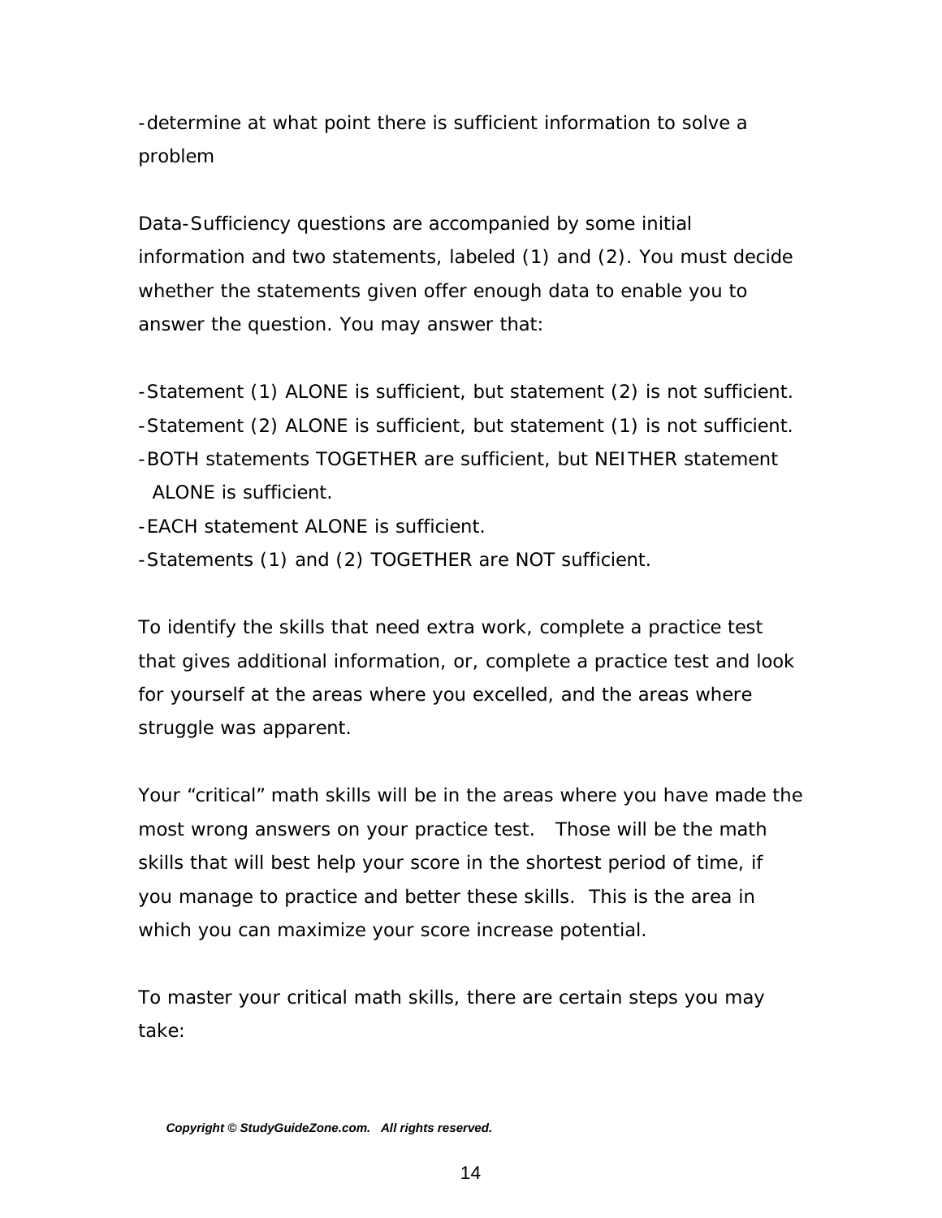-determine at what point there is sufficient information to solve a problem

Data-Sufficiency questions are accompanied by some initial information and two statements, labeled (1) and (2). You must decide whether the statements given offer enough data to enable you to answer the question. You may answer that:

- Statement (1) ALONE is sufficient, but statement (2) is not sufficient.
- Statement (2) ALONE is sufficient, but statement (1) is not sufficient.
- BOTH statements TOGETHER are sufficient, but NEITHER statement ALONE is sufficient.
- EACH statement ALONE is sufficient.
- Statements (1) and (2) TOGETHER are NOT sufficient.

To identify the skills that need extra work, complete a practice test that gives additional information, or, complete a practice test and look for yourself at the areas where you excelled, and the areas where struggle was apparent.

Your "critical" math skills will be in the areas where you have made the most wrong answers on your practice test. Those will be the math skills that will best help your score in the shortest period of time, if you manage to practice and better these skills. This is the area in which you can maximize your score increase potential.

To master your critical math skills, there are certain steps you may take:

***Copyright © StudyGuideZone.com. All rights reserved.***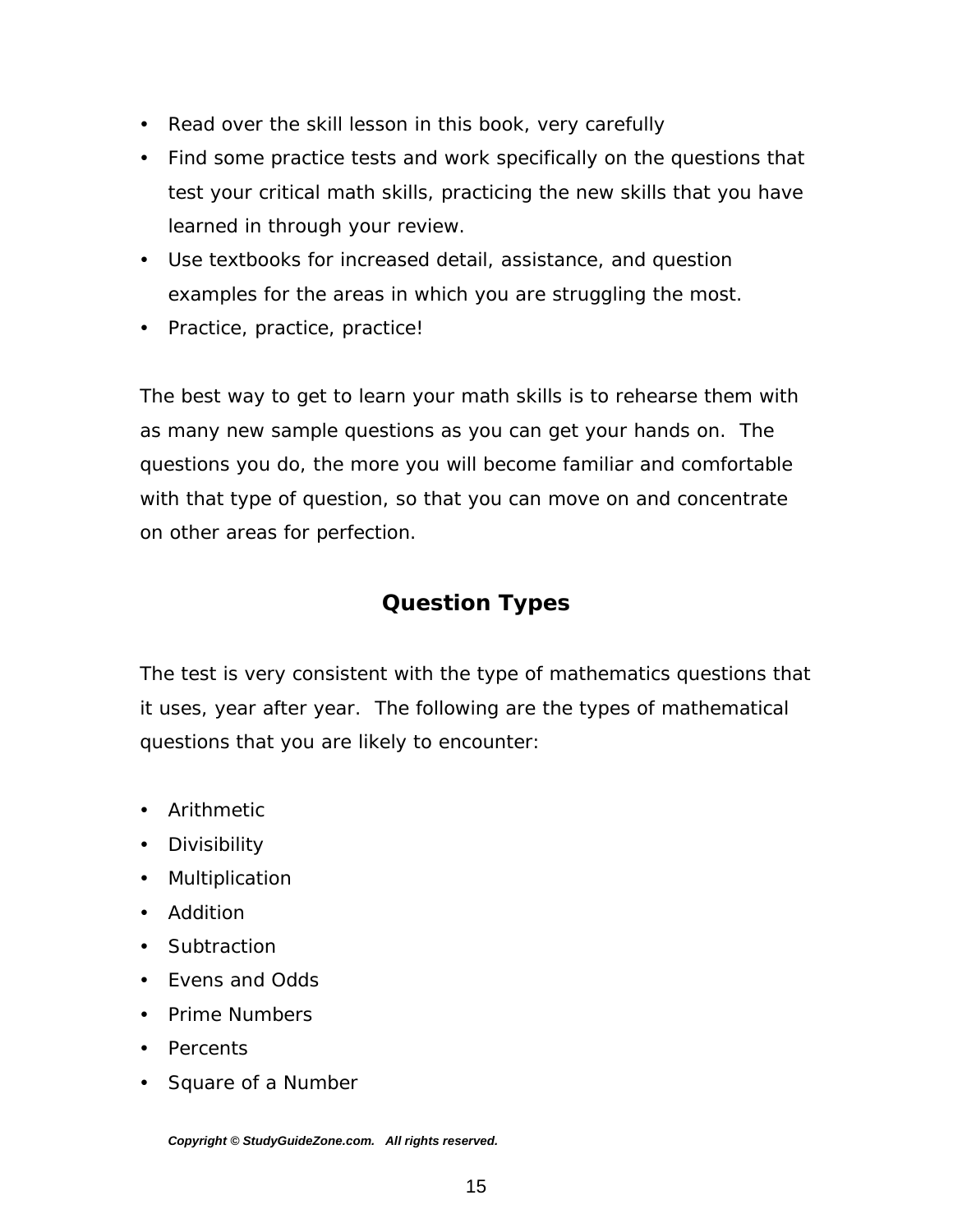- Read over the skill lesson in this book, very carefully
- Find some practice tests and work specifically on the questions that test your critical math skills, practicing the new skills that you have learned in through your review.
- Use textbooks for increased detail, assistance, and question examples for the areas in which you are struggling the most.
- Practice, practice, practice!

The best way to get to learn your math skills is to rehearse them with as many new sample questions as you can get your hands on. The questions you do, the more you will become familiar and comfortable with that type of question, so that you can move on and concentrate on other areas for perfection.

## Question Types

The test is very consistent with the type of mathematics questions that it uses, year after year. The following are the types of mathematical questions that you are likely to encounter:

- Arithmetic
- Divisibility
- Multiplication
- Addition
- Subtraction
- Evens and Odds
- Prime Numbers
- Percents
- Square of a Number

***Copyright © StudyGuideZone.com. All rights reserved.***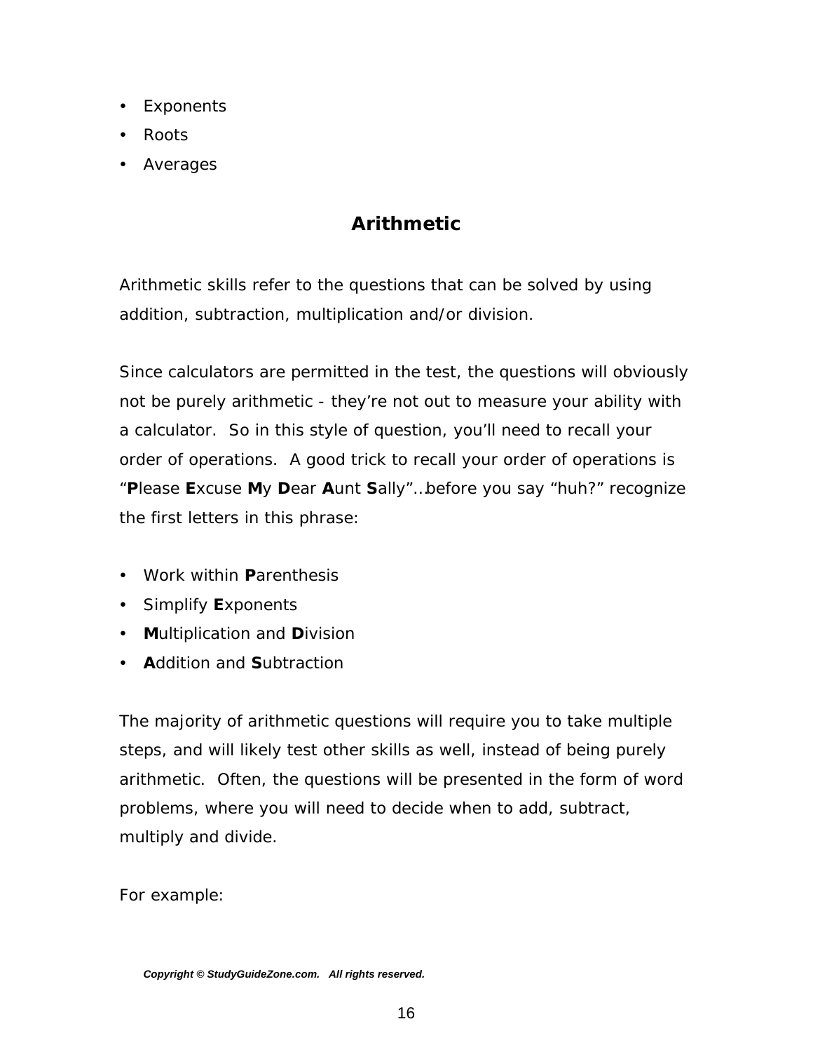- Exponents
- Roots
- Averages

## Arithmetic

Arithmetic skills refer to the questions that can be solved by using addition, subtraction, multiplication and/or division.

Since calculators are permitted in the test, the questions will obviously not be purely arithmetic - they're not out to measure your ability with a calculator. So in this style of question, you'll need to recall your order of operations. A good trick to recall your order of operations is "**P**lease **E**xcuse **M**y **D**ear **A**unt **S**ally"…before you say "huh?" recognize the first letters in this phrase:

- Work within **P**arenthesis
- Simplify **E**xponents
- **M**ultiplication and **D**ivision
- **A**ddition and **S**ubtraction

The majority of arithmetic questions will require you to take multiple steps, and will likely test other skills as well, instead of being purely arithmetic. Often, the questions will be presented in the form of word problems, where you will need to decide when to add, subtract, multiply and divide.

For example:

***Copyright © StudyGuideZone.com. All rights reserved.***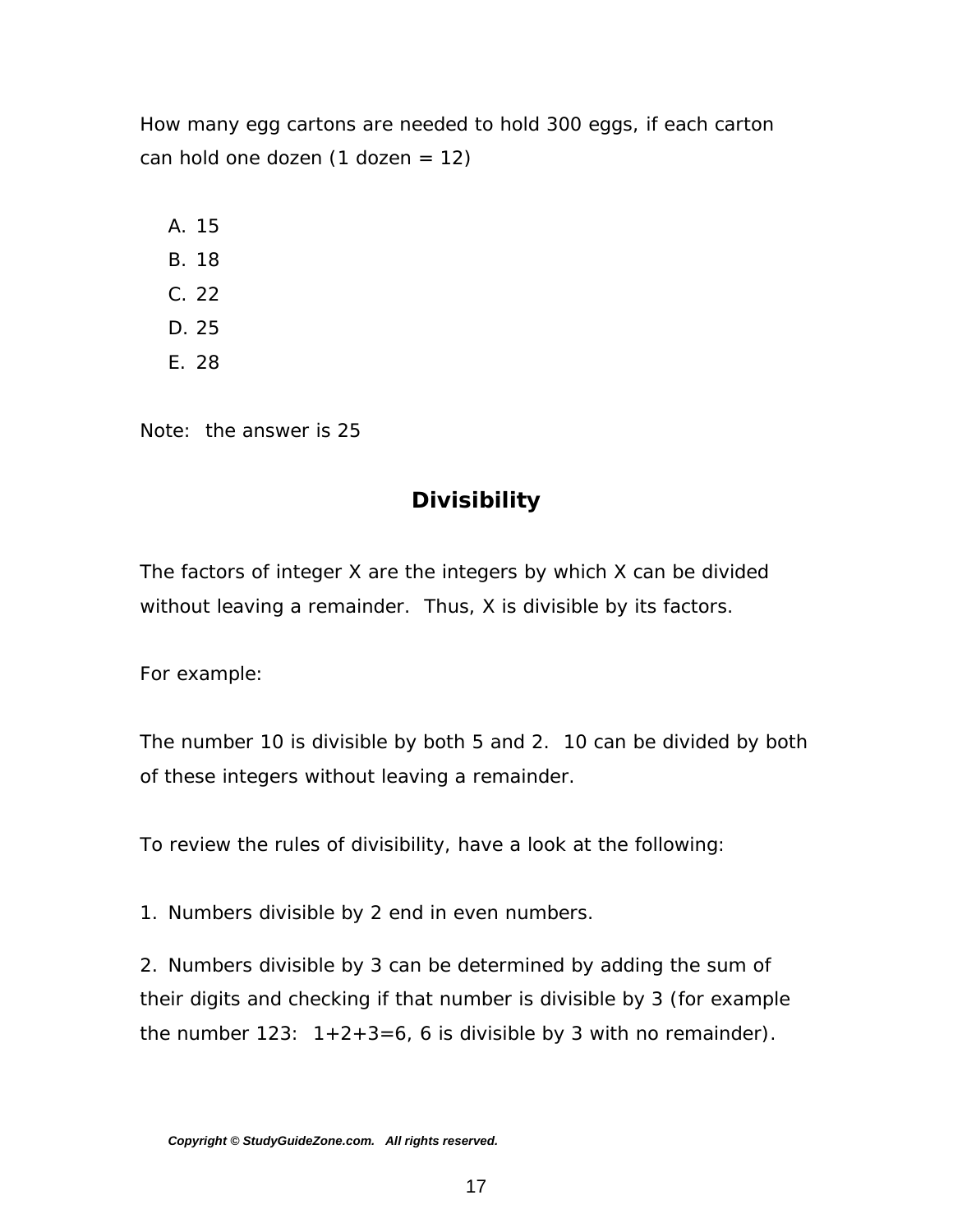How many egg cartons are needed to hold 300 eggs, if each carton can hold one dozen (1 dozen = 12)

A. 15
B. 18
C. 22
D. 25
E. 28

Note: the answer is 25

## Divisibility

The factors of integer X are the integers by which X can be divided without leaving a remainder. Thus, X is divisible by its factors.

For example:

The number 10 is divisible by both 5 and 2. 10 can be divided by both of these integers without leaving a remainder.

To review the rules of divisibility, have a look at the following:

1. Numbers divisible by 2 end in even numbers.
2. Numbers divisible by 3 can be determined by adding the sum of their digits and checking if that number is divisible by 3 (for example the number 123: 1+2+3=6, 6 is divisible by 3 with no remainder).

***Copyright © StudyGuideZone.com. All rights reserved.***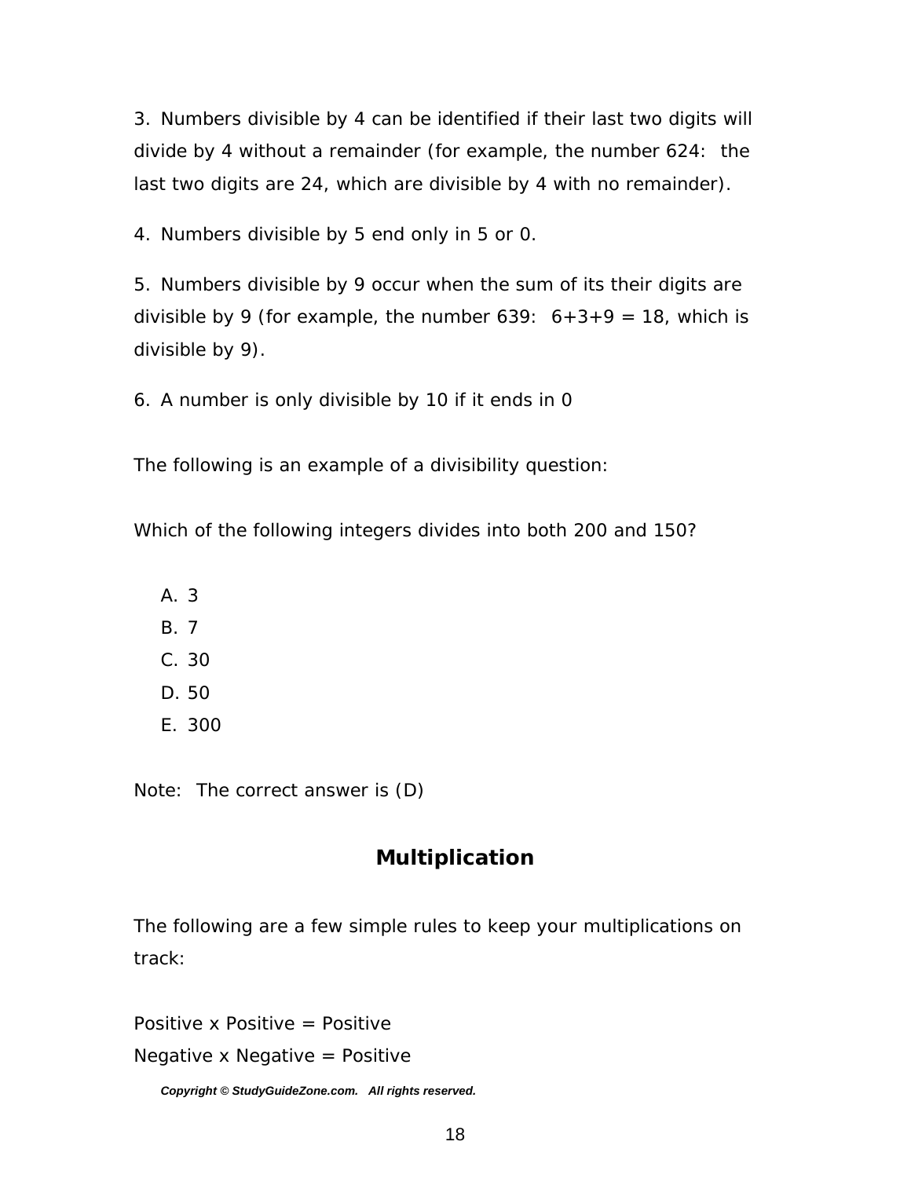3. Numbers divisible by 4 can be identified if their last two digits will divide by 4 without a remainder (for example, the number 624: the last two digits are 24, which are divisible by 4 with no remainder).

4. Numbers divisible by 5 end only in 5 or 0.

5. Numbers divisible by 9 occur when the sum of its their digits are divisible by 9 (for example, the number 639: 6+3+9 = 18, which is divisible by 9).

6. A number is only divisible by 10 if it ends in 0

The following is an example of a divisibility question:

Which of the following integers divides into both 200 and 150?

A. 3
B. 7
C. 30
D. 50
E. 300

Note: The correct answer is (D)

## Multiplication

The following are a few simple rules to keep your multiplications on track:

Positive x Positive = Positive
Negative x Negative = Positive

***Copyright © StudyGuideZone.com. All rights reserved.***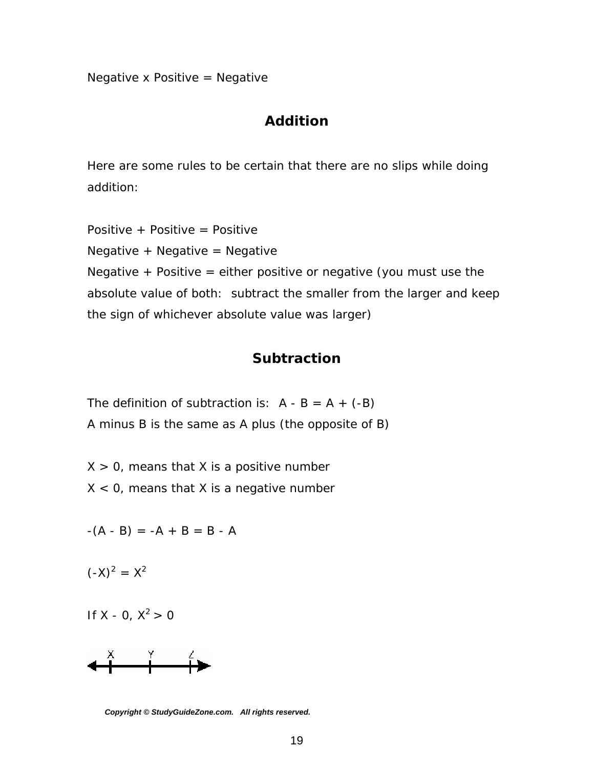Negative x Positive = Negative

## Addition

Here are some rules to be certain that there are no slips while doing addition:

Positive + Positive = Positive
Negative + Negative = Negative
Negative + Positive = either positive or negative (you must use the absolute value of both: subtract the smaller from the larger and keep the sign of whichever absolute value was larger)

## Subtraction

The definition of subtraction is: $A - B = A + (-B)$
A minus B is the same as A plus (the opposite of B)

$X > 0$, means that X is a positive number
$X < 0$, means that X is a negative number

$-(A - B) = -A + B = B - A$

$(-X)^2 = X^2$

If $X - 0$, $X^2 > 0$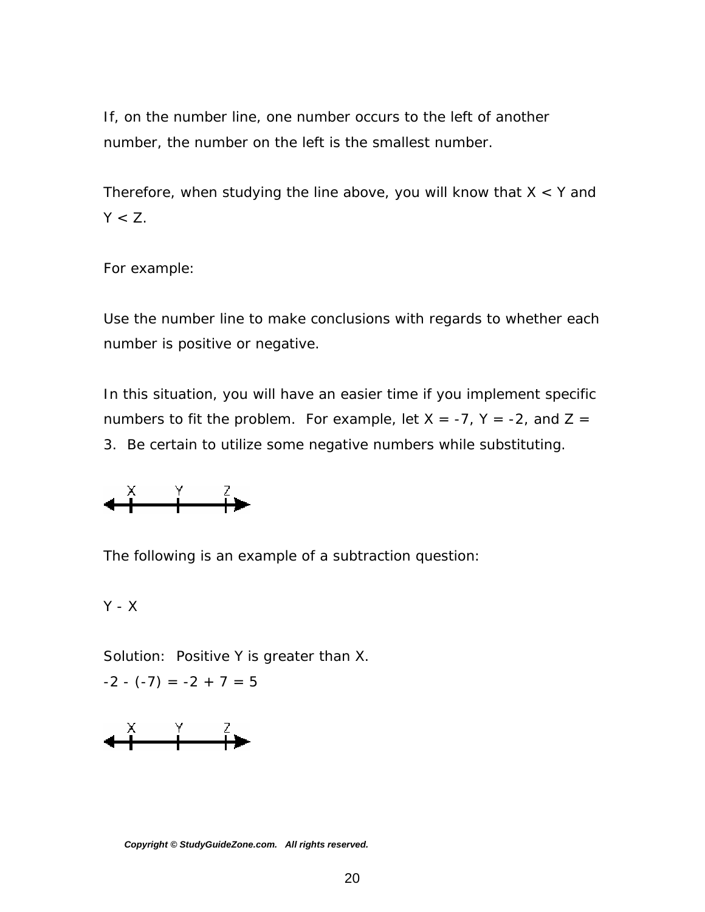If, on the number line, one number occurs to the left of another number, the number on the left is the smallest number.

Therefore, when studying the line above, you will know that $X < Y$ and $Y < Z$.

For example:

Use the number line to make conclusions with regards to whether each number is positive or negative.

In this situation, you will have an easier time if you implement specific numbers to fit the problem. For example, let $X = -7$, $Y = -2$, and $Z = 3$. Be certain to utilize some negative numbers while substituting.

The following is an example of a subtraction question:

$Y - X$

Solution: Positive Y is greater than X.
$-2 - (-7) = -2 + 7 = 5$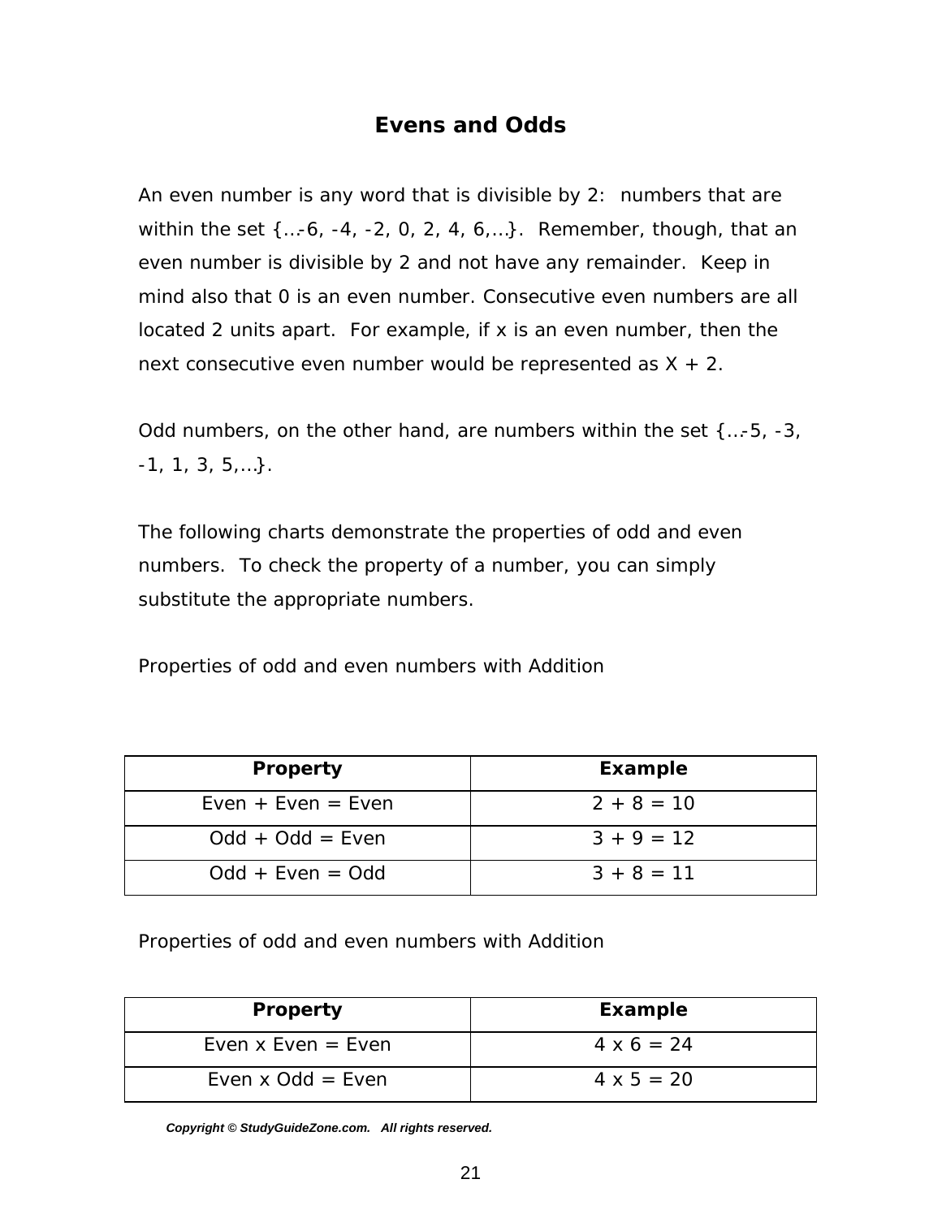# Evens and Odds

An even number is any word that is divisible by 2: numbers that are within the set {…-6, -4, -2, 0, 2, 4, 6,…}. Remember, though, that an even number is divisible by 2 and not have any remainder. Keep in mind also that 0 is an even number. Consecutive even numbers are all located 2 units apart. For example, if x is an even number, then the next consecutive even number would be represented as X + 2.

Odd numbers, on the other hand, are numbers within the set {…-5, -3, -1, 1, 3, 5,…}.

The following charts demonstrate the properties of odd and even numbers. To check the property of a number, you can simply substitute the appropriate numbers.

Properties of odd and even numbers with Addition

| Property | Example |
|---|---|
| Even + Even = Even | 2 + 8 = 10 |
| Odd + Odd = Even | 3 + 9 = 12 |
| Odd + Even = Odd | 3 + 8 = 11 |

Properties of odd and even numbers with Addition

| Property | Example |
|---|---|
| Even x Even = Even | 4 x 6 = 24 |
| Even x Odd = Even | 4 x 5 = 20 |

*Copyright © StudyGuideZone.com. All rights reserved.*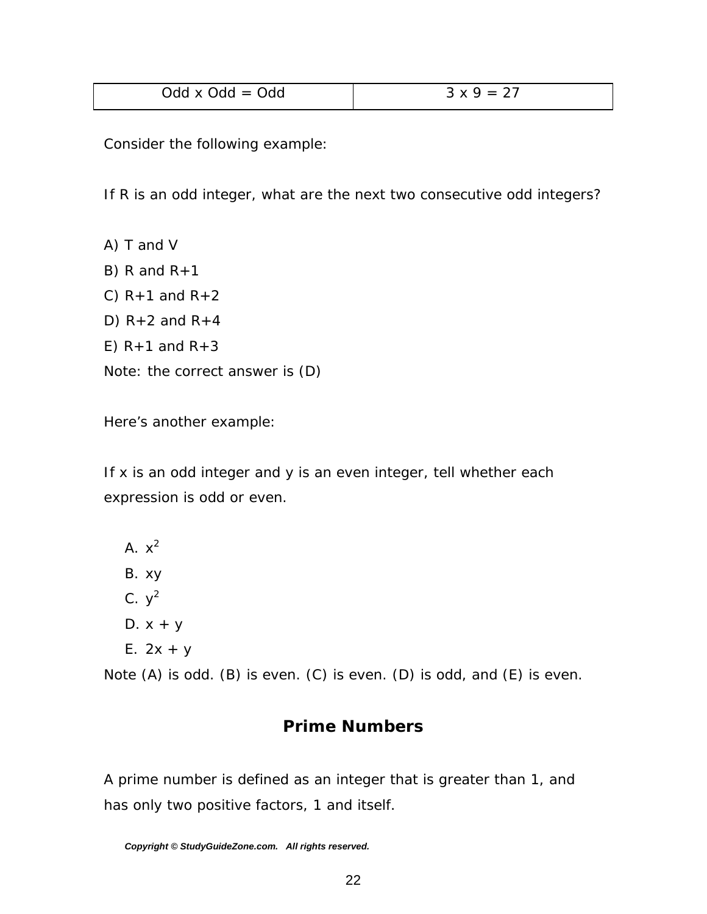| Odd x Odd = Odd | 3 x 9 = 27 |
|---|---|

Consider the following example:

If R is an odd integer, what are the next two consecutive odd integers?

A) T and V
B) R and R+1
C) R+1 and R+2
D) R+2 and R+4
E) R+1 and R+3
Note: the correct answer is (D)

Here's another example:

If x is an odd integer and y is an even integer, tell whether each expression is odd or even.

A. $x^2$
B. xy
C. $y^2$
D. x + y
E. 2x + y

Note (A) is odd. (B) is even. (C) is even. (D) is odd, and (E) is even.

## Prime Numbers

A prime number is defined as an integer that is greater than 1, and has only two positive factors, 1 and itself.

***Copyright © StudyGuideZone.com. All rights reserved.***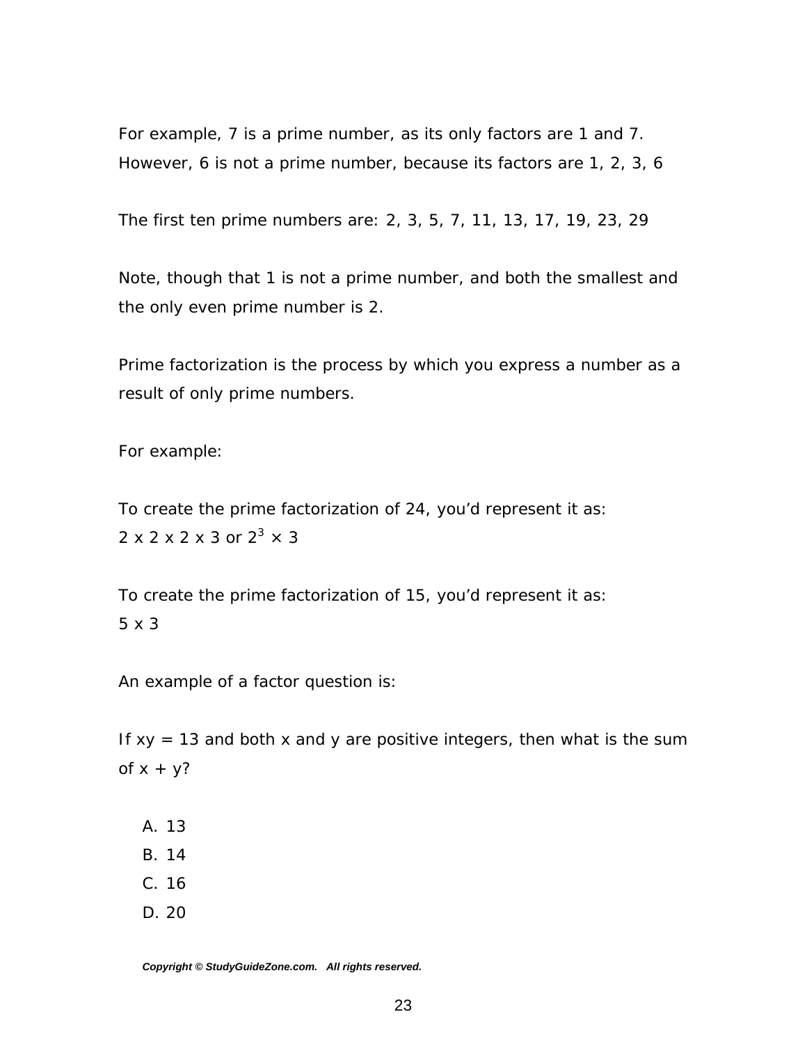For example, 7 is a prime number, as its only factors are 1 and 7. However, 6 is not a prime number, because its factors are 1, 2, 3, 6

The first ten prime numbers are: 2, 3, 5, 7, 11, 13, 17, 19, 23, 29

Note, though that 1 is not a prime number, and both the smallest and the only even prime number is 2.

Prime factorization is the process by which you express a number as a result of only prime numbers.

For example:

To create the prime factorization of 24, you'd represent it as:
2 x 2 x 2 x 3 or $2^3 \times 3$

To create the prime factorization of 15, you'd represent it as:
5 x 3

An example of a factor question is:

If xy = 13 and both x and y are positive integers, then what is the sum of x + y?

A. 13
B. 14
C. 16
D. 20

***Copyright © StudyGuideZone.com. All rights reserved.***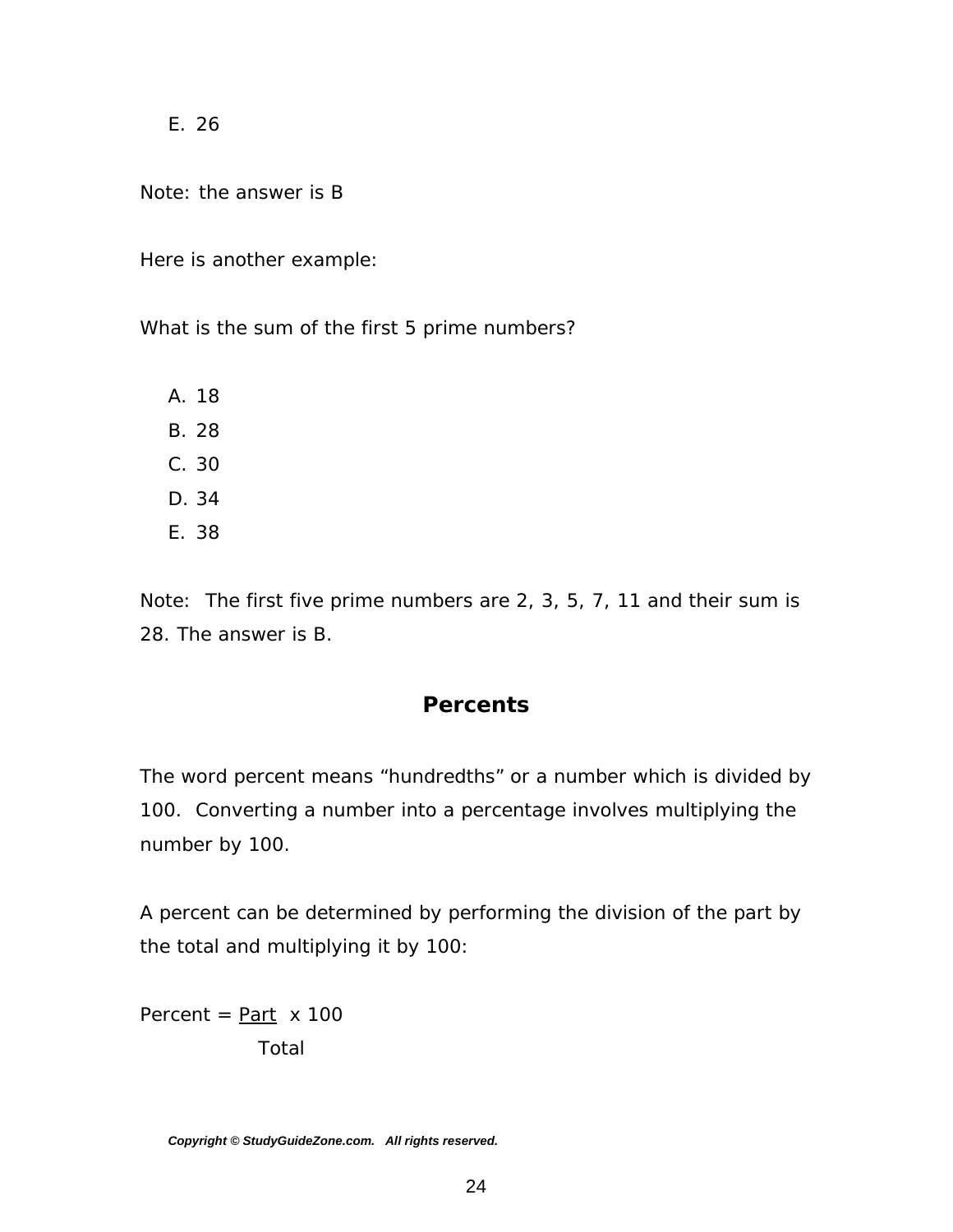E. 26

Note: the answer is B

Here is another example:

What is the sum of the first 5 prime numbers?

A. 18
B. 28
C. 30
D. 34
E. 38

Note: The first five prime numbers are 2, 3, 5, 7, 11 and their sum is 28. The answer is B.

## Percents

The word percent means "hundredths" or a number which is divided by 100. Converting a number into a percentage involves multiplying the number by 100.

A percent can be determined by performing the division of the part by the total and multiplying it by 100:

$$\text{Percent} = \frac{\text{Part}}{\text{Total}} \times 100$$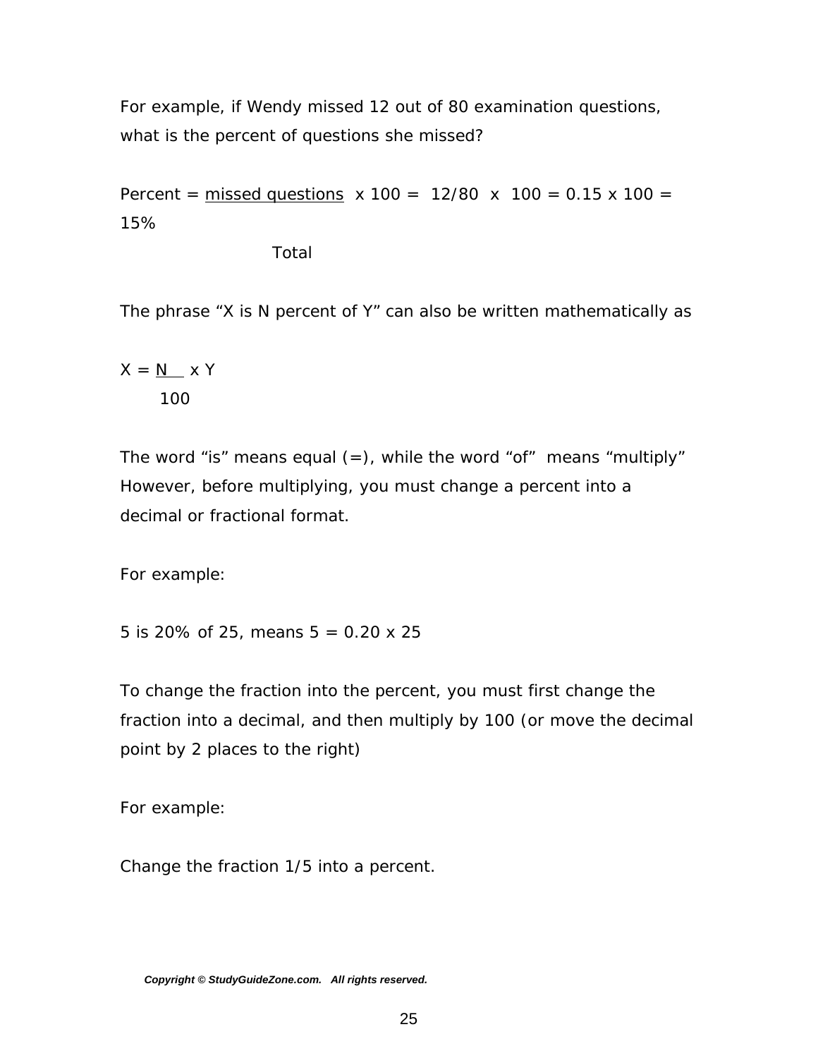For example, if Wendy missed 12 out of 80 examination questions, what is the percent of questions she missed?

$$\text{Percent} = \frac{\text{missed questions}}{\text{Total}} \times 100 = 12/80 \times 100 = 0.15 \times 100 = 15\%$$

The phrase "X is N percent of Y" can also be written mathematically as

$$X = \frac{N}{100} \times Y$$

The word "is" means equal (=), while the word "of" means "multiply" However, before multiplying, you must change a percent into a decimal or fractional format.

For example:

5 is 20% of 25, means $5 = 0.20 \times 25$

To change the fraction into the percent, you must first change the fraction into a decimal, and then multiply by 100 (or move the decimal point by 2 places to the right)

For example:

Change the fraction 1/5 into a percent.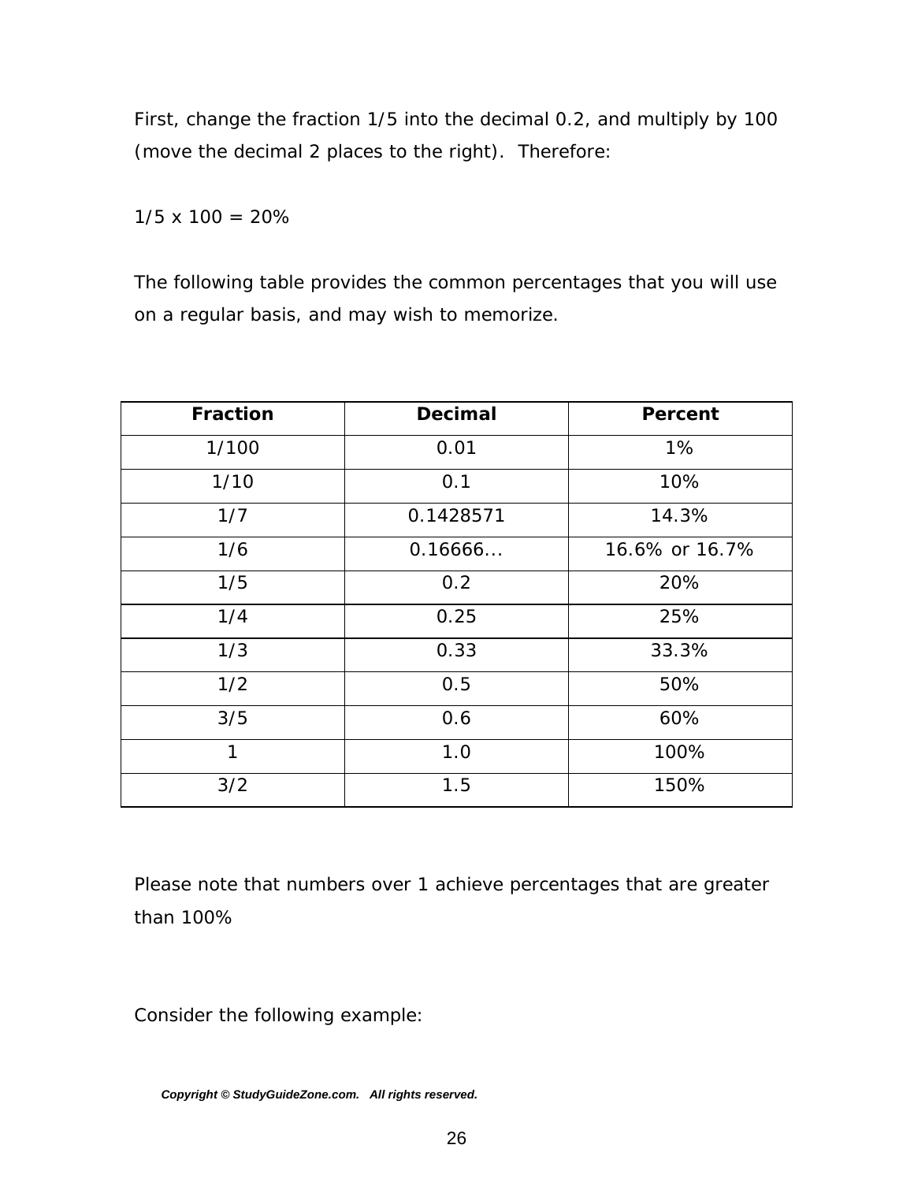First, change the fraction 1/5 into the decimal 0.2, and multiply by 100 (move the decimal 2 places to the right). Therefore:

$1/5 \times 100 = 20\%$

The following table provides the common percentages that you will use on a regular basis, and may wish to memorize.

| Fraction | Decimal | Percent |
|---|---|---|
| 1/100 | 0.01 | 1% |
| 1/10 | 0.1 | 10% |
| 1/7 | 0.1428571 | 14.3% |
| 1/6 | 0.16666... | 16.6% or 16.7% |
| 1/5 | 0.2 | 20% |
| 1/4 | 0.25 | 25% |
| 1/3 | 0.33 | 33.3% |
| 1/2 | 0.5 | 50% |
| 3/5 | 0.6 | 60% |
| 1 | 1.0 | 100% |
| 3/2 | 1.5 | 150% |

Please note that numbers over 1 achieve percentages that are greater than 100%

Consider the following example: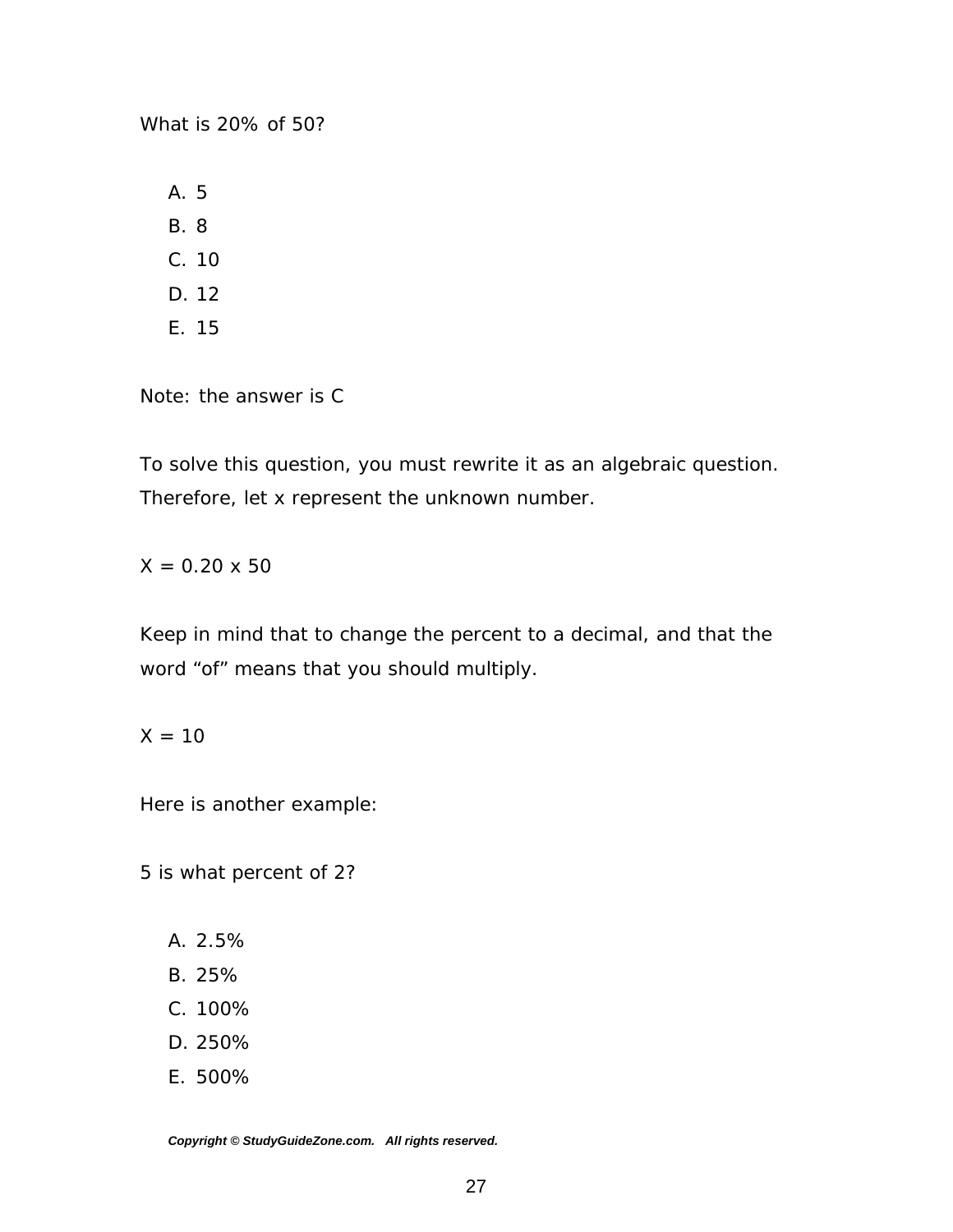What is 20% of 50?

A. 5
B. 8
C. 10
D. 12
E. 15

Note: the answer is C

To solve this question, you must rewrite it as an algebraic question. Therefore, let x represent the unknown number.

$X = 0.20 \times 50$

Keep in mind that to change the percent to a decimal, and that the word "of" means that you should multiply.

$X = 10$

Here is another example:

5 is what percent of 2?

A. 2.5%
B. 25%
C. 100%
D. 250%
E. 500%

***Copyright © StudyGuideZone.com. All rights reserved.***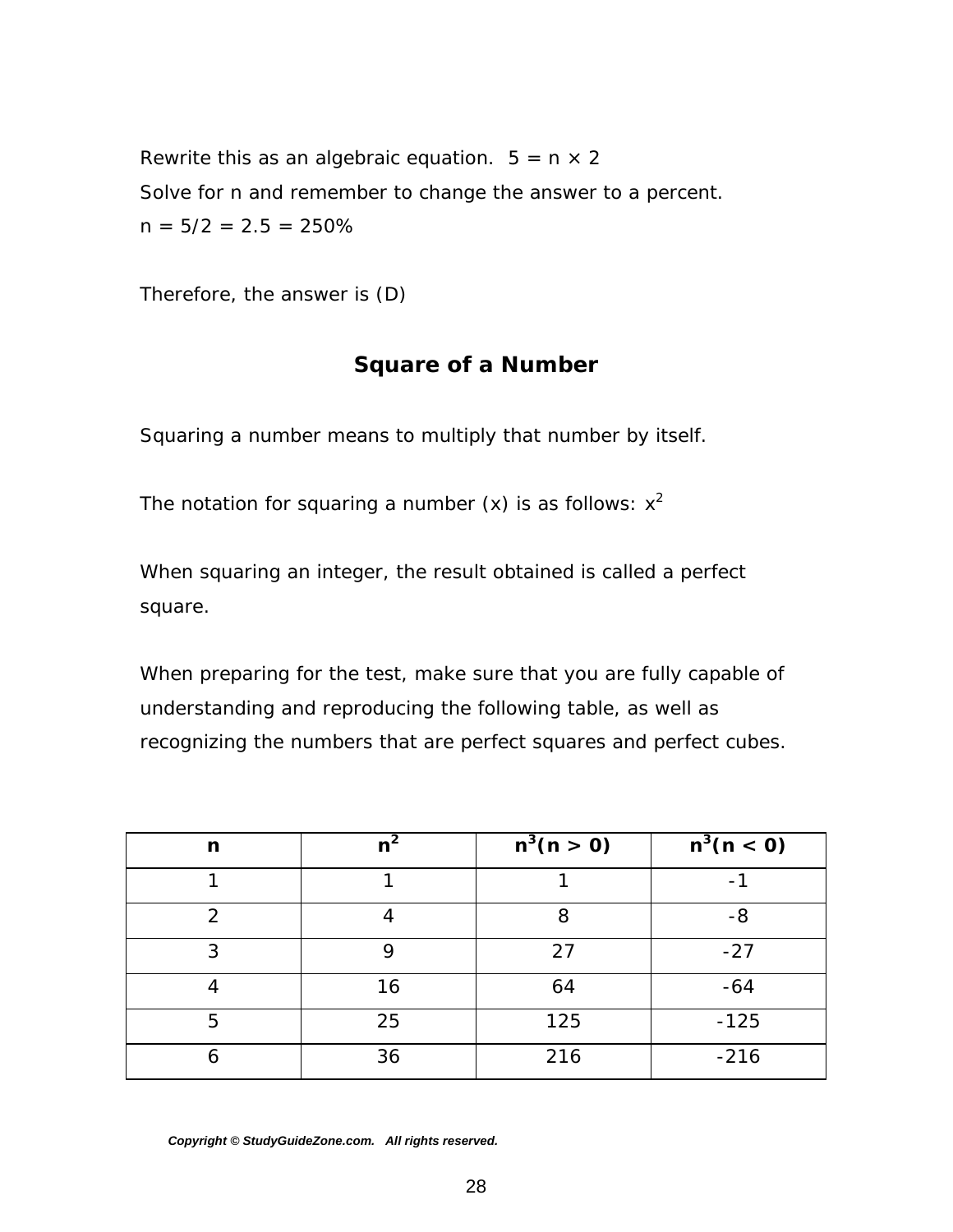Rewrite this as an algebraic equation. $5 = n \times 2$

Solve for n and remember to change the answer to a percent.

$n = 5/2 = 2.5 = 250\%$

Therefore, the answer is (D)

## Square of a Number

Squaring a number means to multiply that number by itself.

The notation for squaring a number (x) is as follows: $x^2$

When squaring an integer, the result obtained is called a perfect square.

When preparing for the test, make sure that you are fully capable of understanding and reproducing the following table, as well as recognizing the numbers that are perfect squares and perfect cubes.

| **n** | **$n^2$** | **$n^3(n > 0)$** | **$n^3(n < 0)$** |
|---|---|---|---|
| 1 | 1 | 1 | -1 |
| 2 | 4 | 8 | -8 |
| 3 | 9 | 27 | -27 |
| 4 | 16 | 64 | -64 |
| 5 | 25 | 125 | -125 |
| 6 | 36 | 216 | -216 |

***Copyright © StudyGuideZone.com. All rights reserved.***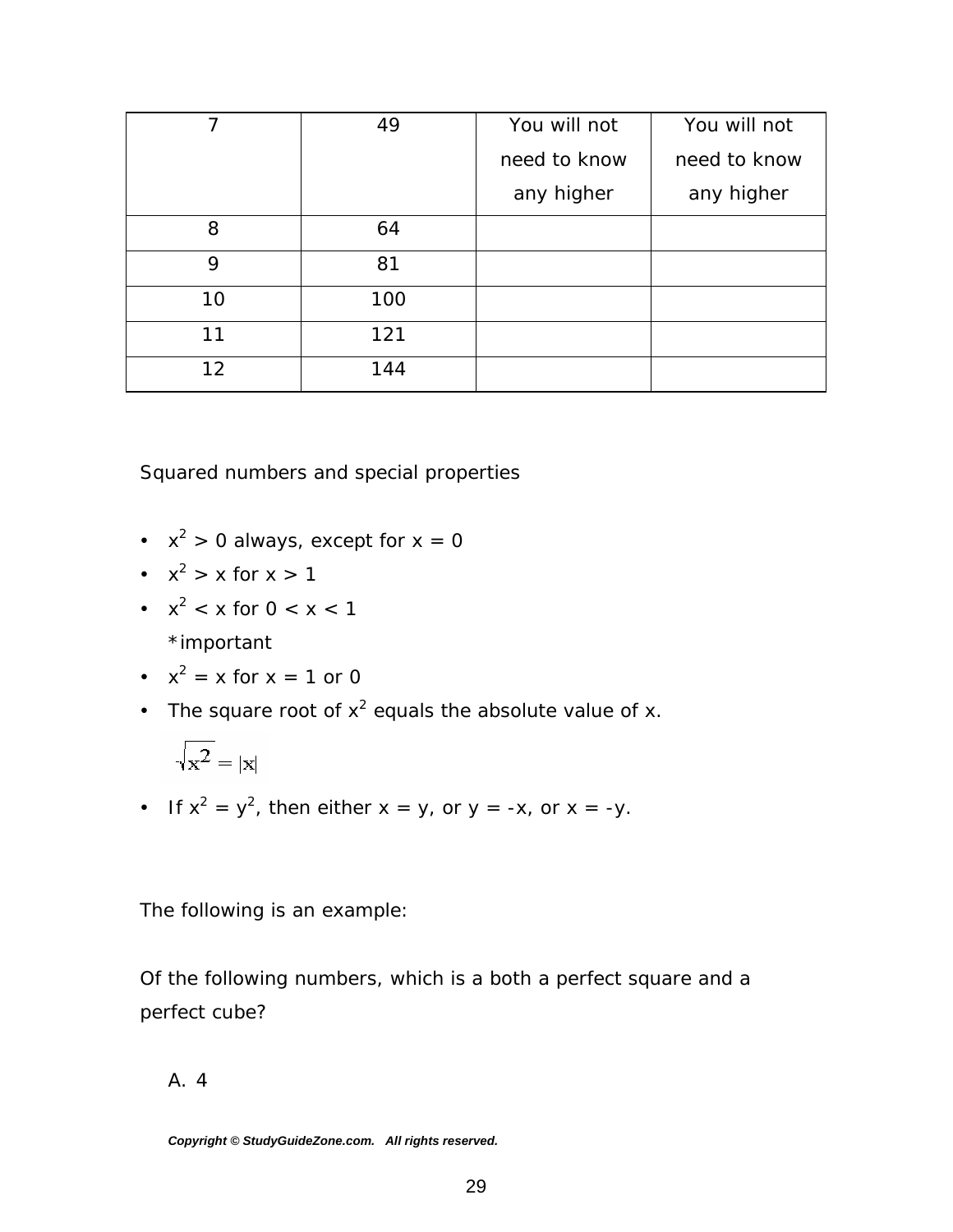| 7 | 49 | You will not need to know any higher | You will not need to know any higher |
|---|---|---|---|
| 8 | 64 | | |
| 9 | 81 | | |
| 10 | 100 | | |
| 11 | 121 | | |
| 12 | 144 | | |

Squared numbers and special properties

- $x^2 > 0$ always, except for $x = 0$
- $x^2 > x$ for $x > 1$
- $x^2 < x$ for $0 < x < 1$

  *important
- $x^2 = x$ for $x = 1$ or $0$
- The square root of $x^2$ equals the absolute value of x.

  $$\sqrt{x^2} = |x|$$
- If $x^2 = y^2$, then either $x = y$, or $y = -x$, or $x = -y$.

The following is an example:

Of the following numbers, which is a both a perfect square and a perfect cube?

A. 4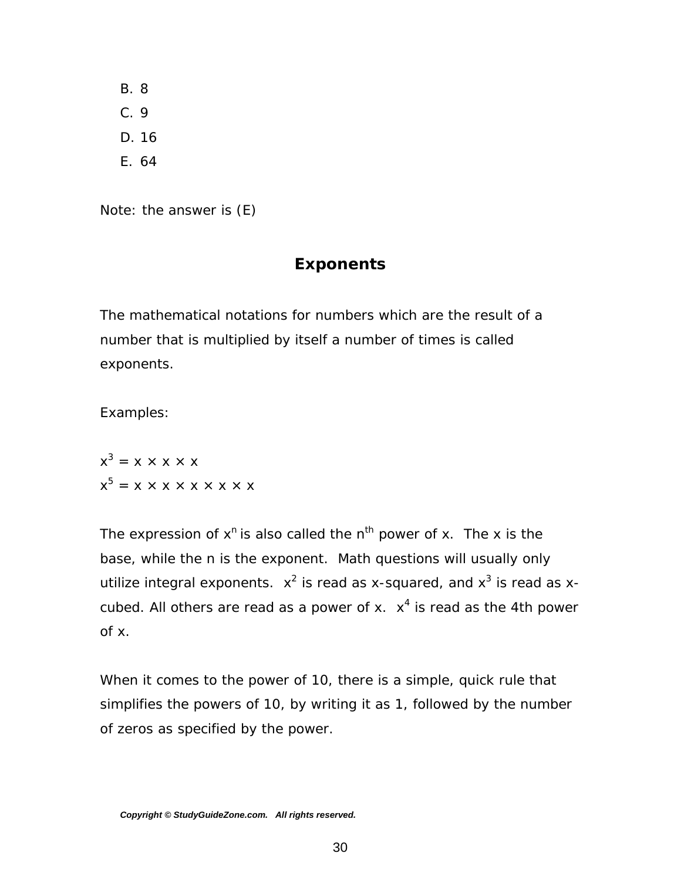B. 8
C. 9
D. 16
E. 64

Note: the answer is (E)

## Exponents

The mathematical notations for numbers which are the result of a number that is multiplied by itself a number of times is called exponents.

Examples:

$x^3 = x \times x \times x$
$x^5 = x \times x \times x \times x \times x$

The expression of $x^n$ is also called the $n^{th}$ power of x. The x is the base, while the n is the exponent. Math questions will usually only utilize integral exponents. $x^2$ is read as x-squared, and $x^3$ is read as x-cubed. All others are read as a power of x. $x^4$ is read as the 4th power of x.

When it comes to the power of 10, there is a simple, quick rule that simplifies the powers of 10, by writing it as 1, followed by the number of zeros as specified by the power.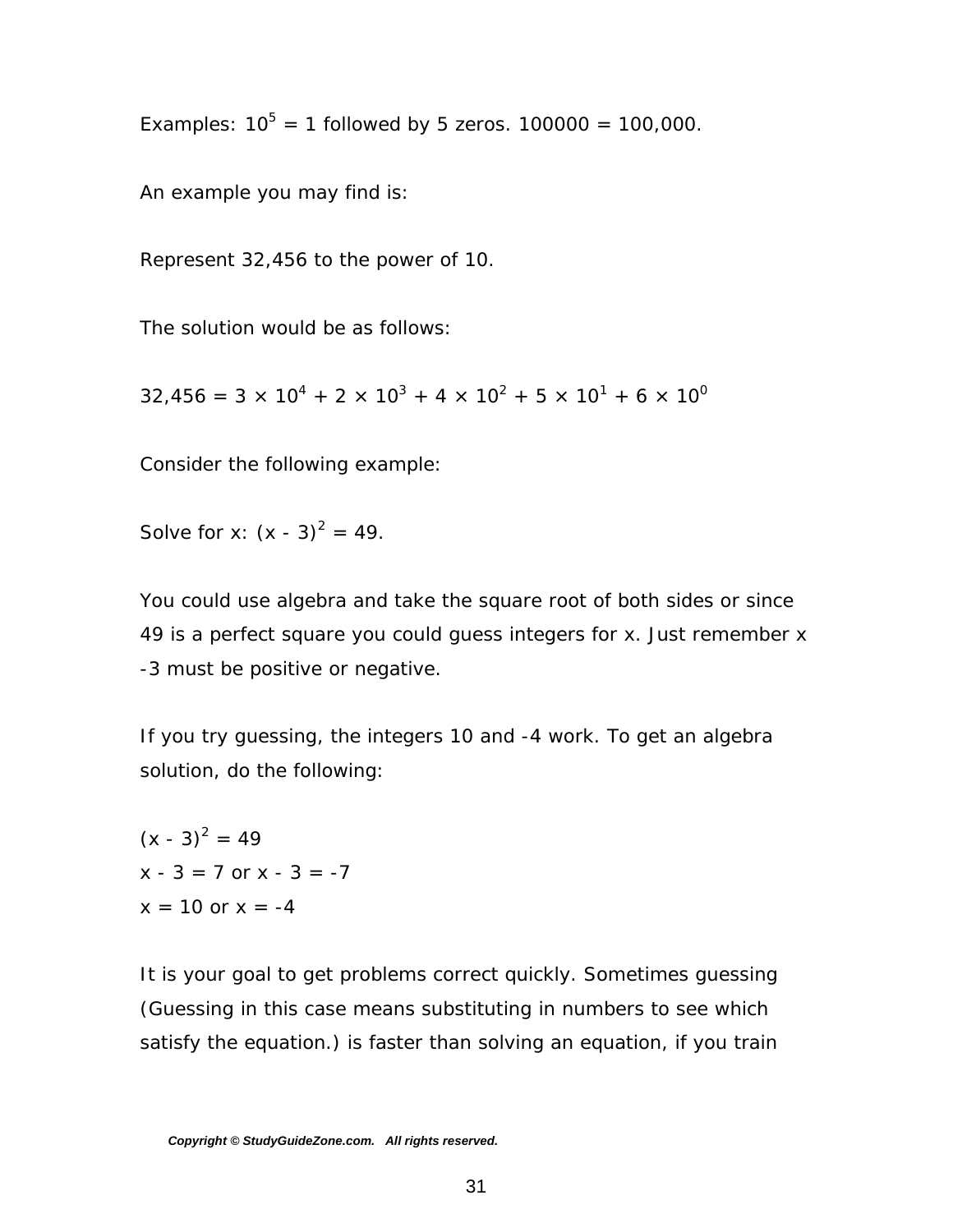Examples: $10^5$ = 1 followed by 5 zeros. 100000 = 100,000.

An example you may find is:

Represent 32,456 to the power of 10.

The solution would be as follows:

$32,456 = 3 \times 10^4 + 2 \times 10^3 + 4 \times 10^2 + 5 \times 10^1 + 6 \times 10^0$

Consider the following example:

Solve for x: $(x - 3)^2 = 49$.

You could use algebra and take the square root of both sides or since 49 is a perfect square you could guess integers for x. Just remember x -3 must be positive or negative.

If you try guessing, the integers 10 and -4 work. To get an algebra solution, do the following:

$(x - 3)^2 = 49$
$x - 3 = 7$ or $x - 3 = -7$
$x = 10$ or $x = -4$

It is your goal to get problems correct quickly. Sometimes guessing (Guessing in this case means substituting in numbers to see which satisfy the equation.) is faster than solving an equation, if you train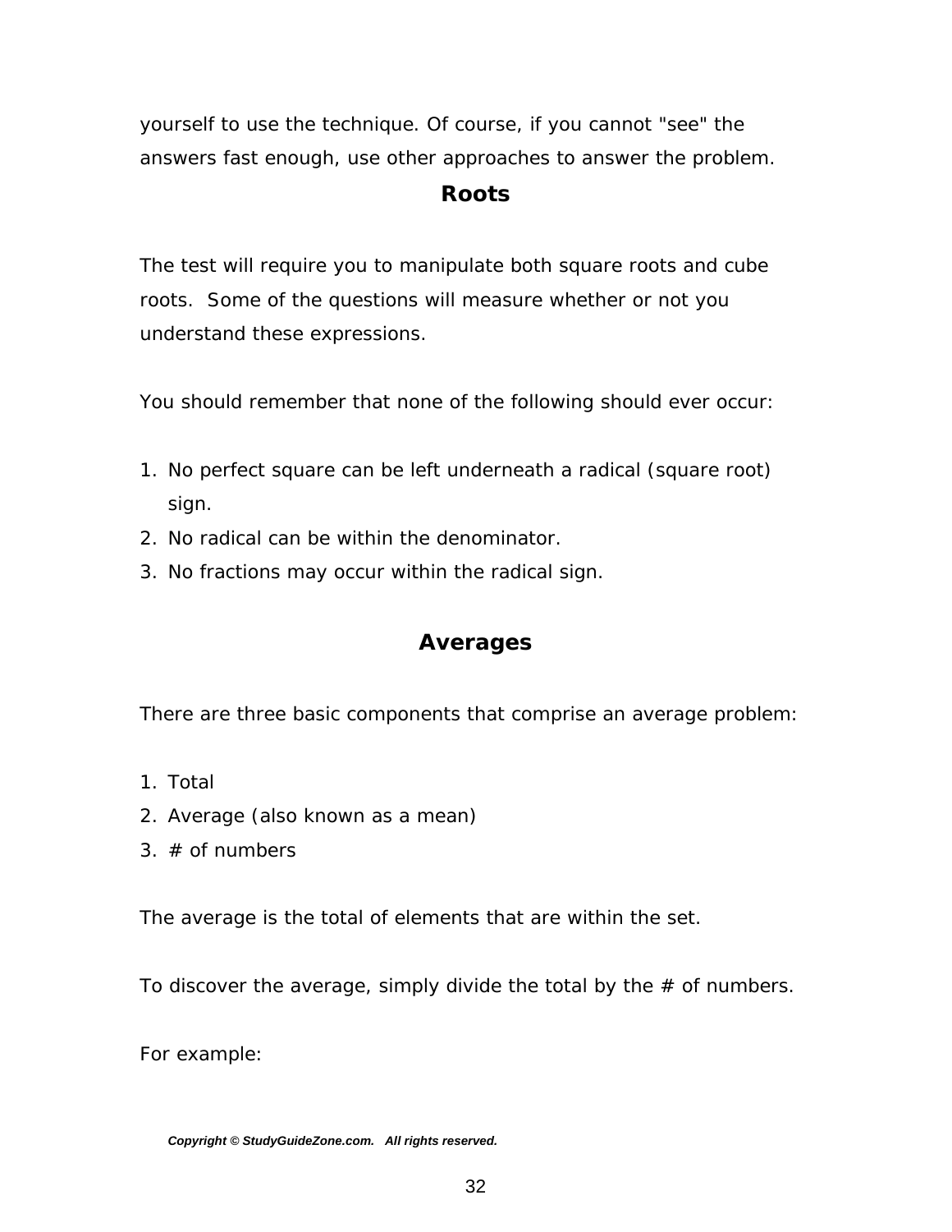yourself to use the technique. Of course, if you cannot "see" the answers fast enough, use other approaches to answer the problem.

## Roots

The test will require you to manipulate both square roots and cube roots. Some of the questions will measure whether or not you understand these expressions.

You should remember that none of the following should ever occur:

1. No perfect square can be left underneath a radical (square root) sign.
2. No radical can be within the denominator.
3. No fractions may occur within the radical sign.

## Averages

There are three basic components that comprise an average problem:

1. Total
2. Average (also known as a mean)
3. # of numbers

The average is the total of elements that are within the set.

To discover the average, simply divide the total by the # of numbers.

For example: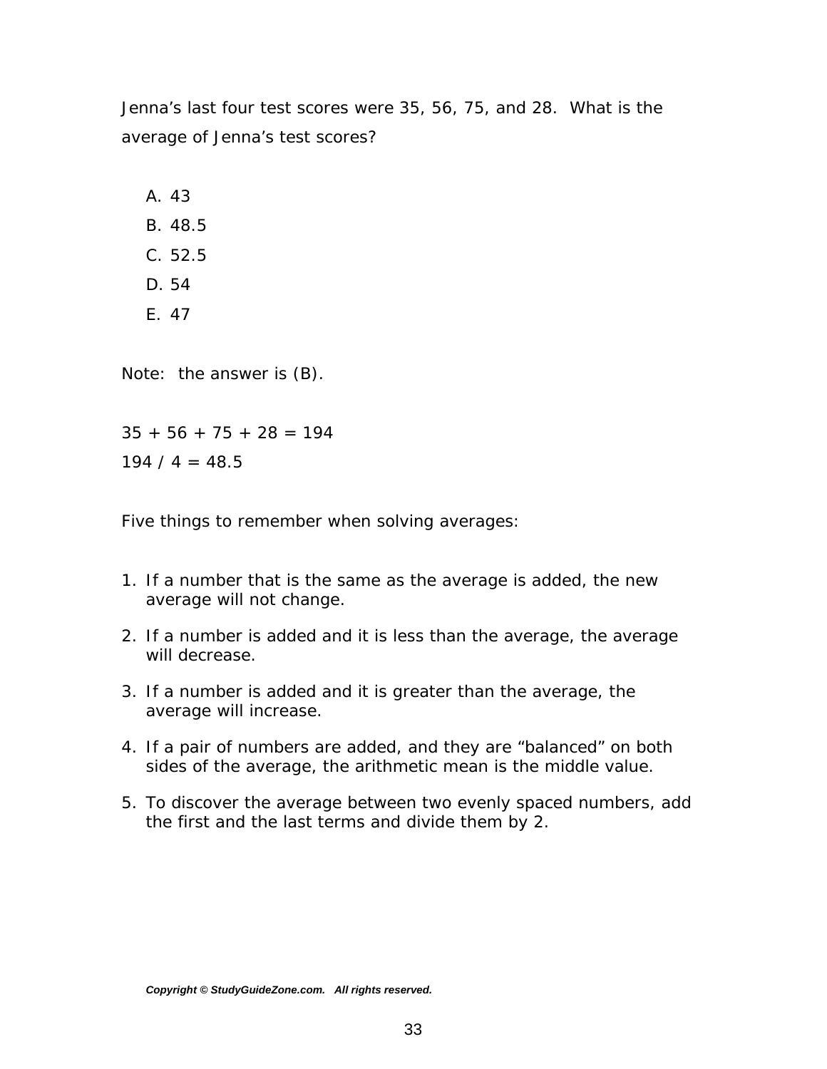Jenna's last four test scores were 35, 56, 75, and 28. What is the average of Jenna's test scores?

A. 43
B. 48.5
C. 52.5
D. 54
E. 47

Note: the answer is (B).

$35 + 56 + 75 + 28 = 194$
$194 / 4 = 48.5$

Five things to remember when solving averages:

1. If a number that is the same as the average is added, the new average will not change.
2. If a number is added and it is less than the average, the average will decrease.
3. If a number is added and it is greater than the average, the average will increase.
4. If a pair of numbers are added, and they are "balanced" on both sides of the average, the arithmetic mean is the middle value.
5. To discover the average between two evenly spaced numbers, add the first and the last terms and divide them by 2.

***Copyright © StudyGuideZone.com. All rights reserved.***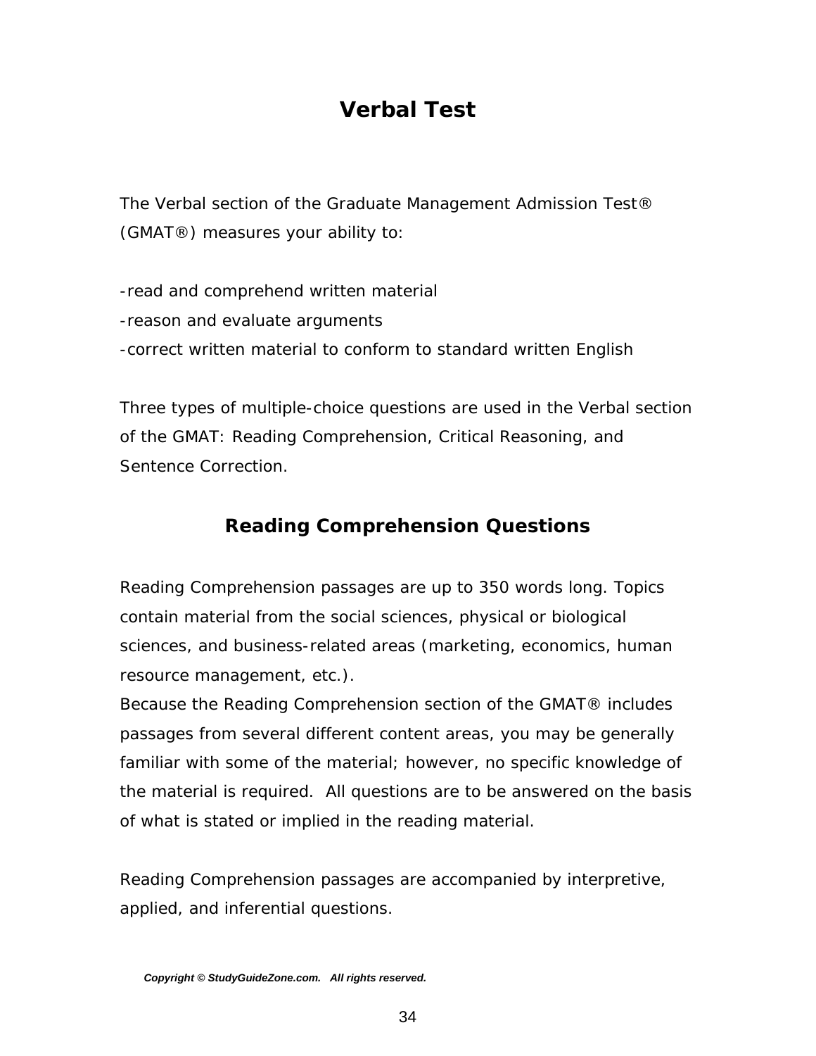# Verbal Test

The Verbal section of the Graduate Management Admission Test® (GMAT®) measures your ability to:

- read and comprehend written material
- reason and evaluate arguments
- correct written material to conform to standard written English

Three types of multiple-choice questions are used in the Verbal section of the GMAT: Reading Comprehension, Critical Reasoning, and Sentence Correction.

## Reading Comprehension Questions

Reading Comprehension passages are up to 350 words long. Topics contain material from the social sciences, physical or biological sciences, and business-related areas (marketing, economics, human resource management, etc.).
Because the Reading Comprehension section of the GMAT® includes passages from several different content areas, you may be generally familiar with some of the material; however, no specific knowledge of the material is required. All questions are to be answered on the basis of what is stated or implied in the reading material.

Reading Comprehension passages are accompanied by interpretive, applied, and inferential questions.

***Copyright © StudyGuideZone.com. All rights reserved.***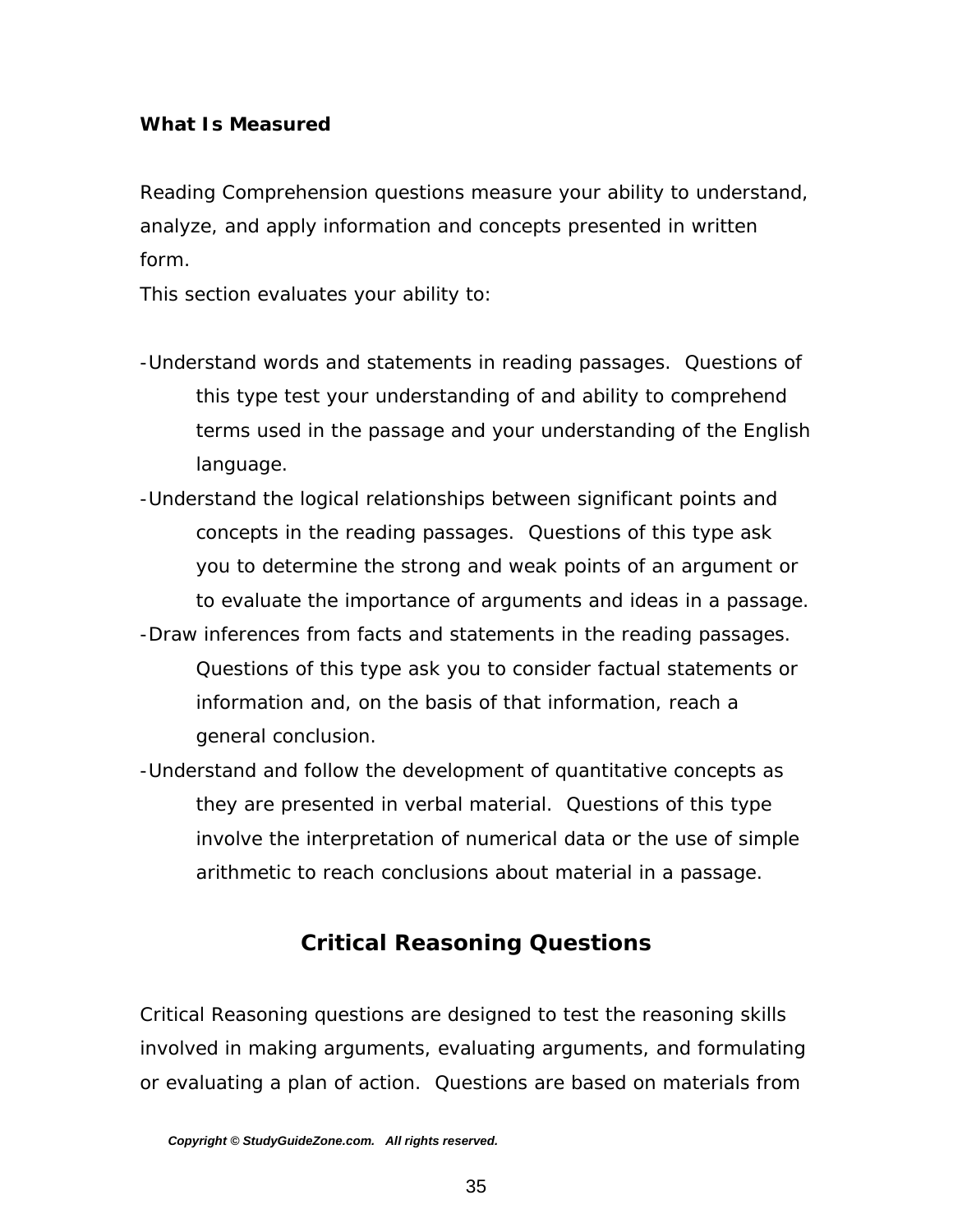**What Is Measured**

Reading Comprehension questions measure your ability to understand, analyze, and apply information and concepts presented in written form.
This section evaluates your ability to:

- Understand words and statements in reading passages. Questions of this type test your understanding of and ability to comprehend terms used in the passage and your understanding of the English language.
- Understand the logical relationships between significant points and concepts in the reading passages. Questions of this type ask you to determine the strong and weak points of an argument or to evaluate the importance of arguments and ideas in a passage.
- Draw inferences from facts and statements in the reading passages. Questions of this type ask you to consider factual statements or information and, on the basis of that information, reach a general conclusion.
- Understand and follow the development of quantitative concepts as they are presented in verbal material. Questions of this type involve the interpretation of numerical data or the use of simple arithmetic to reach conclusions about material in a passage.

## Critical Reasoning Questions

Critical Reasoning questions are designed to test the reasoning skills involved in making arguments, evaluating arguments, and formulating or evaluating a plan of action. Questions are based on materials from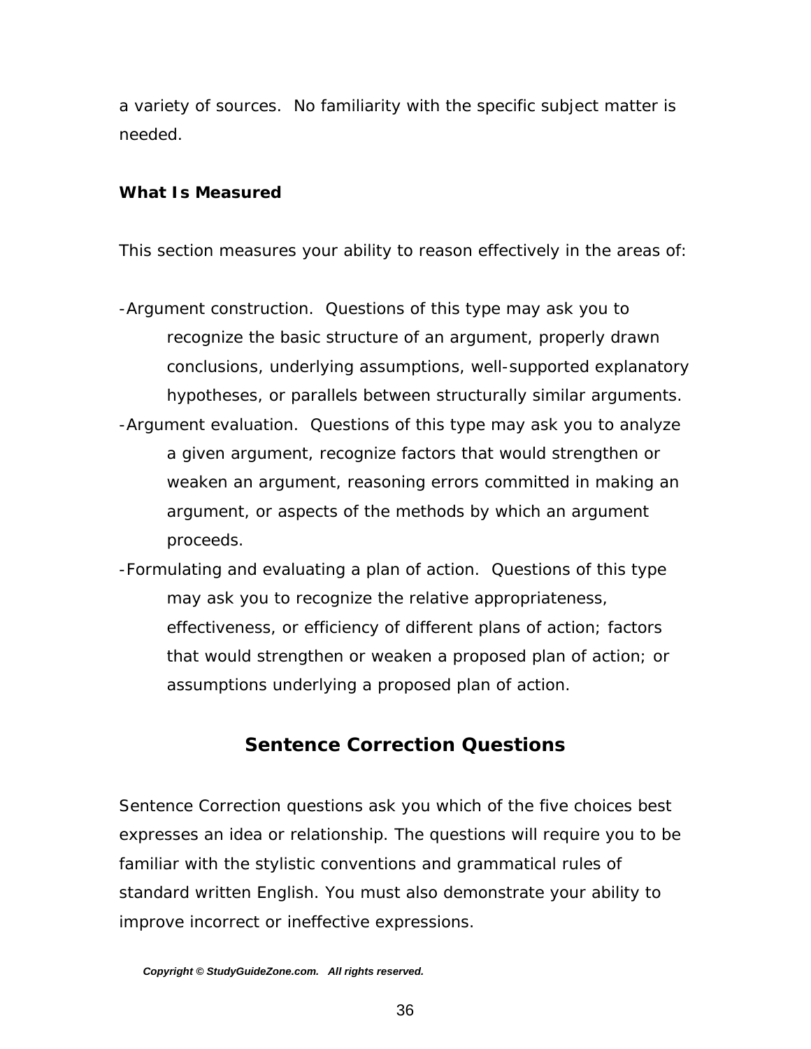a variety of sources. No familiarity with the specific subject matter is needed.

**What Is Measured**

This section measures your ability to reason effectively in the areas of:

- Argument construction. Questions of this type may ask you to recognize the basic structure of an argument, properly drawn conclusions, underlying assumptions, well-supported explanatory hypotheses, or parallels between structurally similar arguments.
- Argument evaluation. Questions of this type may ask you to analyze a given argument, recognize factors that would strengthen or weaken an argument, reasoning errors committed in making an argument, or aspects of the methods by which an argument proceeds.
- Formulating and evaluating a plan of action. Questions of this type may ask you to recognize the relative appropriateness, effectiveness, or efficiency of different plans of action; factors that would strengthen or weaken a proposed plan of action; or assumptions underlying a proposed plan of action.

## Sentence Correction Questions

Sentence Correction questions ask you which of the five choices best expresses an idea or relationship. The questions will require you to be familiar with the stylistic conventions and grammatical rules of standard written English. You must also demonstrate your ability to improve incorrect or ineffective expressions.

*Copyright © StudyGuideZone.com. All rights reserved.*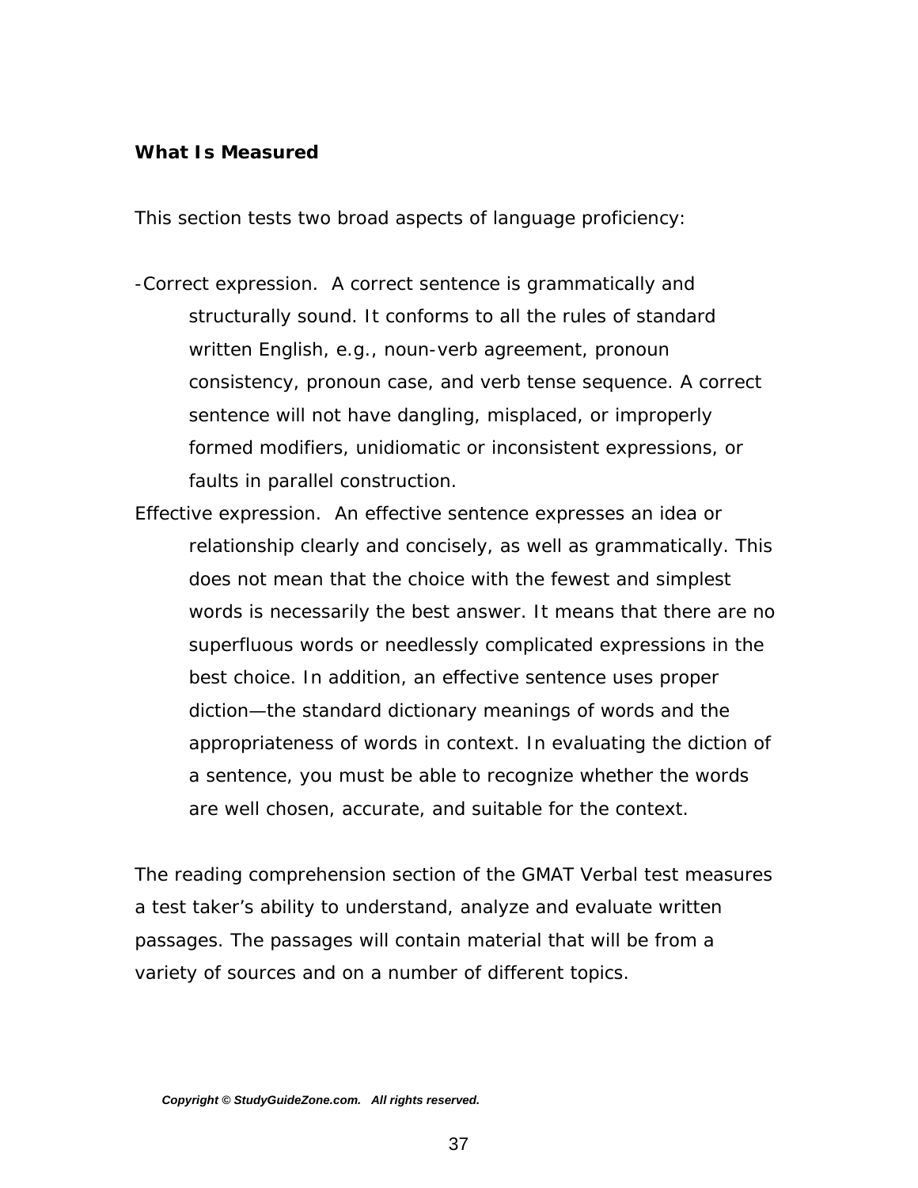**What Is Measured**

This section tests two broad aspects of language proficiency:

- Correct expression. A correct sentence is grammatically and structurally sound. It conforms to all the rules of standard written English, e.g., noun-verb agreement, pronoun consistency, pronoun case, and verb tense sequence. A correct sentence will not have dangling, misplaced, or improperly formed modifiers, unidiomatic or inconsistent expressions, or faults in parallel construction.

Effective expression. An effective sentence expresses an idea or relationship clearly and concisely, as well as grammatically. This does not mean that the choice with the fewest and simplest words is necessarily the best answer. It means that there are no superfluous words or needlessly complicated expressions in the best choice. In addition, an effective sentence uses proper diction—the standard dictionary meanings of words and the appropriateness of words in context. In evaluating the diction of a sentence, you must be able to recognize whether the words are well chosen, accurate, and suitable for the context.

The reading comprehension section of the GMAT Verbal test measures a test taker's ability to understand, analyze and evaluate written passages. The passages will contain material that will be from a variety of sources and on a number of different topics.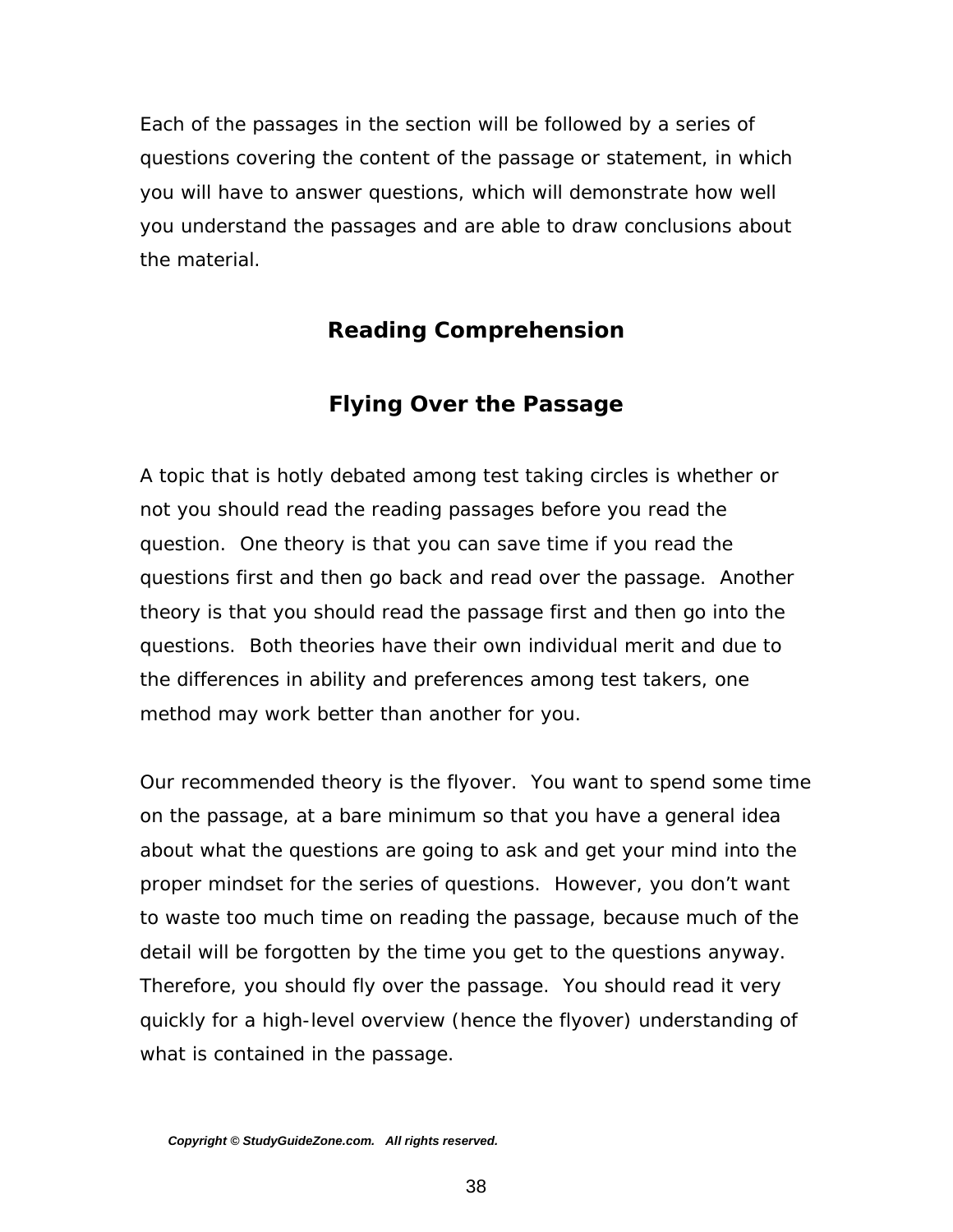Each of the passages in the section will be followed by a series of questions covering the content of the passage or statement, in which you will have to answer questions, which will demonstrate how well you understand the passages and are able to draw conclusions about the material.

## Reading Comprehension

### Flying Over the Passage

A topic that is hotly debated among test taking circles is whether or not you should read the reading passages before you read the question. One theory is that you can save time if you read the questions first and then go back and read over the passage. Another theory is that you should read the passage first and then go into the questions. Both theories have their own individual merit and due to the differences in ability and preferences among test takers, one method may work better than another for you.

Our recommended theory is the flyover. You want to spend some time on the passage, at a bare minimum so that you have a general idea about what the questions are going to ask and get your mind into the proper mindset for the series of questions. However, you don't want to waste too much time on reading the passage, because much of the detail will be forgotten by the time you get to the questions anyway. Therefore, you should fly over the passage. You should read it very quickly for a high-level overview (hence the flyover) understanding of what is contained in the passage.

***Copyright © StudyGuideZone.com. All rights reserved.***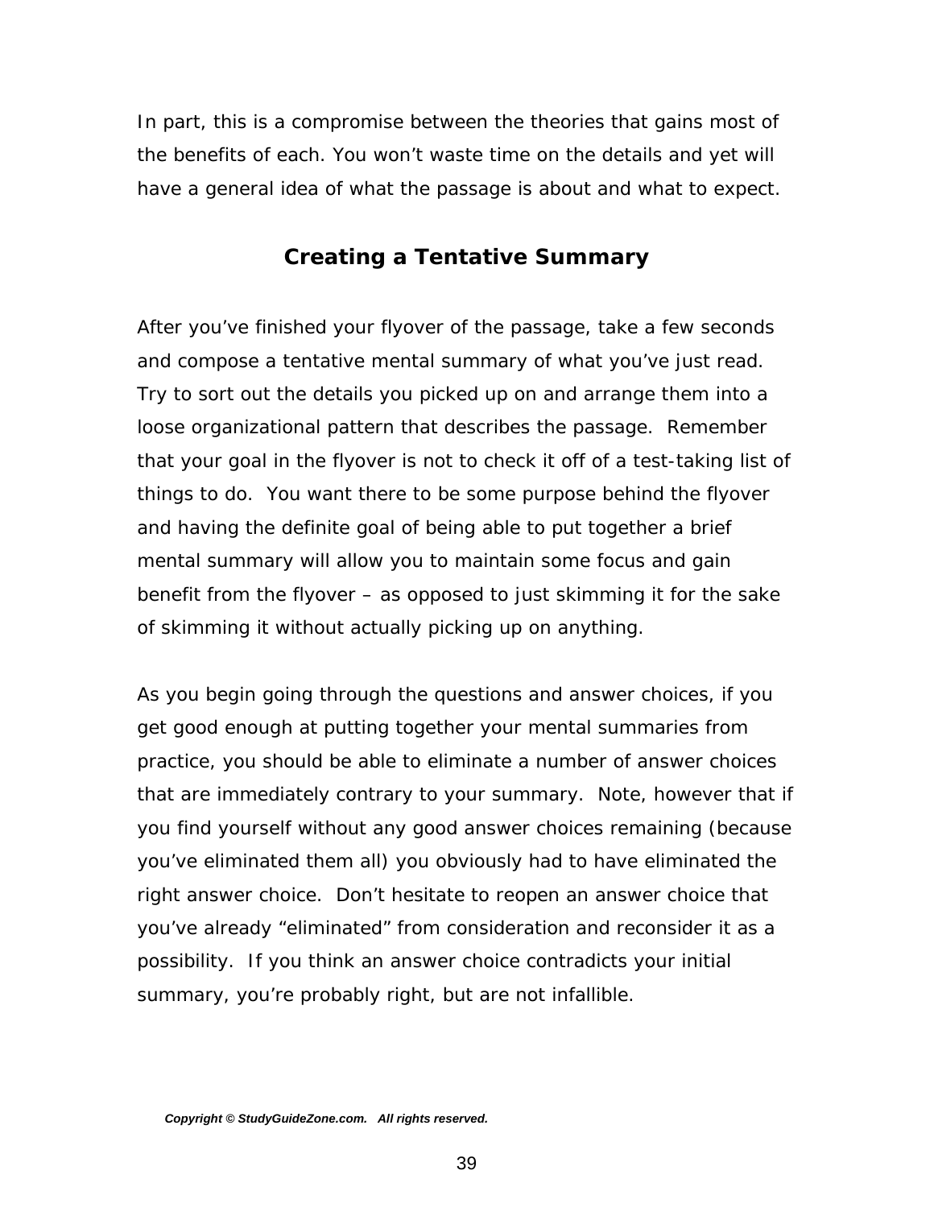In part, this is a compromise between the theories that gains most of the benefits of each. You won't waste time on the details and yet will have a general idea of what the passage is about and what to expect.

## Creating a Tentative Summary

After you've finished your flyover of the passage, take a few seconds and compose a tentative mental summary of what you've just read. Try to sort out the details you picked up on and arrange them into a loose organizational pattern that describes the passage. Remember that your goal in the flyover is not to check it off of a test-taking list of things to do. You want there to be some purpose behind the flyover and having the definite goal of being able to put together a brief mental summary will allow you to maintain some focus and gain benefit from the flyover – as opposed to just skimming it for the sake of skimming it without actually picking up on anything.

As you begin going through the questions and answer choices, if you get good enough at putting together your mental summaries from practice, you should be able to eliminate a number of answer choices that are immediately contrary to your summary. Note, however that if you find yourself without any good answer choices remaining (because you've eliminated them all) you obviously had to have eliminated the right answer choice. Don't hesitate to reopen an answer choice that you've already "eliminated" from consideration and reconsider it as a possibility. If you think an answer choice contradicts your initial summary, you're probably right, but are not infallible.

*Copyright © StudyGuideZone.com. All rights reserved.*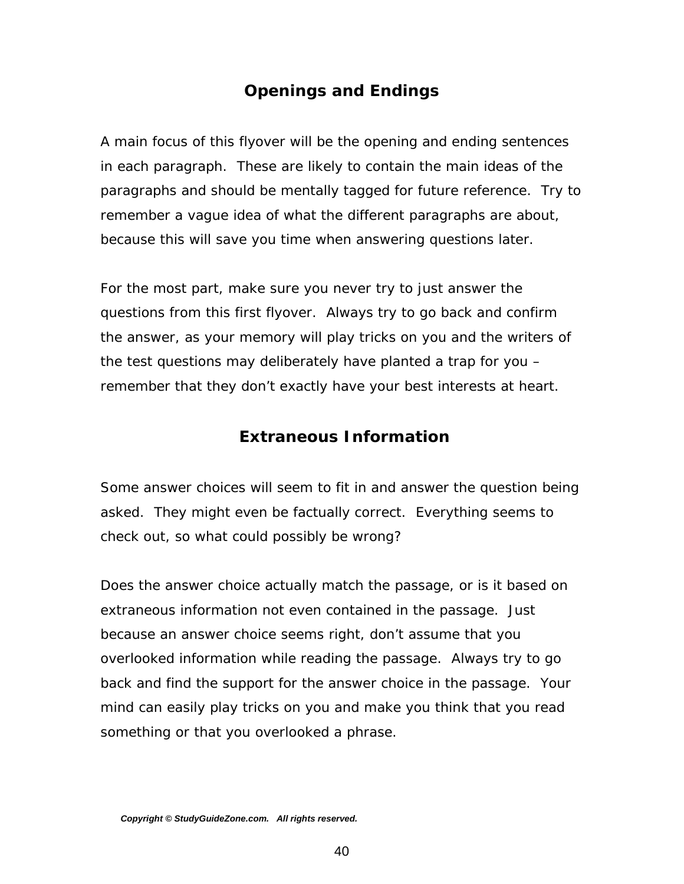## Openings and Endings

A main focus of this flyover will be the opening and ending sentences in each paragraph. These are likely to contain the main ideas of the paragraphs and should be mentally tagged for future reference. Try to remember a vague idea of what the different paragraphs are about, because this will save you time when answering questions later.

For the most part, make sure you never try to just answer the questions from this first flyover. Always try to go back and confirm the answer, as your memory will play tricks on you and the writers of the test questions may deliberately have planted a trap for you – remember that they don't exactly have your best interests at heart.

## Extraneous Information

Some answer choices will seem to fit in and answer the question being asked. They might even be factually correct. Everything seems to check out, so what could possibly be wrong?

Does the answer choice actually match the passage, or is it based on extraneous information not even contained in the passage. Just because an answer choice seems right, don't assume that you overlooked information while reading the passage. Always try to go back and find the support for the answer choice in the passage. Your mind can easily play tricks on you and make you think that you read something or that you overlooked a phrase.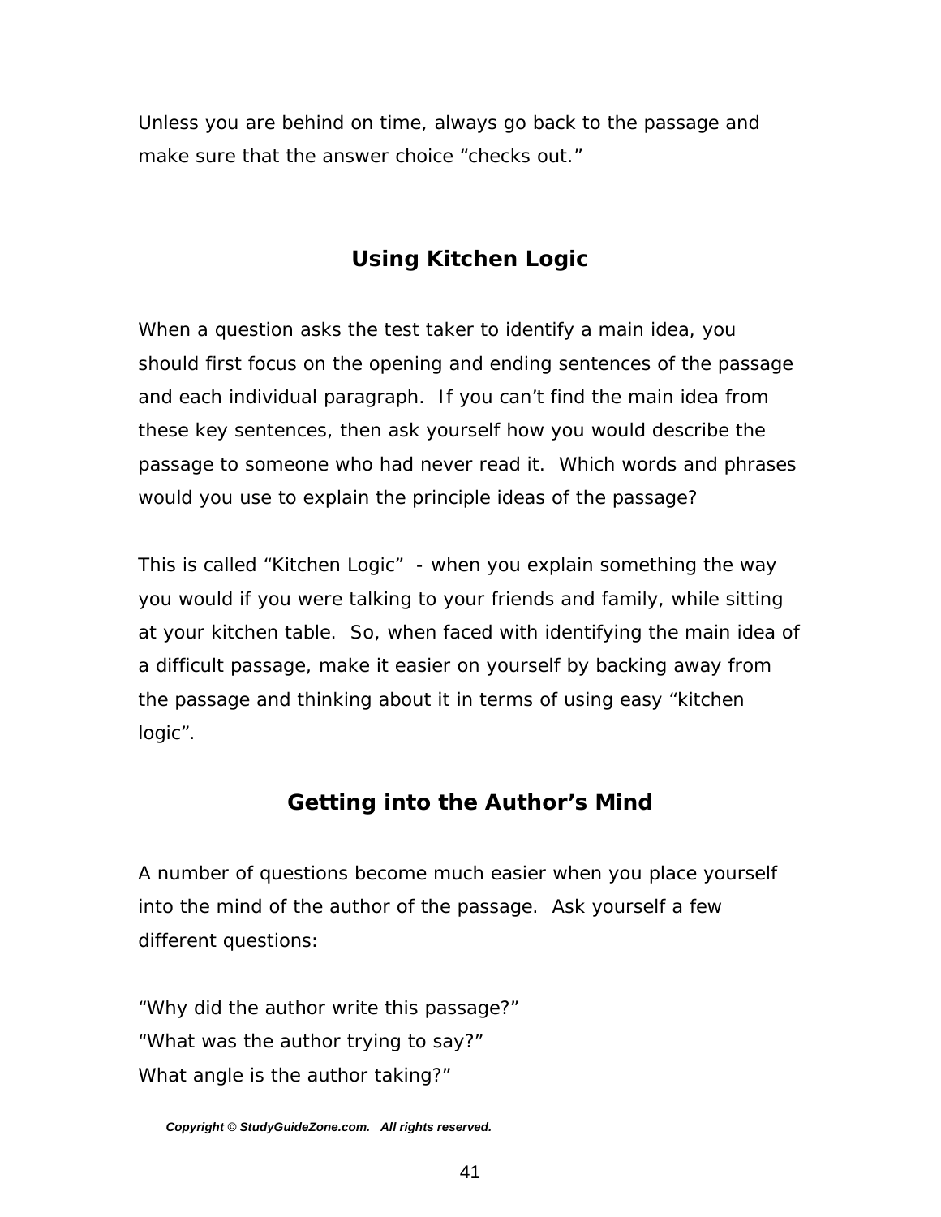Unless you are behind on time, always go back to the passage and make sure that the answer choice “checks out.”

## Using Kitchen Logic

When a question asks the test taker to identify a main idea, you should first focus on the opening and ending sentences of the passage and each individual paragraph. If you can’t find the main idea from these key sentences, then ask yourself how you would describe the passage to someone who had never read it. Which words and phrases would you use to explain the principle ideas of the passage?

This is called “Kitchen Logic” - when you explain something the way you would if you were talking to your friends and family, while sitting at your kitchen table. So, when faced with identifying the main idea of a difficult passage, make it easier on yourself by backing away from the passage and thinking about it in terms of using easy “kitchen logic”.

## Getting into the Author’s Mind

A number of questions become much easier when you place yourself into the mind of the author of the passage. Ask yourself a few different questions:

“Why did the author write this passage?”
“What was the author trying to say?”
What angle is the author taking?”

*Copyright © StudyGuideZone.com. All rights reserved.*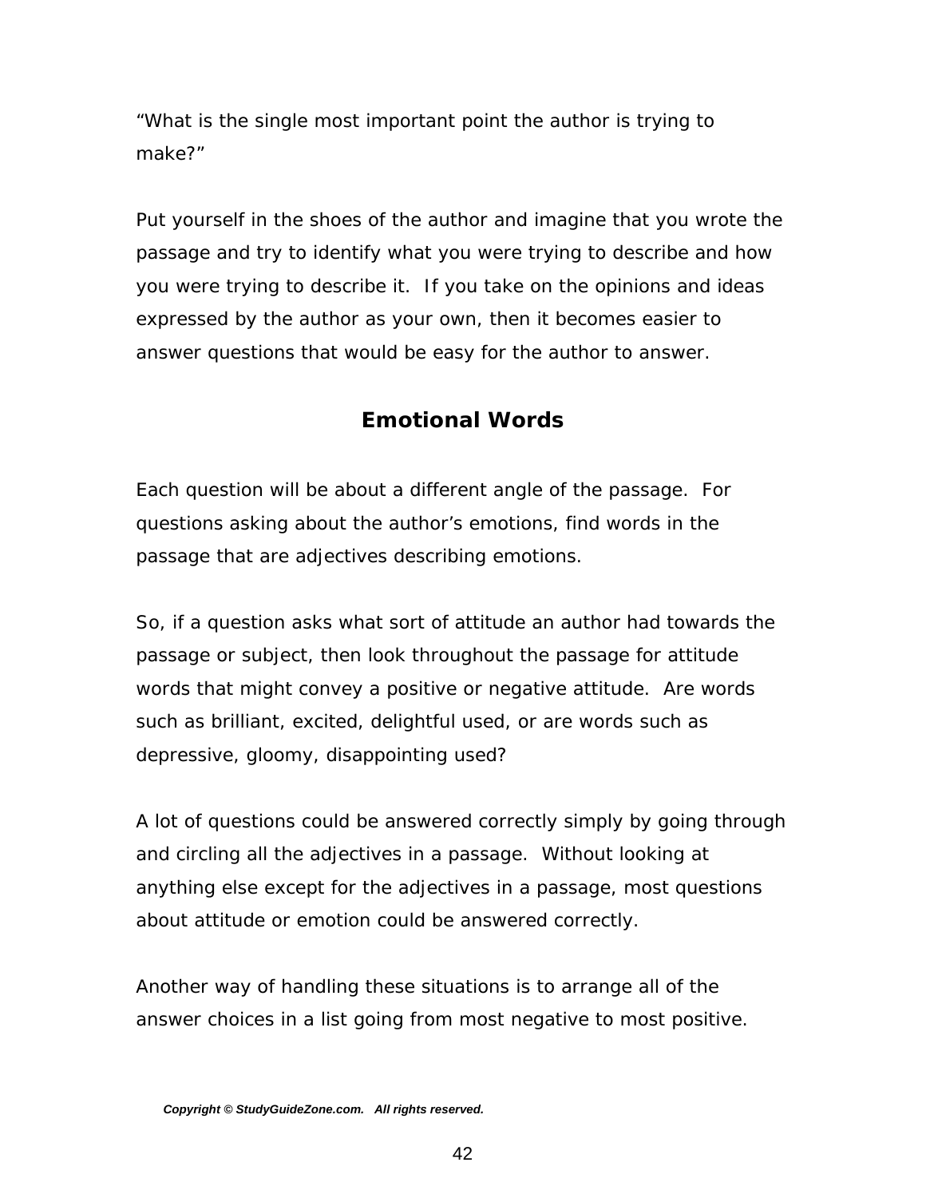"What is the single most important point the author is trying to make?"

Put yourself in the shoes of the author and imagine that you wrote the passage and try to identify what you were trying to describe and how you were trying to describe it. If you take on the opinions and ideas expressed by the author as your own, then it becomes easier to answer questions that would be easy for the author to answer.

## Emotional Words

Each question will be about a different angle of the passage. For questions asking about the author's emotions, find words in the passage that are adjectives describing emotions.

So, if a question asks what sort of attitude an author had towards the passage or subject, then look throughout the passage for attitude words that might convey a positive or negative attitude. Are words such as brilliant, excited, delightful used, or are words such as depressive, gloomy, disappointing used?

A lot of questions could be answered correctly simply by going through and circling all the adjectives in a passage. Without looking at anything else except for the adjectives in a passage, most questions about attitude or emotion could be answered correctly.

Another way of handling these situations is to arrange all of the answer choices in a list going from most negative to most positive.

***Copyright © StudyGuideZone.com. All rights reserved.***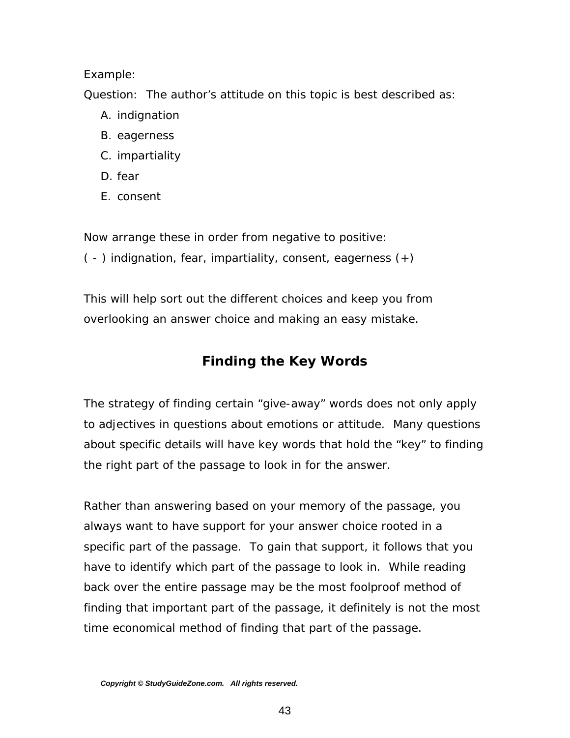Example:

Question: The author's attitude on this topic is best described as:

A. indignation
B. eagerness
C. impartiality
D. fear
E. consent

Now arrange these in order from negative to positive:

( - ) indignation, fear, impartiality, consent, eagerness (+)

This will help sort out the different choices and keep you from overlooking an answer choice and making an easy mistake.

## Finding the Key Words

The strategy of finding certain "give-away" words does not only apply to adjectives in questions about emotions or attitude. Many questions about specific details will have key words that hold the "key" to finding the right part of the passage to look in for the answer.

Rather than answering based on your memory of the passage, you always want to have support for your answer choice rooted in a specific part of the passage. To gain that support, it follows that you have to identify which part of the passage to look in. While reading back over the entire passage may be the most foolproof method of finding that important part of the passage, it definitely is not the most time economical method of finding that part of the passage.

*Copyright © StudyGuideZone.com. All rights reserved.*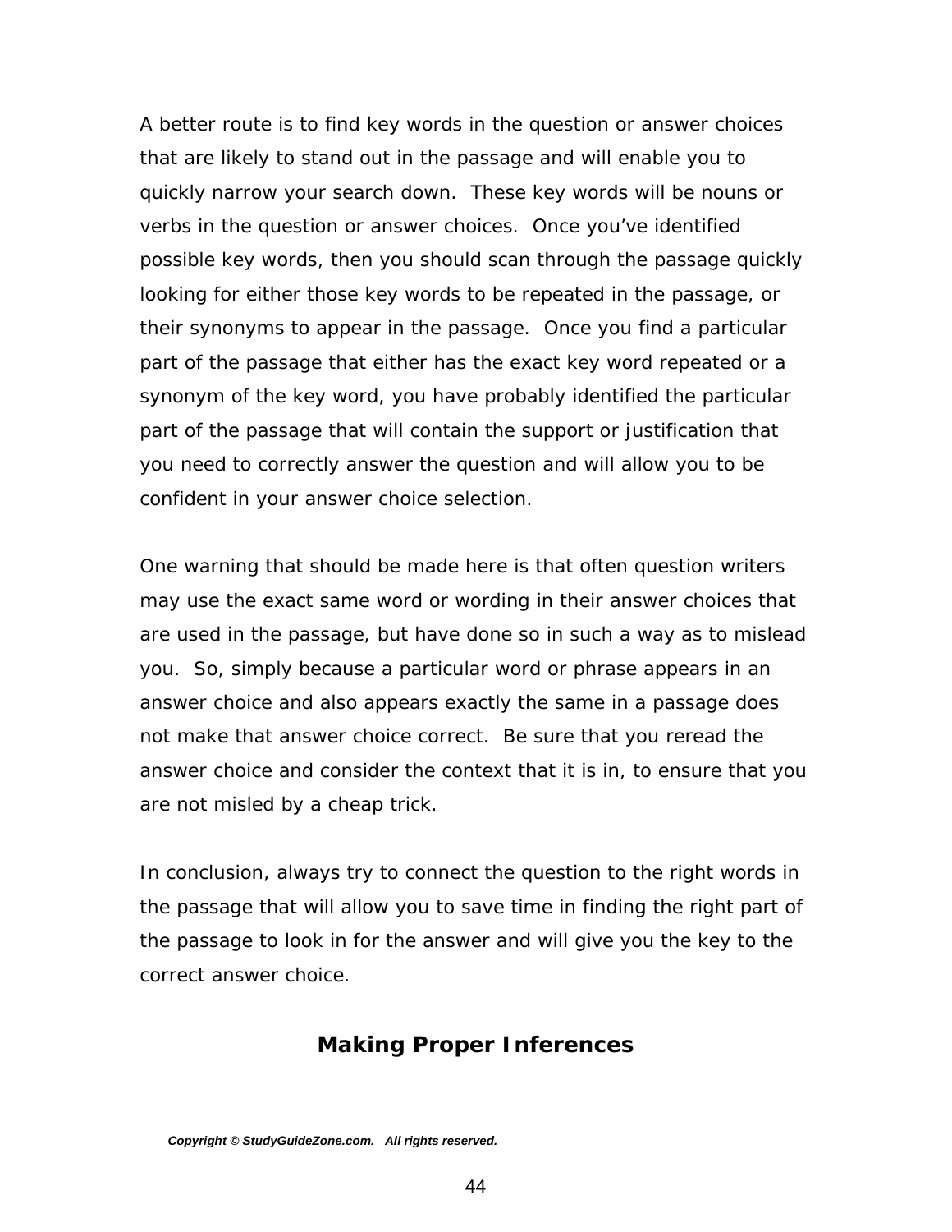A better route is to find key words in the question or answer choices that are likely to stand out in the passage and will enable you to quickly narrow your search down. These key words will be nouns or verbs in the question or answer choices. Once you've identified possible key words, then you should scan through the passage quickly looking for either those key words to be repeated in the passage, or their synonyms to appear in the passage. Once you find a particular part of the passage that either has the exact key word repeated or a synonym of the key word, you have probably identified the particular part of the passage that will contain the support or justification that you need to correctly answer the question and will allow you to be confident in your answer choice selection.

One warning that should be made here is that often question writers may use the exact same word or wording in their answer choices that are used in the passage, but have done so in such a way as to mislead you. So, simply because a particular word or phrase appears in an answer choice and also appears exactly the same in a passage does not make that answer choice correct. Be sure that you reread the answer choice and consider the context that it is in, to ensure that you are not misled by a cheap trick.

In conclusion, always try to connect the question to the right words in the passage that will allow you to save time in finding the right part of the passage to look in for the answer and will give you the key to the correct answer choice.

## Making Proper Inferences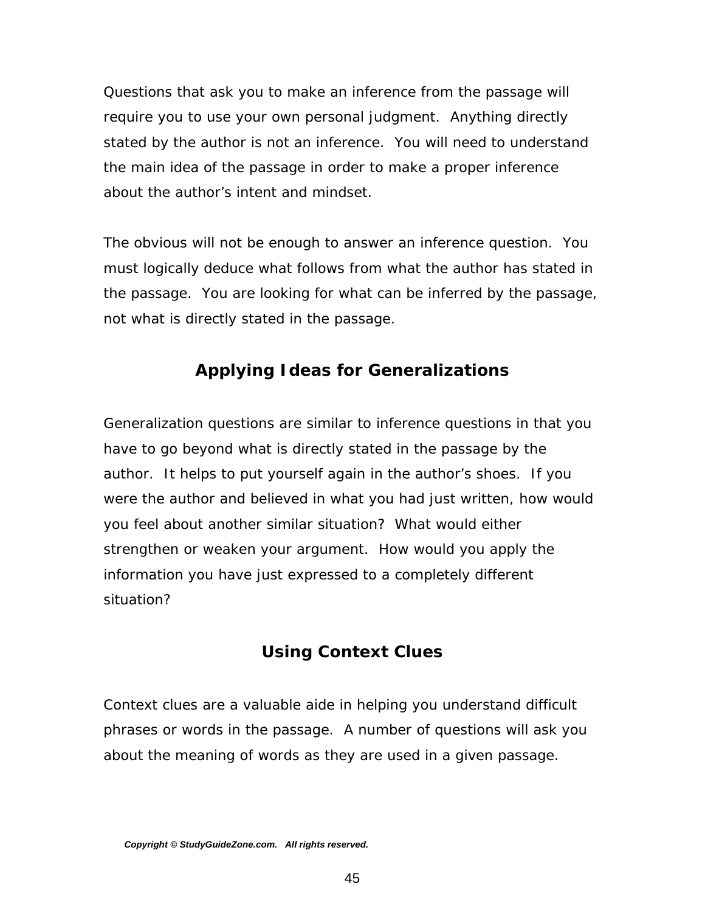Questions that ask you to make an inference from the passage will require you to use your own personal judgment. Anything directly stated by the author is not an inference. You will need to understand the main idea of the passage in order to make a proper inference about the author's intent and mindset.

The obvious will not be enough to answer an inference question. You must logically deduce what follows from what the author has stated in the passage. You are looking for what can be inferred by the passage, not what is directly stated in the passage.

## Applying Ideas for Generalizations

Generalization questions are similar to inference questions in that you have to go beyond what is directly stated in the passage by the author. It helps to put yourself again in the author's shoes. If you were the author and believed in what you had just written, how would you feel about another similar situation? What would either strengthen or weaken your argument. How would you apply the information you have just expressed to a completely different situation?

## Using Context Clues

Context clues are a valuable aide in helping you understand difficult phrases or words in the passage. A number of questions will ask you about the meaning of words as they are used in a given passage.

***Copyright © StudyGuideZone.com. All rights reserved.***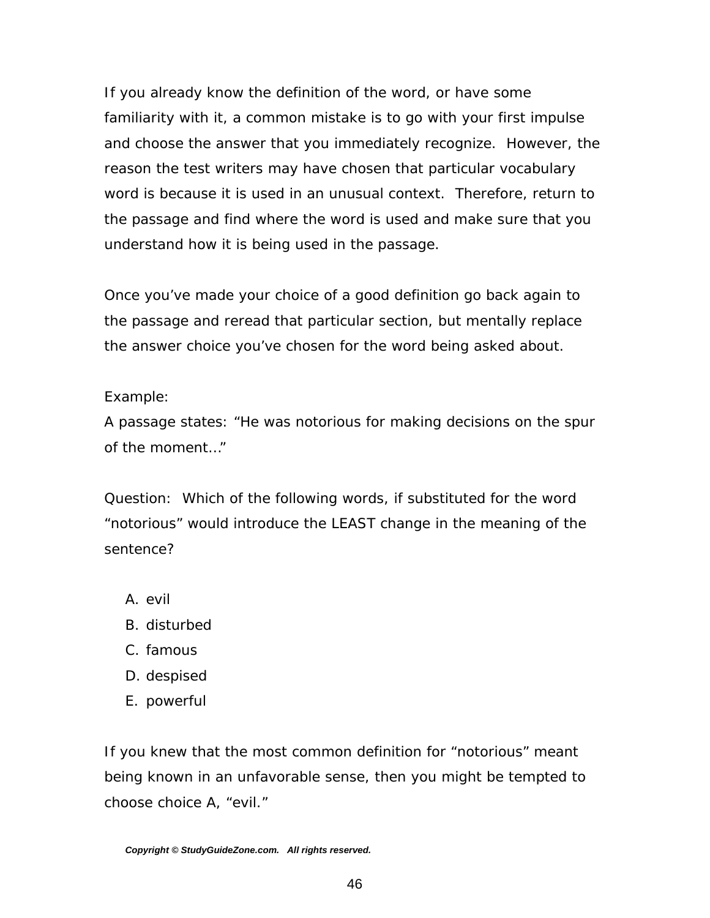If you already know the definition of the word, or have some familiarity with it, a common mistake is to go with your first impulse and choose the answer that you immediately recognize. However, the reason the test writers may have chosen that particular vocabulary word is because it is used in an unusual context. Therefore, return to the passage and find where the word is used and make sure that you understand how it is being used in the passage.

Once you've made your choice of a good definition go back again to the passage and reread that particular section, but mentally replace the answer choice you've chosen for the word being asked about.

Example:
A passage states: "He was notorious for making decisions on the spur of the moment..."

Question: Which of the following words, if substituted for the word "notorious" would introduce the LEAST change in the meaning of the sentence?

A. evil
B. disturbed
C. famous
D. despised
E. powerful

If you knew that the most common definition for "notorious" meant being known in an unfavorable sense, then you might be tempted to choose choice A, "evil."

***Copyright © StudyGuideZone.com. All rights reserved.***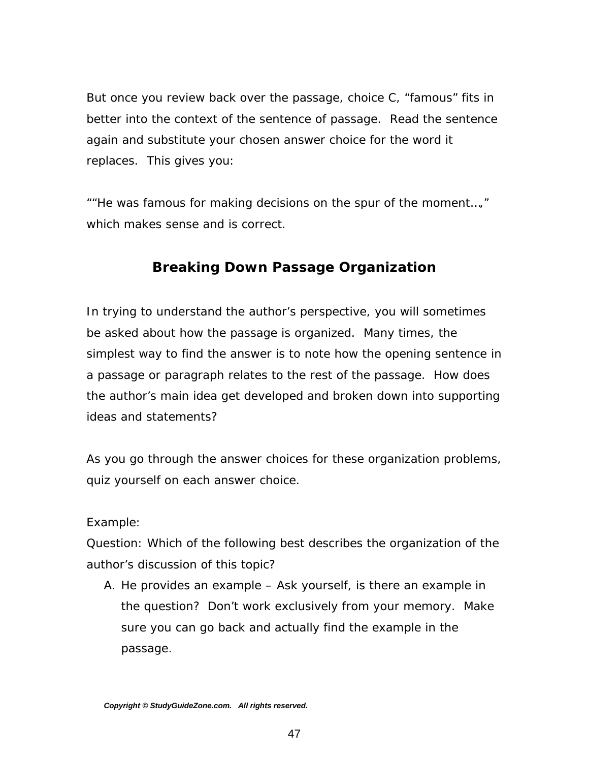But once you review back over the passage, choice C, “famous” fits in better into the context of the sentence of passage. Read the sentence again and substitute your chosen answer choice for the word it replaces. This gives you:

““He was famous for making decisions on the spur of the moment…,” which makes sense and is correct.

## Breaking Down Passage Organization

In trying to understand the author’s perspective, you will sometimes be asked about how the passage is organized. Many times, the simplest way to find the answer is to note how the opening sentence in a passage or paragraph relates to the rest of the passage. How does the author’s main idea get developed and broken down into supporting ideas and statements?

As you go through the answer choices for these organization problems, quiz yourself on each answer choice.

Example:
Question: Which of the following best describes the organization of the author’s discussion of this topic?

A. He provides an example – Ask yourself, is there an example in the question? Don’t work exclusively from your memory. Make sure you can go back and actually find the example in the passage.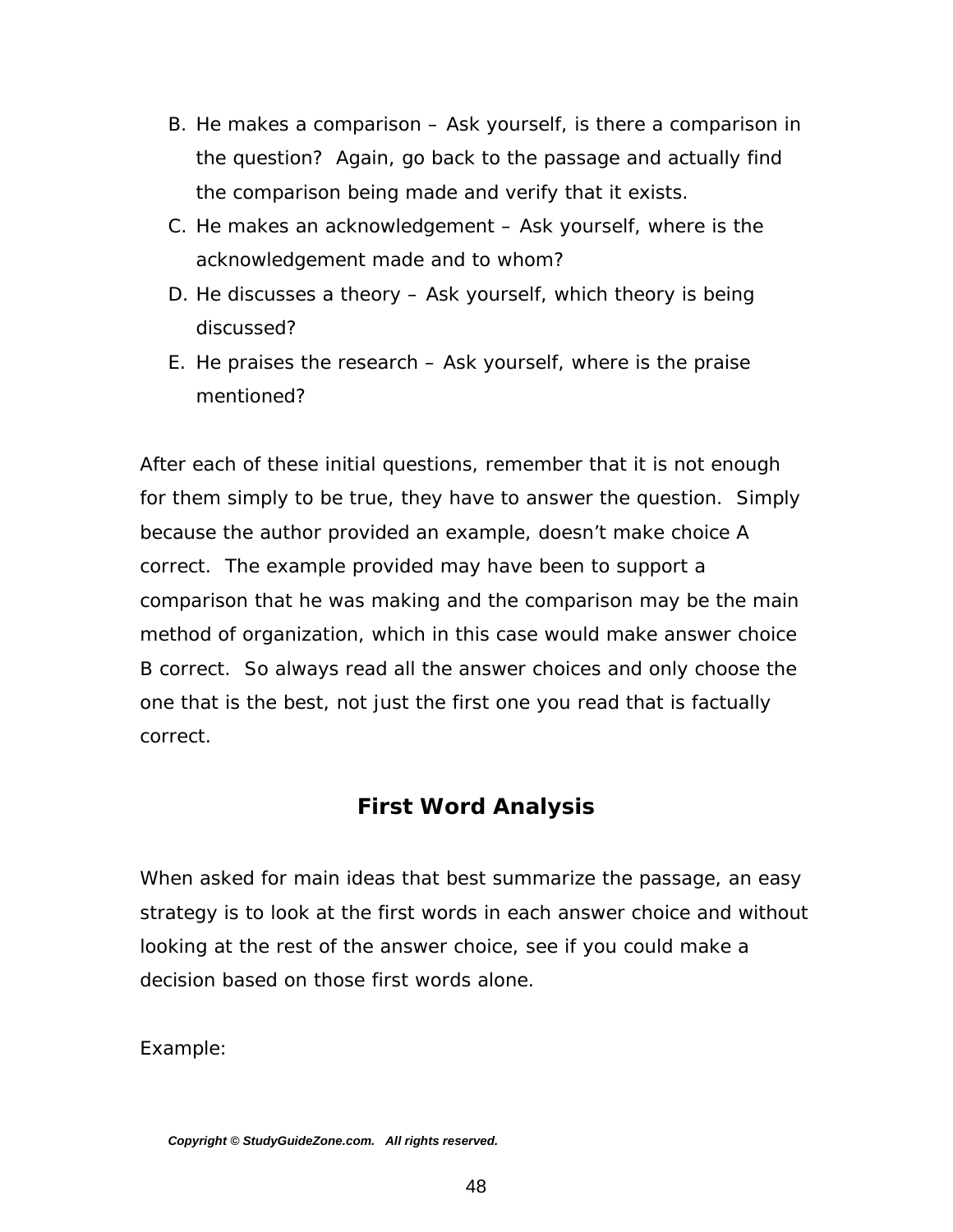B. He makes a comparison – Ask yourself, is there a comparison in the question? Again, go back to the passage and actually find the comparison being made and verify that it exists.
C. He makes an acknowledgement – Ask yourself, where is the acknowledgement made and to whom?
D. He discusses a theory – Ask yourself, which theory is being discussed?
E. He praises the research – Ask yourself, where is the praise mentioned?

After each of these initial questions, remember that it is not enough for them simply to be true, they have to answer the question. Simply because the author provided an example, doesn't make choice A correct. The example provided may have been to support a comparison that he was making and the comparison may be the main method of organization, which in this case would make answer choice B correct. So always read all the answer choices and only choose the one that is the best, not just the first one you read that is factually correct.

## First Word Analysis

When asked for main ideas that best summarize the passage, an easy strategy is to look at the first words in each answer choice and without looking at the rest of the answer choice, see if you could make a decision based on those first words alone.

Example: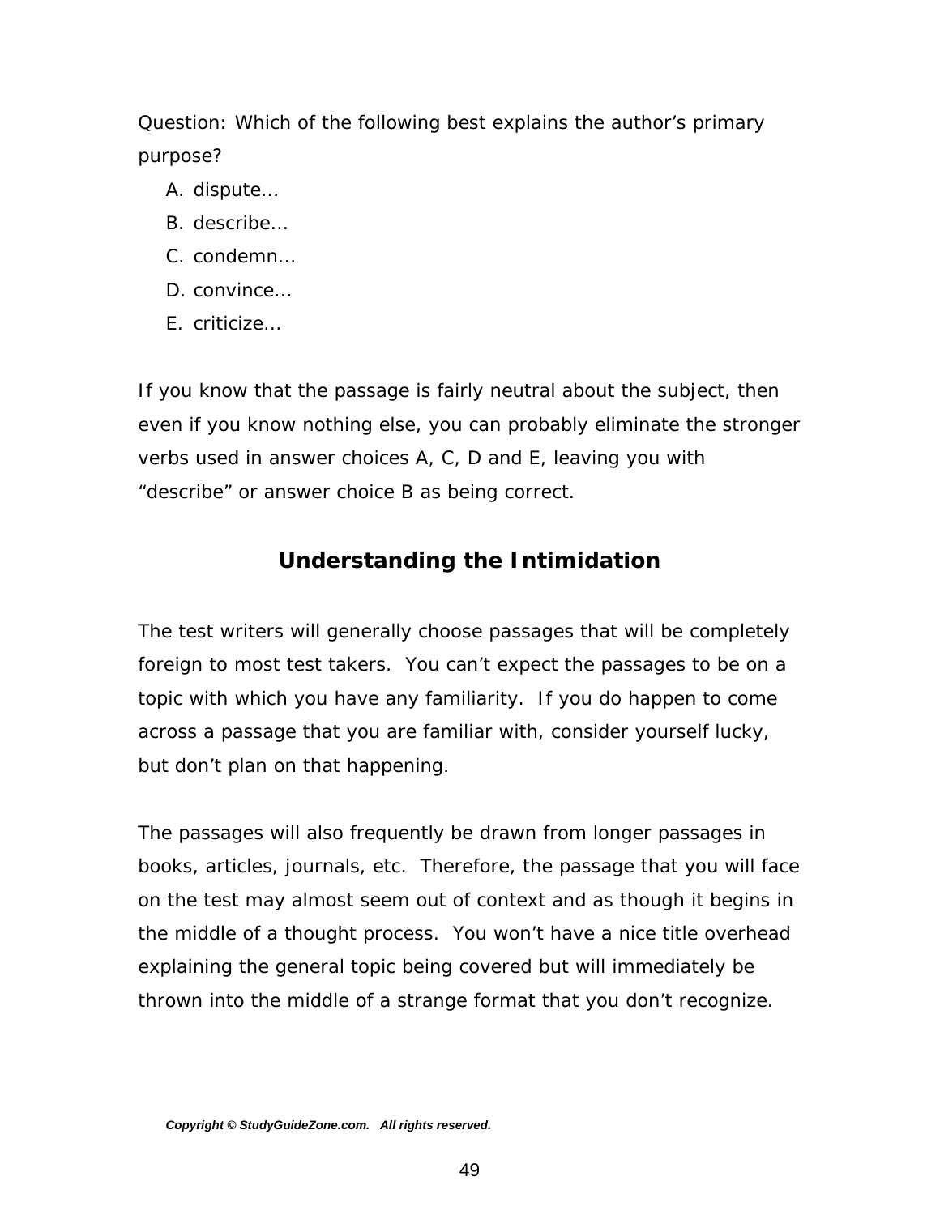Question: Which of the following best explains the author's primary purpose?

A. dispute…
B. describe…
C. condemn…
D. convince…
E. criticize…

If you know that the passage is fairly neutral about the subject, then even if you know nothing else, you can probably eliminate the stronger verbs used in answer choices A, C, D and E, leaving you with "describe" or answer choice B as being correct.

## Understanding the Intimidation

The test writers will generally choose passages that will be completely foreign to most test takers. You can't expect the passages to be on a topic with which you have any familiarity. If you do happen to come across a passage that you are familiar with, consider yourself lucky, but don't plan on that happening.

The passages will also frequently be drawn from longer passages in books, articles, journals, etc. Therefore, the passage that you will face on the test may almost seem out of context and as though it begins in the middle of a thought process. You won't have a nice title overhead explaining the general topic being covered but will immediately be thrown into the middle of a strange format that you don't recognize.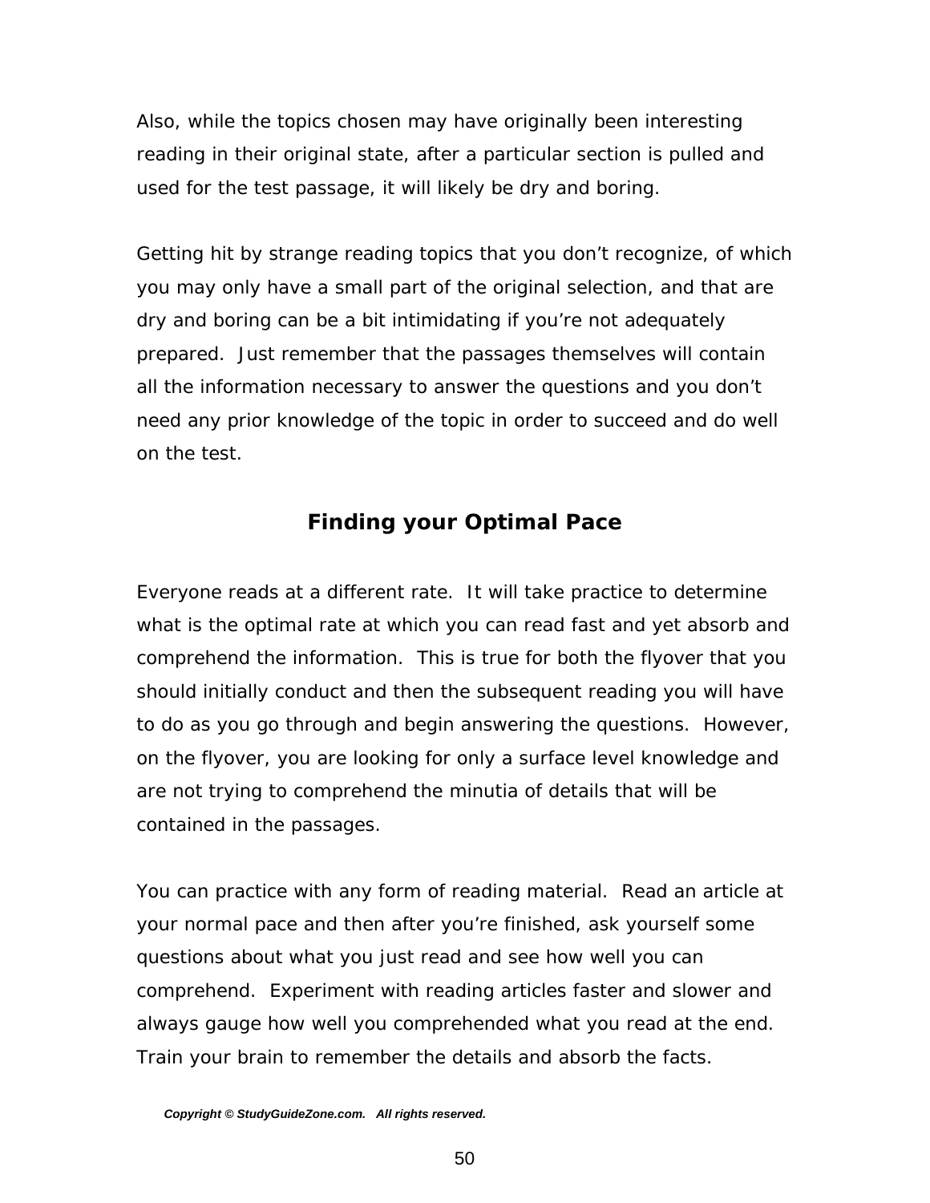Also, while the topics chosen may have originally been interesting reading in their original state, after a particular section is pulled and used for the test passage, it will likely be dry and boring.

Getting hit by strange reading topics that you don't recognize, of which you may only have a small part of the original selection, and that are dry and boring can be a bit intimidating if you're not adequately prepared. Just remember that the passages themselves will contain all the information necessary to answer the questions and you don't need any prior knowledge of the topic in order to succeed and do well on the test.

## Finding your Optimal Pace

Everyone reads at a different rate. It will take practice to determine what is the optimal rate at which you can read fast and yet absorb and comprehend the information. This is true for both the flyover that you should initially conduct and then the subsequent reading you will have to do as you go through and begin answering the questions. However, on the flyover, you are looking for only a surface level knowledge and are not trying to comprehend the minutia of details that will be contained in the passages.

You can practice with any form of reading material. Read an article at your normal pace and then after you're finished, ask yourself some questions about what you just read and see how well you can comprehend. Experiment with reading articles faster and slower and always gauge how well you comprehended what you read at the end. Train your brain to remember the details and absorb the facts.

***Copyright © StudyGuideZone.com. All rights reserved.***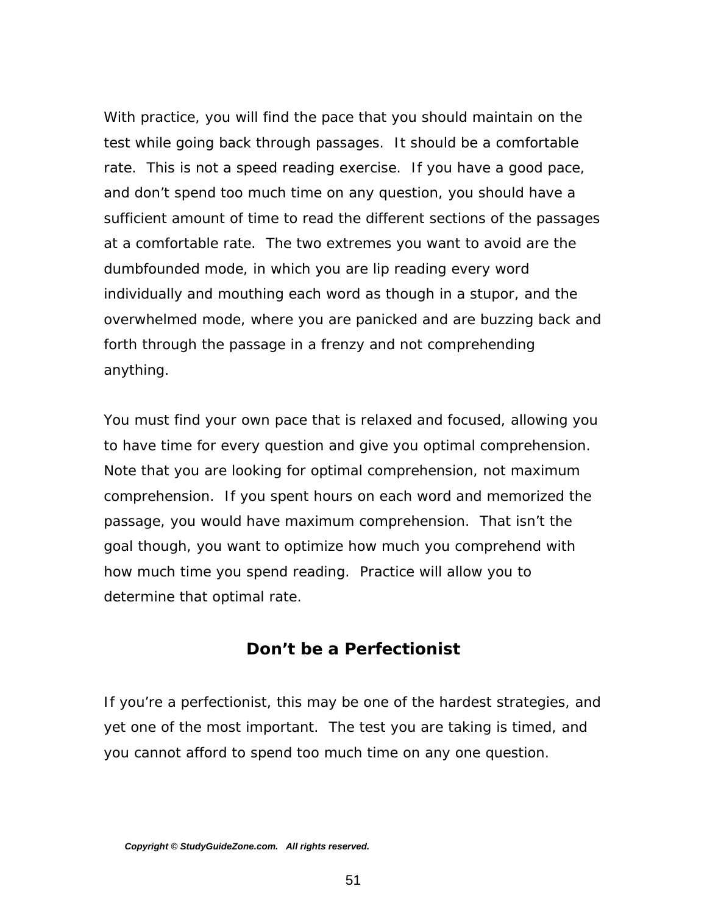With practice, you will find the pace that you should maintain on the test while going back through passages. It should be a comfortable rate. This is not a speed reading exercise. If you have a good pace, and don't spend too much time on any question, you should have a sufficient amount of time to read the different sections of the passages at a comfortable rate. The two extremes you want to avoid are the dumbfounded mode, in which you are lip reading every word individually and mouthing each word as though in a stupor, and the overwhelmed mode, where you are panicked and are buzzing back and forth through the passage in a frenzy and not comprehending anything.

You must find your own pace that is relaxed and focused, allowing you to have time for every question and give you optimal comprehension. Note that you are looking for optimal comprehension, not maximum comprehension. If you spent hours on each word and memorized the passage, you would have maximum comprehension. That isn't the goal though, you want to optimize how much you comprehend with how much time you spend reading. Practice will allow you to determine that optimal rate.

## Don't be a Perfectionist

If you're a perfectionist, this may be one of the hardest strategies, and yet one of the most important. The test you are taking is timed, and you cannot afford to spend too much time on any one question.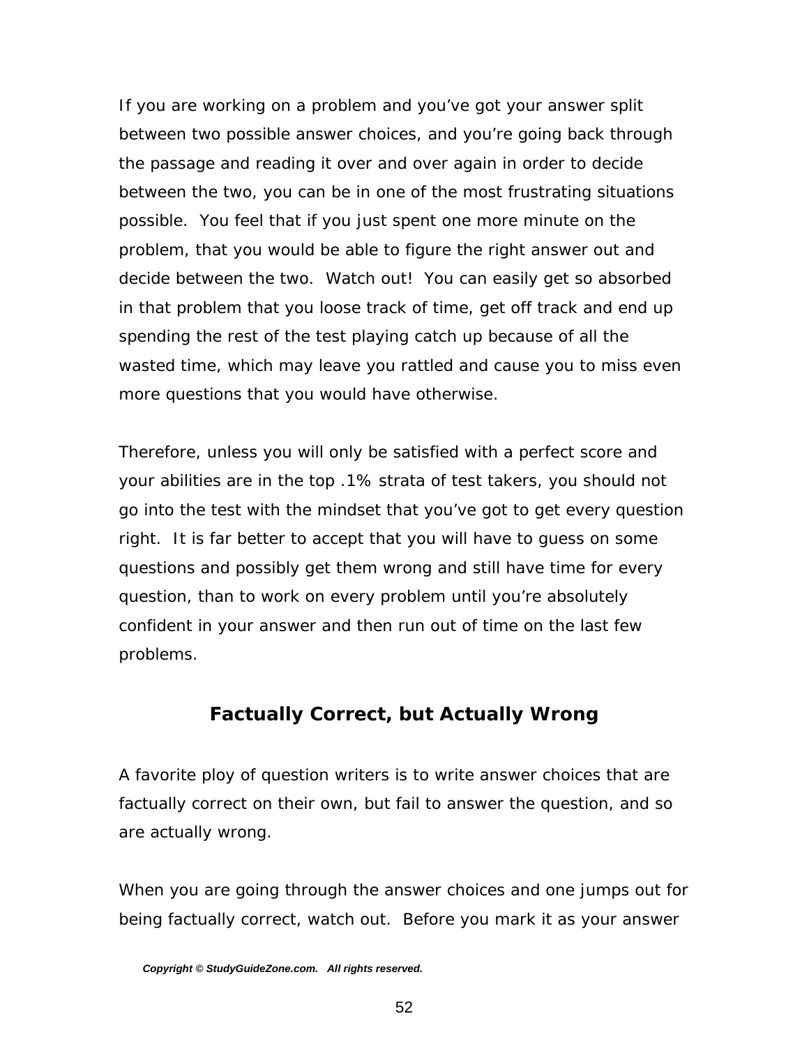If you are working on a problem and you've got your answer split between two possible answer choices, and you're going back through the passage and reading it over and over again in order to decide between the two, you can be in one of the most frustrating situations possible. You feel that if you just spent one more minute on the problem, that you would be able to figure the right answer out and decide between the two. Watch out! You can easily get so absorbed in that problem that you loose track of time, get off track and end up spending the rest of the test playing catch up because of all the wasted time, which may leave you rattled and cause you to miss even more questions that you would have otherwise.

Therefore, unless you will only be satisfied with a perfect score and your abilities are in the top .1% strata of test takers, you should not go into the test with the mindset that you've got to get every question right. It is far better to accept that you will have to guess on some questions and possibly get them wrong and still have time for every question, than to work on every problem until you're absolutely confident in your answer and then run out of time on the last few problems.

## Factually Correct, but Actually Wrong

A favorite ploy of question writers is to write answer choices that are factually correct on their own, but fail to answer the question, and so are actually wrong.

When you are going through the answer choices and one jumps out for being factually correct, watch out. Before you mark it as your answer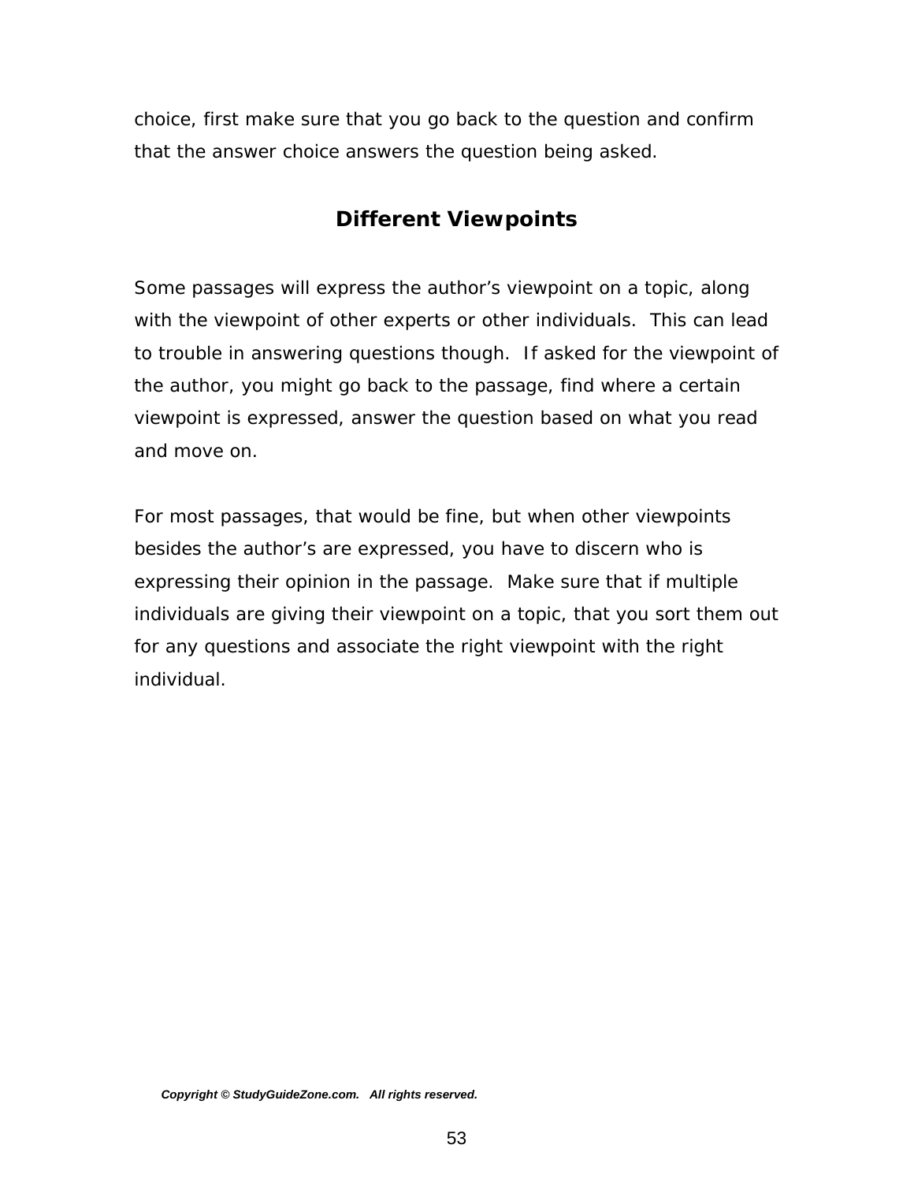choice, first make sure that you go back to the question and confirm that the answer choice answers the question being asked.

## Different Viewpoints

Some passages will express the author's viewpoint on a topic, along with the viewpoint of other experts or other individuals. This can lead to trouble in answering questions though. If asked for the viewpoint of the author, you might go back to the passage, find where a certain viewpoint is expressed, answer the question based on what you read and move on.

For most passages, that would be fine, but when other viewpoints besides the author's are expressed, you have to discern who is expressing their opinion in the passage. Make sure that if multiple individuals are giving their viewpoint on a topic, that you sort them out for any questions and associate the right viewpoint with the right individual.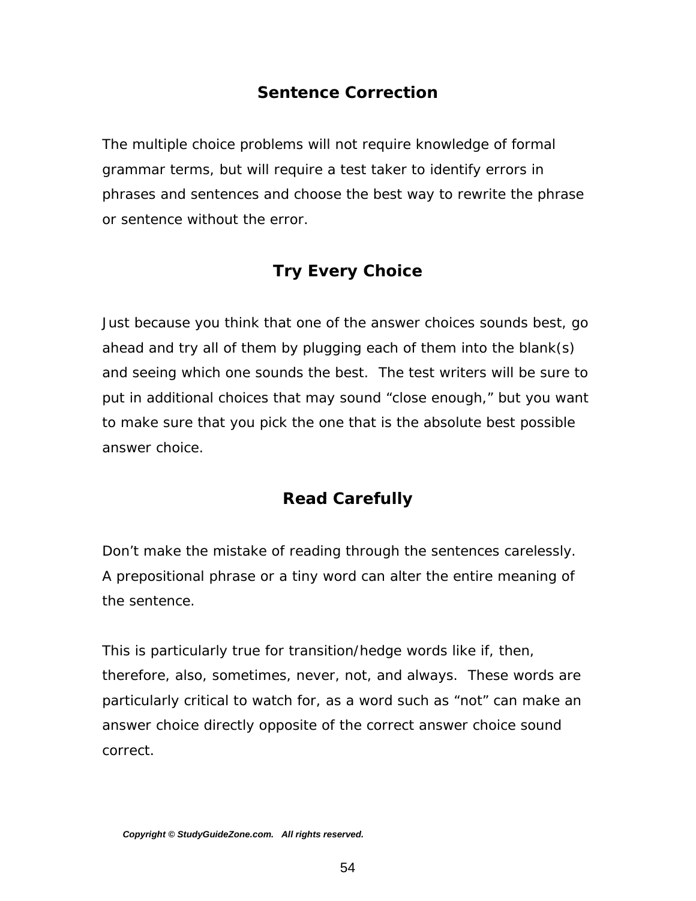## Sentence Correction

The multiple choice problems will not require knowledge of formal grammar terms, but will require a test taker to identify errors in phrases and sentences and choose the best way to rewrite the phrase or sentence without the error.

## Try Every Choice

Just because you think that one of the answer choices sounds best, go ahead and try all of them by plugging each of them into the blank(s) and seeing which one sounds the best. The test writers will be sure to put in additional choices that may sound "close enough," but you want to make sure that you pick the one that is the absolute best possible answer choice.

## Read Carefully

Don't make the mistake of reading through the sentences carelessly. A prepositional phrase or a tiny word can alter the entire meaning of the sentence.

This is particularly true for transition/hedge words like if, then, therefore, also, sometimes, never, not, and always. These words are particularly critical to watch for, as a word such as "not" can make an answer choice directly opposite of the correct answer choice sound correct.

***Copyright © StudyGuideZone.com. All rights reserved.***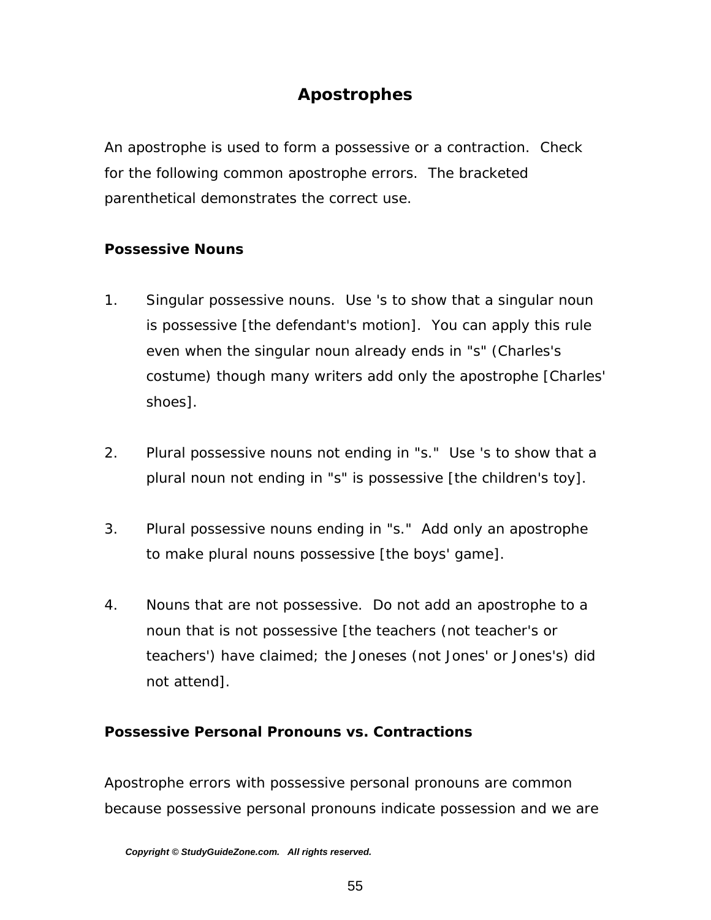## Apostrophes

An apostrophe is used to form a possessive or a contraction. Check for the following common apostrophe errors. The bracketed parenthetical demonstrates the correct use.

**Possessive Nouns**

1. Singular possessive nouns. Use 's to show that a singular noun is possessive [the defendant's motion]. You can apply this rule even when the singular noun already ends in "s" (Charles's costume) though many writers add only the apostrophe [Charles' shoes].

2. Plural possessive nouns not ending in "s." Use 's to show that a plural noun not ending in "s" is possessive [the children's toy].

3. Plural possessive nouns ending in "s." Add only an apostrophe to make plural nouns possessive [the boys' game].

4. Nouns that are not possessive. Do not add an apostrophe to a noun that is not possessive [the teachers (not teacher's or teachers') have claimed; the Joneses (not Jones' or Jones's) did not attend].

**Possessive Personal Pronouns vs. Contractions**

Apostrophe errors with possessive personal pronouns are common because possessive personal pronouns indicate possession and we are

*Copyright © StudyGuideZone.com. All rights reserved.*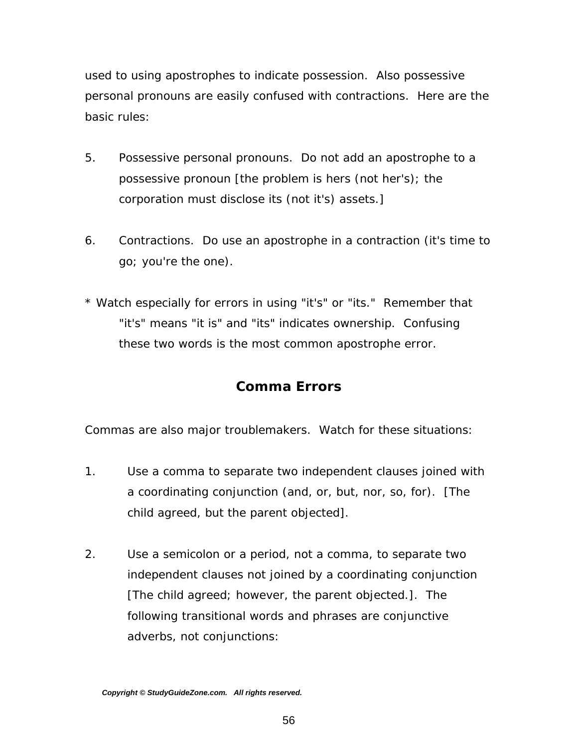used to using apostrophes to indicate possession. Also possessive personal pronouns are easily confused with contractions. Here are the basic rules:

5. Possessive personal pronouns. Do not add an apostrophe to a possessive pronoun [the problem is hers (not her's); the corporation must disclose its (not it's) assets.]

6. Contractions. Do use an apostrophe in a contraction (it's time to go; you're the one).

* Watch especially for errors in using "it's" or "its." Remember that "it's" means "it is" and "its" indicates ownership. Confusing these two words is the most common apostrophe error.

## Comma Errors

Commas are also major troublemakers. Watch for these situations:

1. Use a comma to separate two independent clauses joined with a coordinating conjunction (and, or, but, nor, so, for). [The child agreed, but the parent objected].

2. Use a semicolon or a period, not a comma, to separate two independent clauses not joined by a coordinating conjunction [The child agreed; however, the parent objected.]. The following transitional words and phrases are conjunctive adverbs, not conjunctions:

***Copyright © StudyGuideZone.com. All rights reserved.***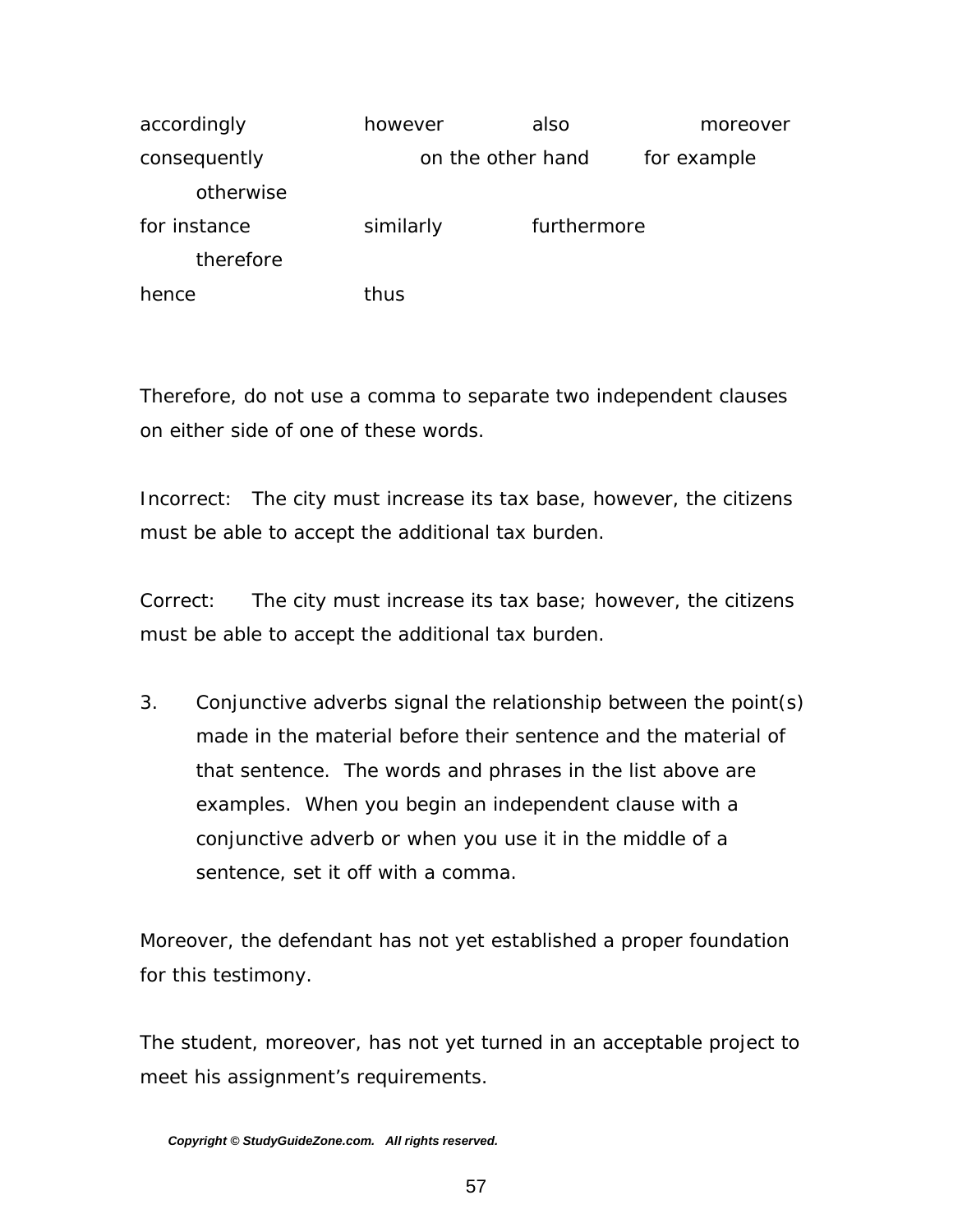accordingly &nbsp;&nbsp;&nbsp;&nbsp; however &nbsp;&nbsp;&nbsp;&nbsp; also &nbsp;&nbsp;&nbsp;&nbsp; moreover

consequently &nbsp;&nbsp;&nbsp;&nbsp; on the other hand &nbsp;&nbsp;&nbsp;&nbsp; for example &nbsp;&nbsp;&nbsp;&nbsp; otherwise

for instance &nbsp;&nbsp;&nbsp;&nbsp; similarly &nbsp;&nbsp;&nbsp;&nbsp; furthermore &nbsp;&nbsp;&nbsp;&nbsp; therefore

hence &nbsp;&nbsp;&nbsp;&nbsp; thus

Therefore, do not use a comma to separate two independent clauses on either side of one of these words.

Incorrect: The city must increase its tax base, however, the citizens must be able to accept the additional tax burden.

Correct: The city must increase its tax base; however, the citizens must be able to accept the additional tax burden.

3. Conjunctive adverbs signal the relationship between the point(s) made in the material before their sentence and the material of that sentence. The words and phrases in the list above are examples. When you begin an independent clause with a conjunctive adverb or when you use it in the middle of a sentence, set it off with a comma.

Moreover, the defendant has not yet established a proper foundation for this testimony.

The student, moreover, has not yet turned in an acceptable project to meet his assignment's requirements.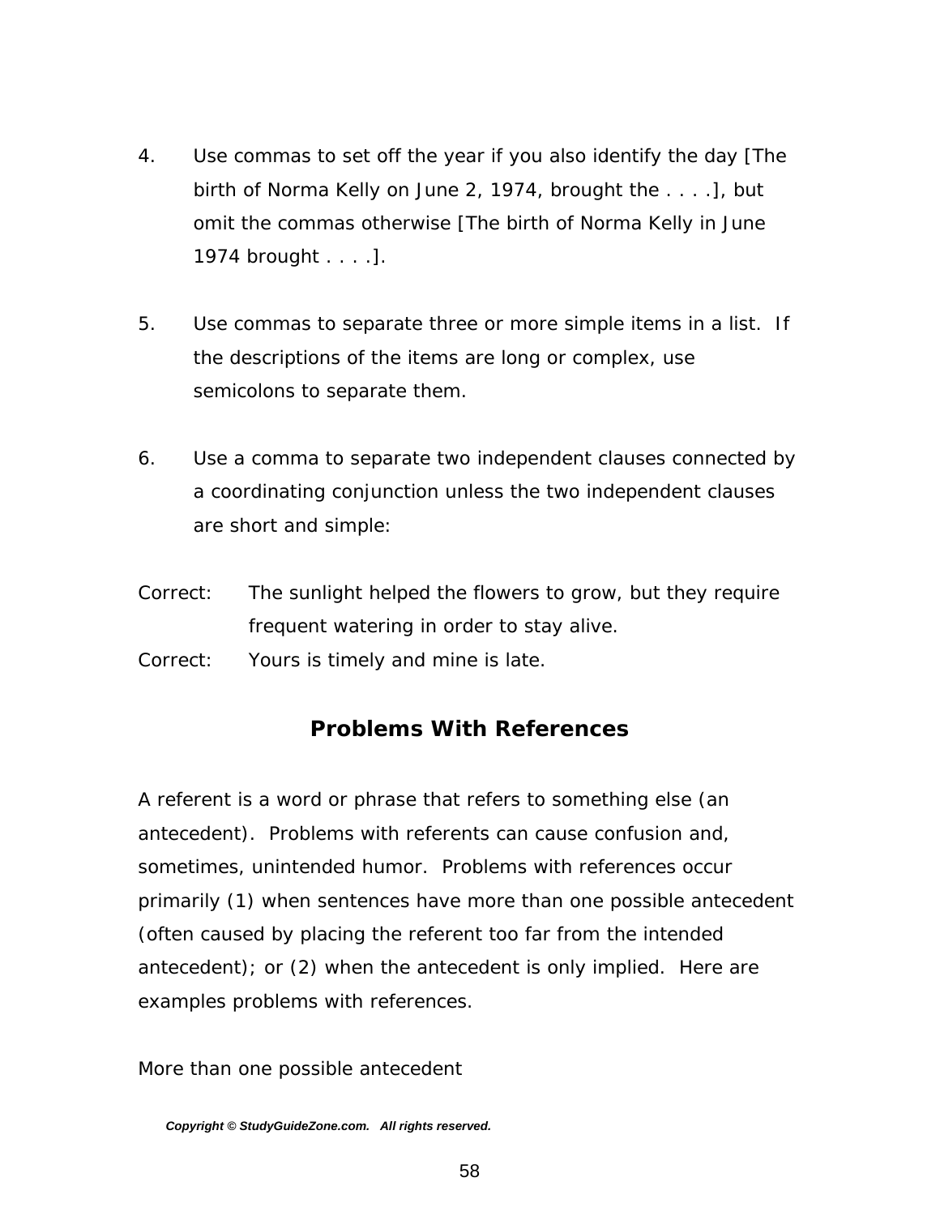4. Use commas to set off the year if you also identify the day [The birth of Norma Kelly on June 2, 1974, brought the . . . .], but omit the commas otherwise [The birth of Norma Kelly in June 1974 brought . . . .].

5. Use commas to separate three or more simple items in a list. If the descriptions of the items are long or complex, use semicolons to separate them.

6. Use a comma to separate two independent clauses connected by a coordinating conjunction unless the two independent clauses are short and simple:

Correct: The sunlight helped the flowers to grow, but they require frequent watering in order to stay alive.

Correct: Yours is timely and mine is late.

## Problems With References

A referent is a word or phrase that refers to something else (an antecedent). Problems with referents can cause confusion and, sometimes, unintended humor. Problems with references occur primarily (1) when sentences have more than one possible antecedent (often caused by placing the referent too far from the intended antecedent); or (2) when the antecedent is only implied. Here are examples problems with references.

More than one possible antecedent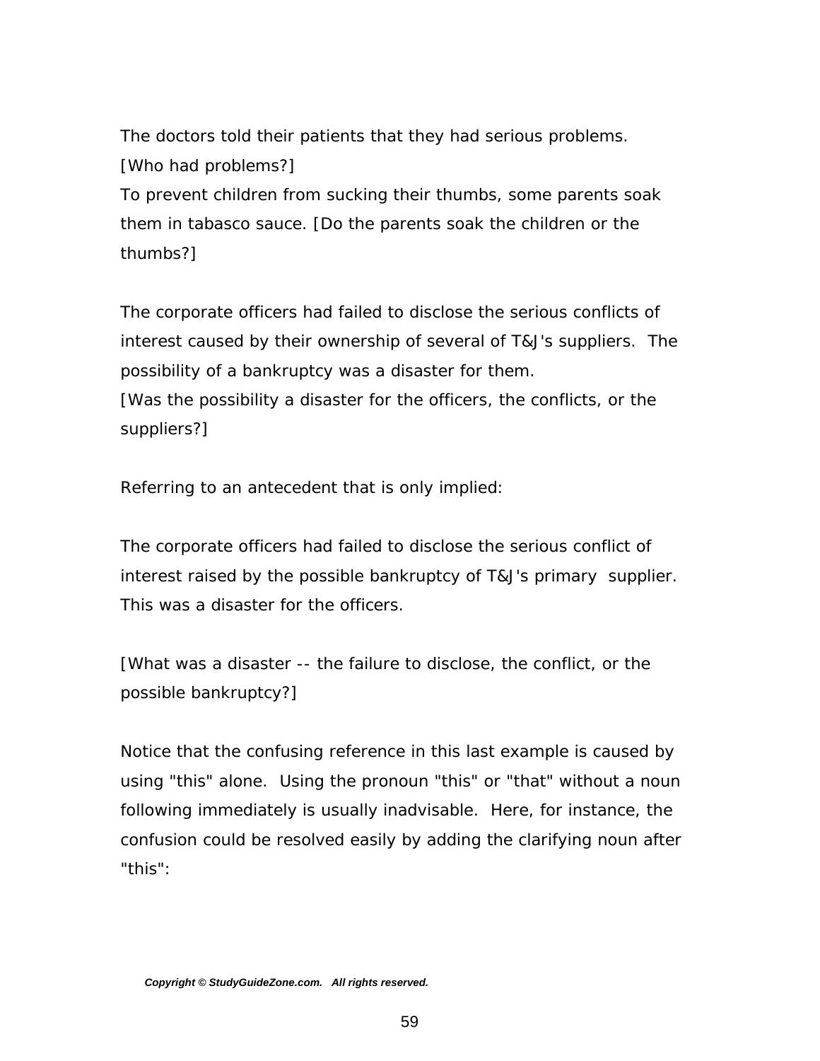The doctors told their patients that they had serious problems.
[Who had problems?]
To prevent children from sucking their thumbs, some parents soak them in tabasco sauce. [Do the parents soak the children or the thumbs?]

The corporate officers had failed to disclose the serious conflicts of interest caused by their ownership of several of T&J's suppliers. The possibility of a bankruptcy was a disaster for them.
[Was the possibility a disaster for the officers, the conflicts, or the suppliers?]

Referring to an antecedent that is only implied:

The corporate officers had failed to disclose the serious conflict of interest raised by the possible bankruptcy of T&J's primary supplier. This was a disaster for the officers.

[What was a disaster -- the failure to disclose, the conflict, or the possible bankruptcy?]

Notice that the confusing reference in this last example is caused by using "this" alone. Using the pronoun "this" or "that" without a noun following immediately is usually inadvisable. Here, for instance, the confusion could be resolved easily by adding the clarifying noun after "this":

*Copyright © StudyGuideZone.com. All rights reserved.*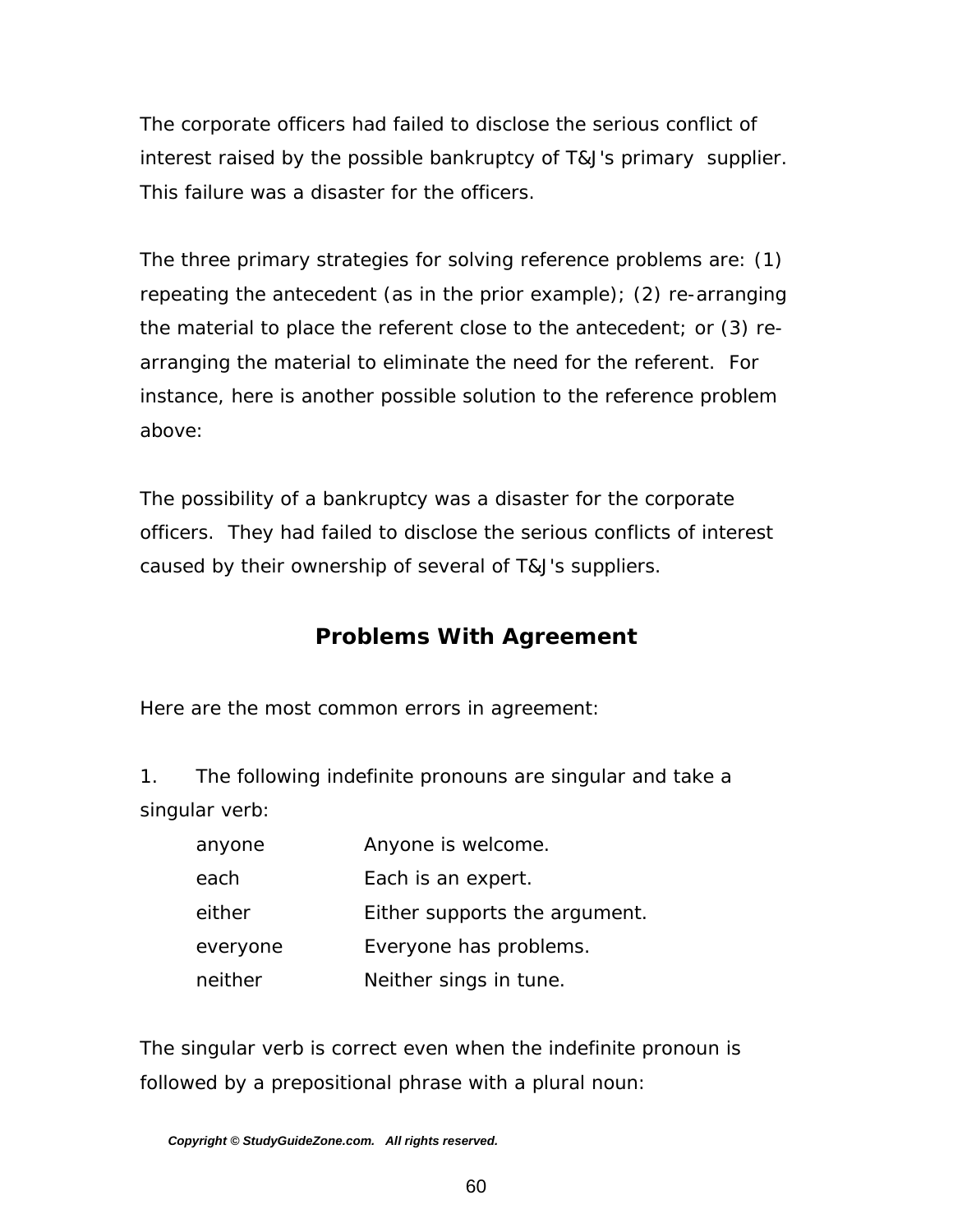The corporate officers had failed to disclose the serious conflict of interest raised by the possible bankruptcy of T&J's primary supplier. This failure was a disaster for the officers.

The three primary strategies for solving reference problems are: (1) repeating the antecedent (as in the prior example); (2) re-arranging the material to place the referent close to the antecedent; or (3) re-arranging the material to eliminate the need for the referent. For instance, here is another possible solution to the reference problem above:

The possibility of a bankruptcy was a disaster for the corporate officers. They had failed to disclose the serious conflicts of interest caused by their ownership of several of T&J's suppliers.

## Problems With Agreement

Here are the most common errors in agreement:

1. The following indefinite pronouns are singular and take a singular verb:

| | |
|---|---|
| anyone | Anyone is welcome. |
| each | Each is an expert. |
| either | Either supports the argument. |
| everyone | Everyone has problems. |
| neither | Neither sings in tune. |

The singular verb is correct even when the indefinite pronoun is followed by a prepositional phrase with a plural noun: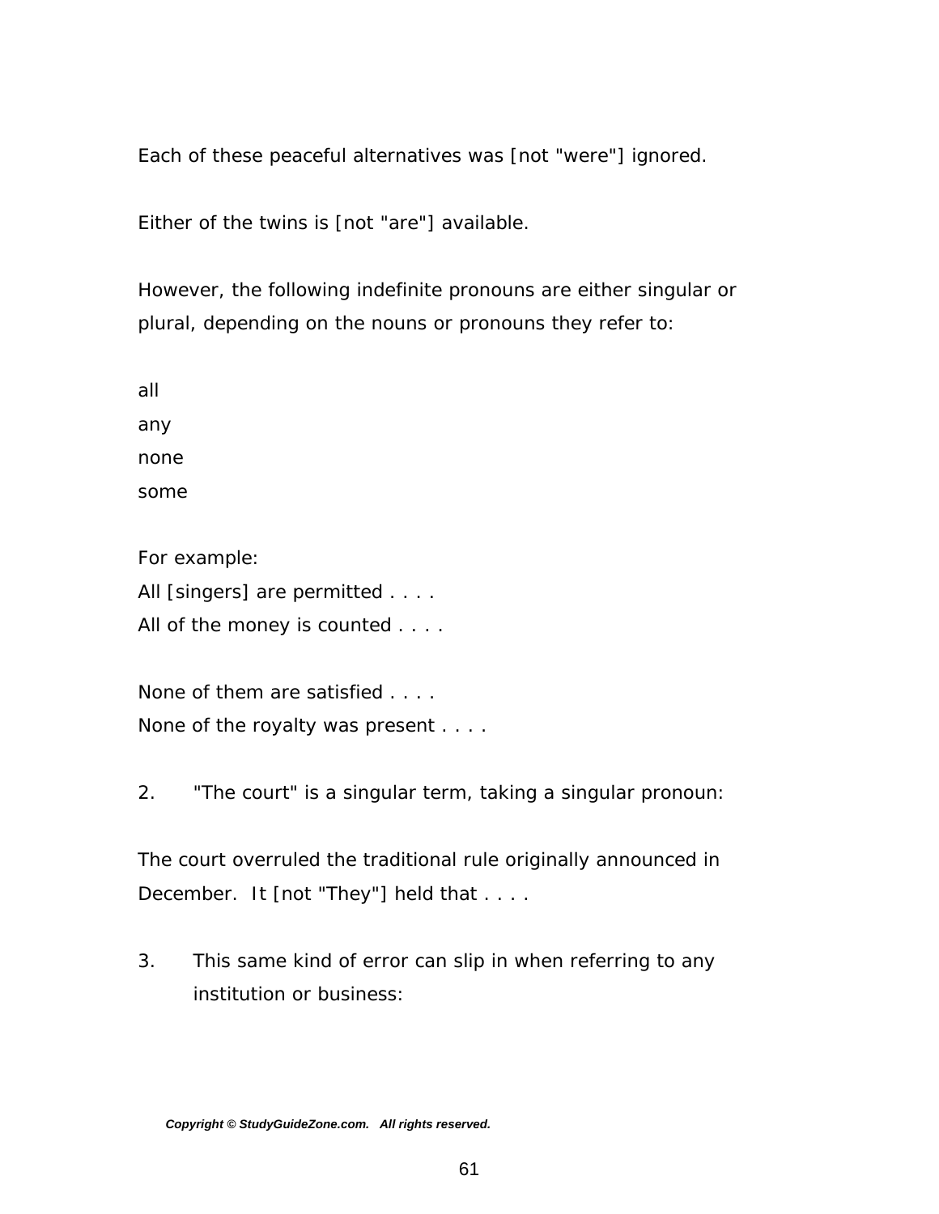Each of these peaceful alternatives was [not "were"] ignored.

Either of the twins is [not "are"] available.

However, the following indefinite pronouns are either singular or plural, depending on the nouns or pronouns they refer to:

all
any
none
some

For example:
All [singers] are permitted . . . .
All of the money is counted . . . .

None of them are satisfied . . . .
None of the royalty was present . . . .

2. "The court" is a singular term, taking a singular pronoun:

The court overruled the traditional rule originally announced in December. It [not "They"] held that . . . .

3. This same kind of error can slip in when referring to any institution or business:

**_Copyright © StudyGuideZone.com. All rights reserved._**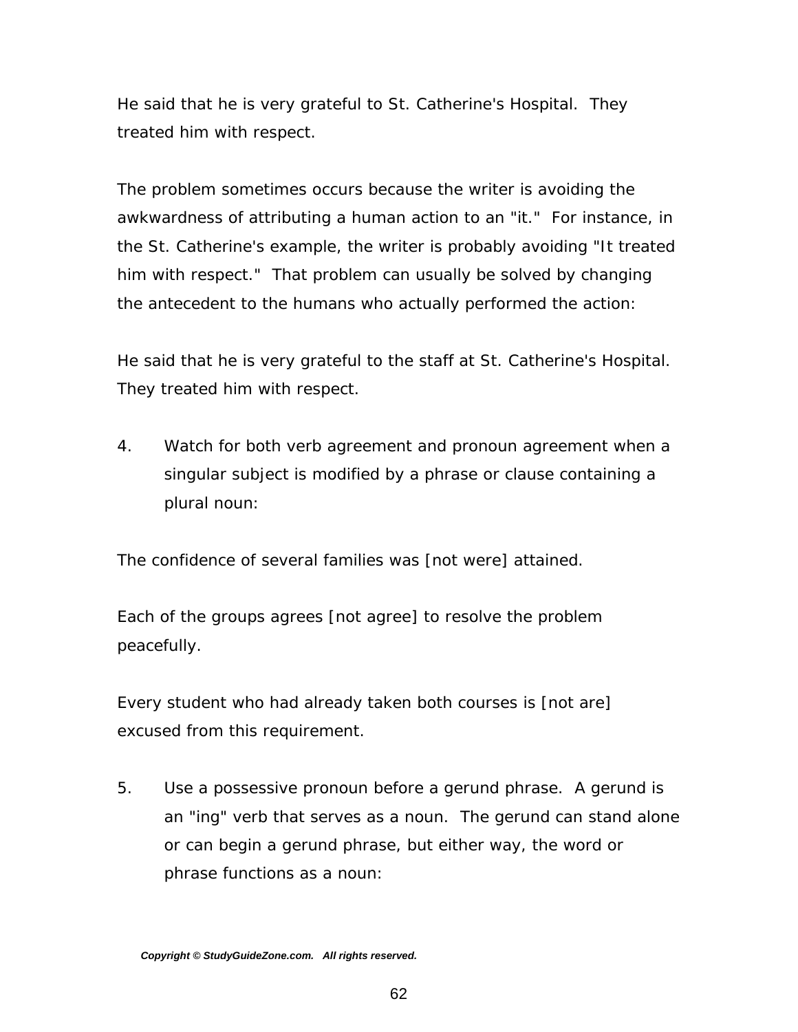He said that he is very grateful to St. Catherine's Hospital.  They treated him with respect.

The problem sometimes occurs because the writer is avoiding the awkwardness of attributing a human action to an "it."  For instance, in the St. Catherine's example, the writer is probably avoiding "It treated him with respect."  That problem can usually be solved by changing the antecedent to the humans who actually performed the action:

He said that he is very grateful to the staff at St. Catherine's Hospital.  They treated him with respect.

4. Watch for both verb agreement and pronoun agreement when a singular subject is modified by a phrase or clause containing a plural noun:

The confidence of several families was [not were] attained.

Each of the groups agrees [not agree] to resolve the problem peacefully.

Every student who had already taken both courses is [not are] excused from this requirement.

5. Use a possessive pronoun before a gerund phrase.  A gerund is an "ing" verb that serves as a noun.  The gerund can stand alone or can begin a gerund phrase, but either way, the word or phrase functions as a noun:

***Copyright © StudyGuideZone.com.   All rights reserved.***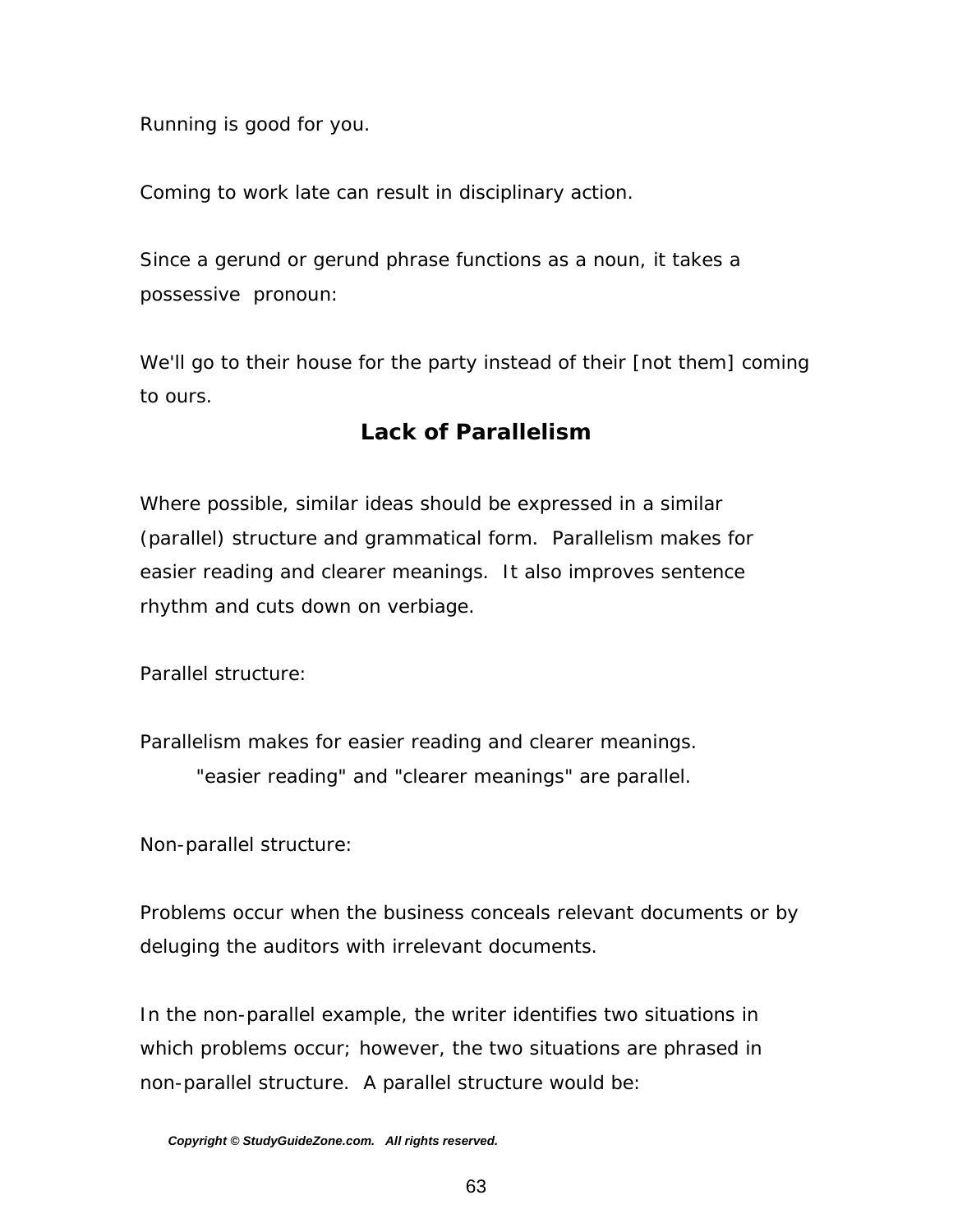Running is good for you.

Coming to work late can result in disciplinary action.

Since a gerund or gerund phrase functions as a noun, it takes a possessive pronoun:

We'll go to their house for the party instead of their [not them] coming to ours.

## Lack of Parallelism

Where possible, similar ideas should be expressed in a similar (parallel) structure and grammatical form. Parallelism makes for easier reading and clearer meanings. It also improves sentence rhythm and cuts down on verbiage.

Parallel structure:

Parallelism makes for easier reading and clearer meanings.

> "easier reading" and "clearer meanings" are parallel.

Non-parallel structure:

Problems occur when the business conceals relevant documents or by deluging the auditors with irrelevant documents.

In the non-parallel example, the writer identifies two situations in which problems occur; however, the two situations are phrased in non-parallel structure. A parallel structure would be: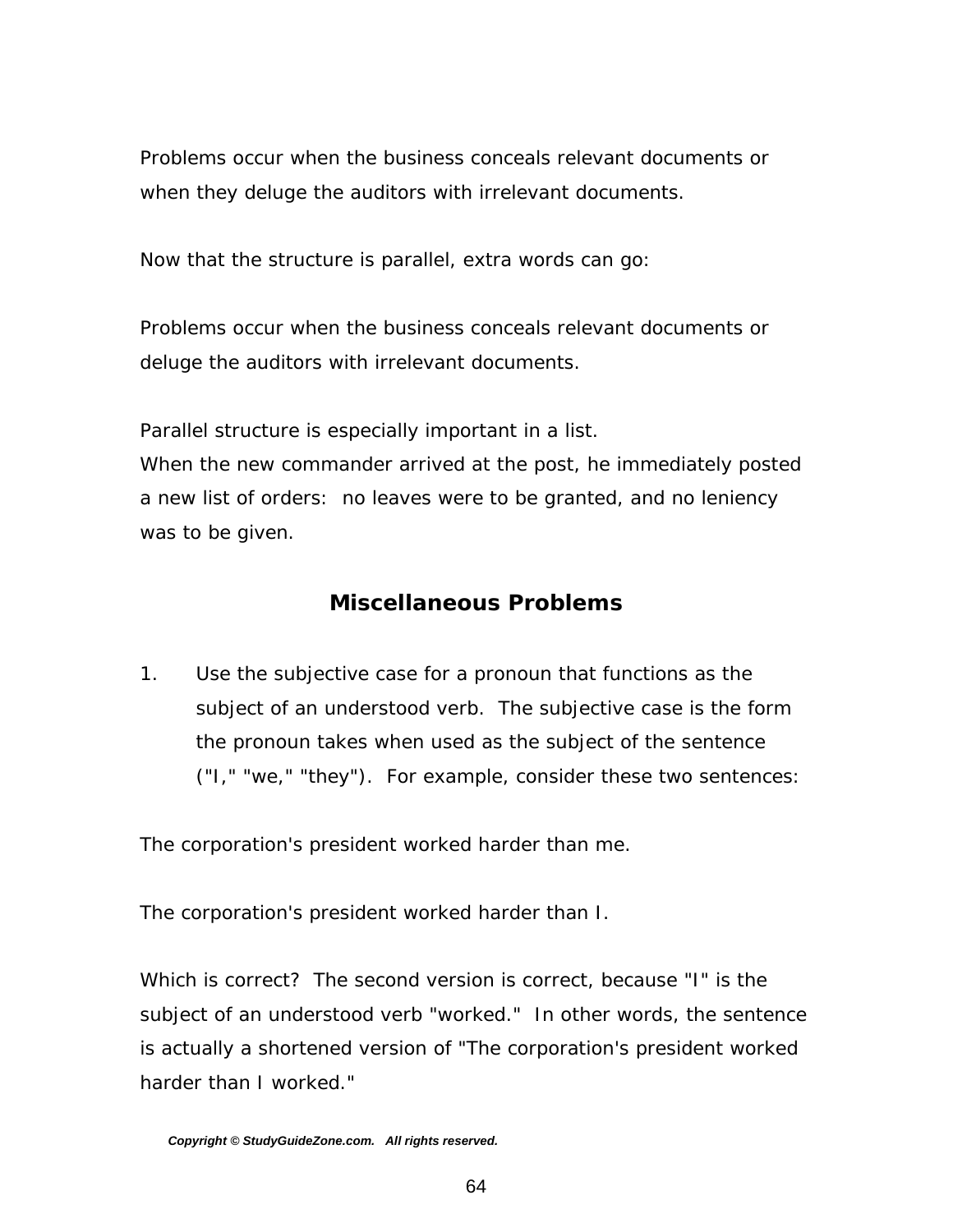Problems occur when the business conceals relevant documents or when they deluge the auditors with irrelevant documents.

Now that the structure is parallel, extra words can go:

Problems occur when the business conceals relevant documents or deluge the auditors with irrelevant documents.

Parallel structure is especially important in a list.
When the new commander arrived at the post, he immediately posted a new list of orders: no leaves were to be granted, and no leniency was to be given.

## Miscellaneous Problems

1. Use the subjective case for a pronoun that functions as the subject of an understood verb. The subjective case is the form the pronoun takes when used as the subject of the sentence ("I," "we," "they"). For example, consider these two sentences:

The corporation's president worked harder than me.

The corporation's president worked harder than I.

Which is correct? The second version is correct, because "I" is the subject of an understood verb "worked." In other words, the sentence is actually a shortened version of "The corporation's president worked harder than I worked."

***Copyright © StudyGuideZone.com. All rights reserved.***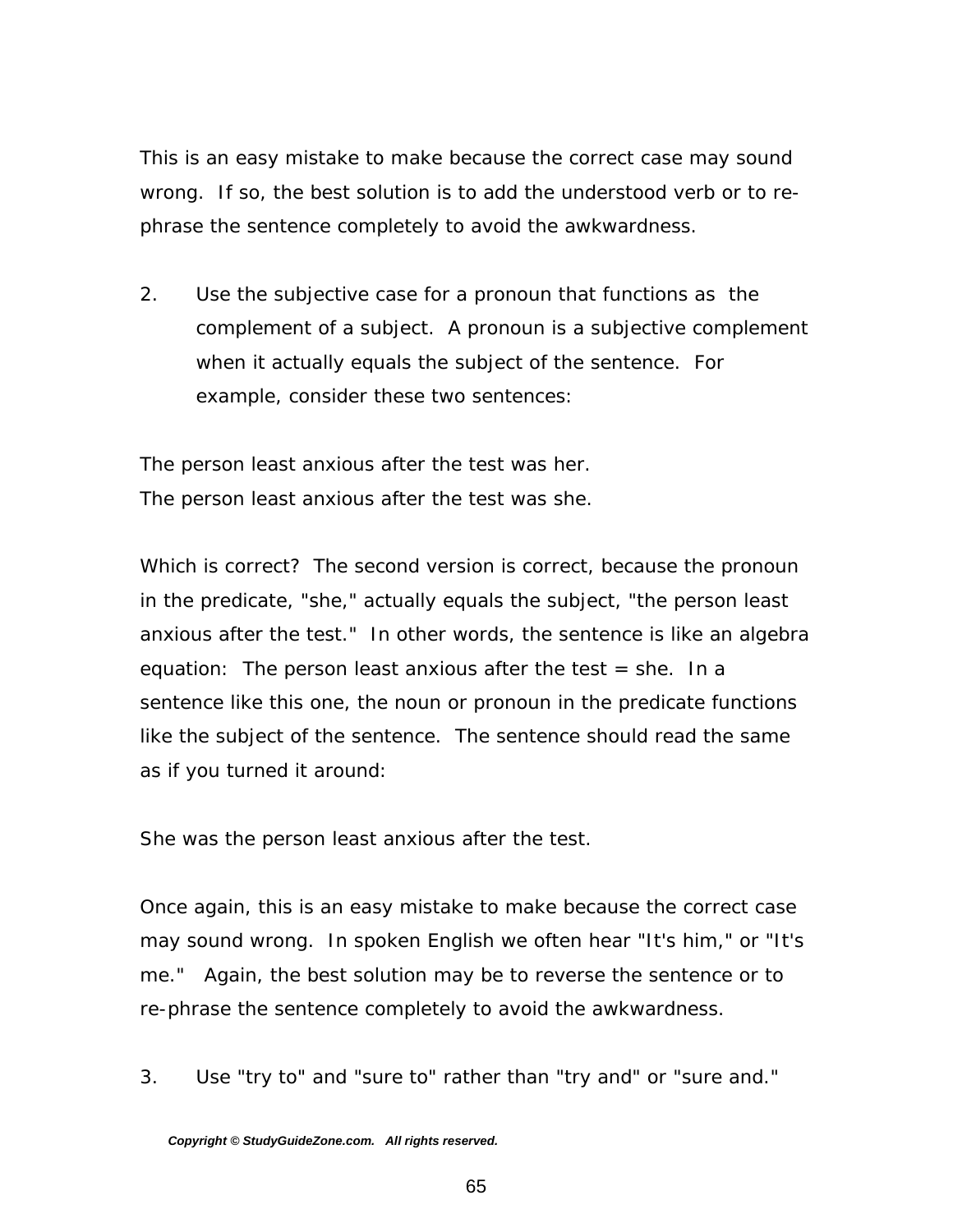This is an easy mistake to make because the correct case may sound wrong. If so, the best solution is to add the understood verb or to re-phrase the sentence completely to avoid the awkwardness.

2. Use the subjective case for a pronoun that functions as the complement of a subject. A pronoun is a subjective complement when it actually equals the subject of the sentence. For example, consider these two sentences:

The person least anxious after the test was her.
The person least anxious after the test was she.

Which is correct? The second version is correct, because the pronoun in the predicate, "she," actually equals the subject, "the person least anxious after the test." In other words, the sentence is like an algebra equation: The person least anxious after the test = she. In a sentence like this one, the noun or pronoun in the predicate functions like the subject of the sentence. The sentence should read the same as if you turned it around:

She was the person least anxious after the test.

Once again, this is an easy mistake to make because the correct case may sound wrong. In spoken English we often hear "It's him," or "It's me." Again, the best solution may be to reverse the sentence or to re-phrase the sentence completely to avoid the awkwardness.

3. Use "try to" and "sure to" rather than "try and" or "sure and."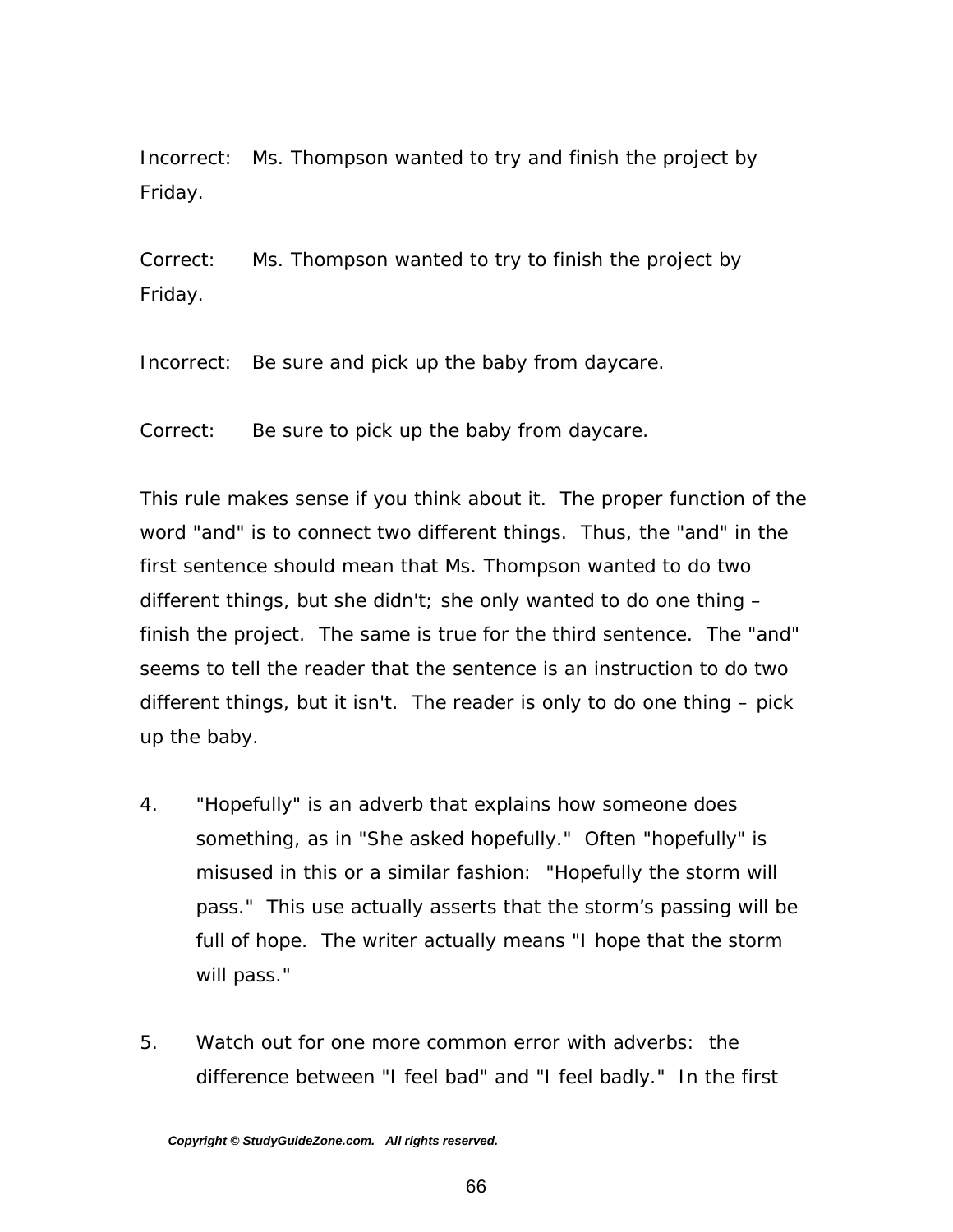Incorrect: Ms. Thompson wanted to try and finish the project by Friday.

Correct: Ms. Thompson wanted to try to finish the project by Friday.

Incorrect: Be sure and pick up the baby from daycare.

Correct: Be sure to pick up the baby from daycare.

This rule makes sense if you think about it. The proper function of the word "and" is to connect two different things. Thus, the "and" in the first sentence should mean that Ms. Thompson wanted to do two different things, but she didn't; she only wanted to do one thing – finish the project. The same is true for the third sentence. The "and" seems to tell the reader that the sentence is an instruction to do two different things, but it isn't. The reader is only to do one thing – pick up the baby.

4. "Hopefully" is an adverb that explains how someone does something, as in "She asked hopefully." Often "hopefully" is misused in this or a similar fashion: "Hopefully the storm will pass." This use actually asserts that the storm's passing will be full of hope. The writer actually means "I hope that the storm will pass."

5. Watch out for one more common error with adverbs: the difference between "I feel bad" and "I feel badly." In the first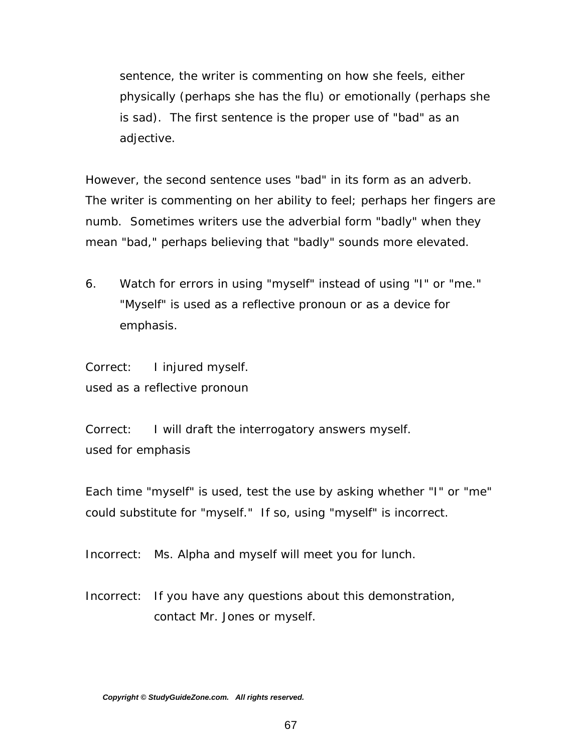sentence, the writer is commenting on how she feels, either physically (perhaps she has the flu) or emotionally (perhaps she is sad). The first sentence is the proper use of "bad" as an adjective.

However, the second sentence uses "bad" in its form as an adverb. The writer is commenting on her ability to feel; perhaps her fingers are numb. Sometimes writers use the adverbial form "badly" when they mean "bad," perhaps believing that "badly" sounds more elevated.

6. Watch for errors in using "myself" instead of using "I" or "me." "Myself" is used as a reflective pronoun or as a device for emphasis.

Correct: I injured myself.
used as a reflective pronoun

Correct: I will draft the interrogatory answers myself.
used for emphasis

Each time "myself" is used, test the use by asking whether "I" or "me" could substitute for "myself." If so, using "myself" is incorrect.

Incorrect: Ms. Alpha and myself will meet you for lunch.

Incorrect: If you have any questions about this demonstration, contact Mr. Jones or myself.

***Copyright © StudyGuideZone.com. All rights reserved.***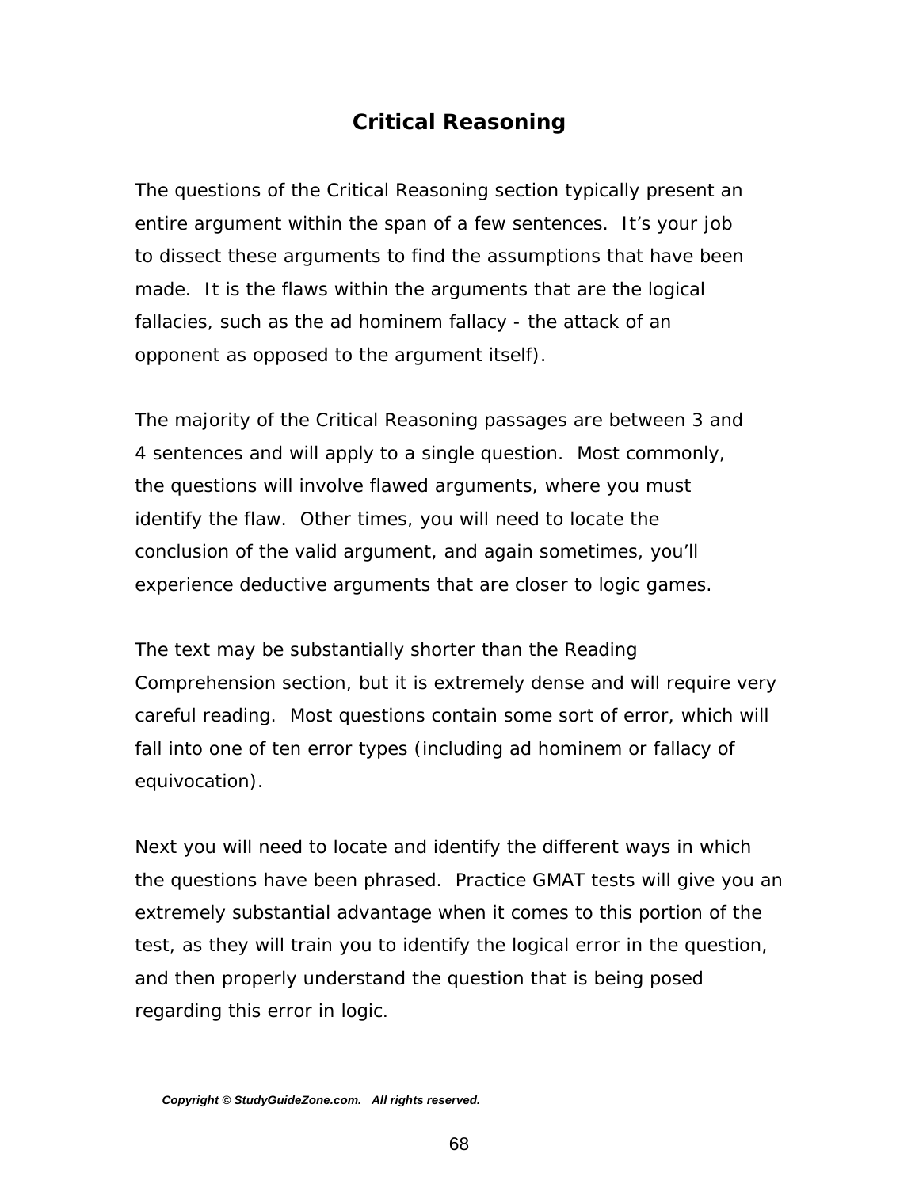# Critical Reasoning

The questions of the Critical Reasoning section typically present an entire argument within the span of a few sentences. It's your job to dissect these arguments to find the assumptions that have been made. It is the flaws within the arguments that are the logical fallacies, such as the ad hominem fallacy - the attack of an opponent as opposed to the argument itself).

The majority of the Critical Reasoning passages are between 3 and 4 sentences and will apply to a single question. Most commonly, the questions will involve flawed arguments, where you must identify the flaw. Other times, you will need to locate the conclusion of the valid argument, and again sometimes, you'll experience deductive arguments that are closer to logic games.

The text may be substantially shorter than the Reading Comprehension section, but it is extremely dense and will require very careful reading. Most questions contain some sort of error, which will fall into one of ten error types (including ad hominem or fallacy of equivocation).

Next you will need to locate and identify the different ways in which the questions have been phrased. Practice GMAT tests will give you an extremely substantial advantage when it comes to this portion of the test, as they will train you to identify the logical error in the question, and then properly understand the question that is being posed regarding this error in logic.

**Copyright © StudyGuideZone.com. All rights reserved.**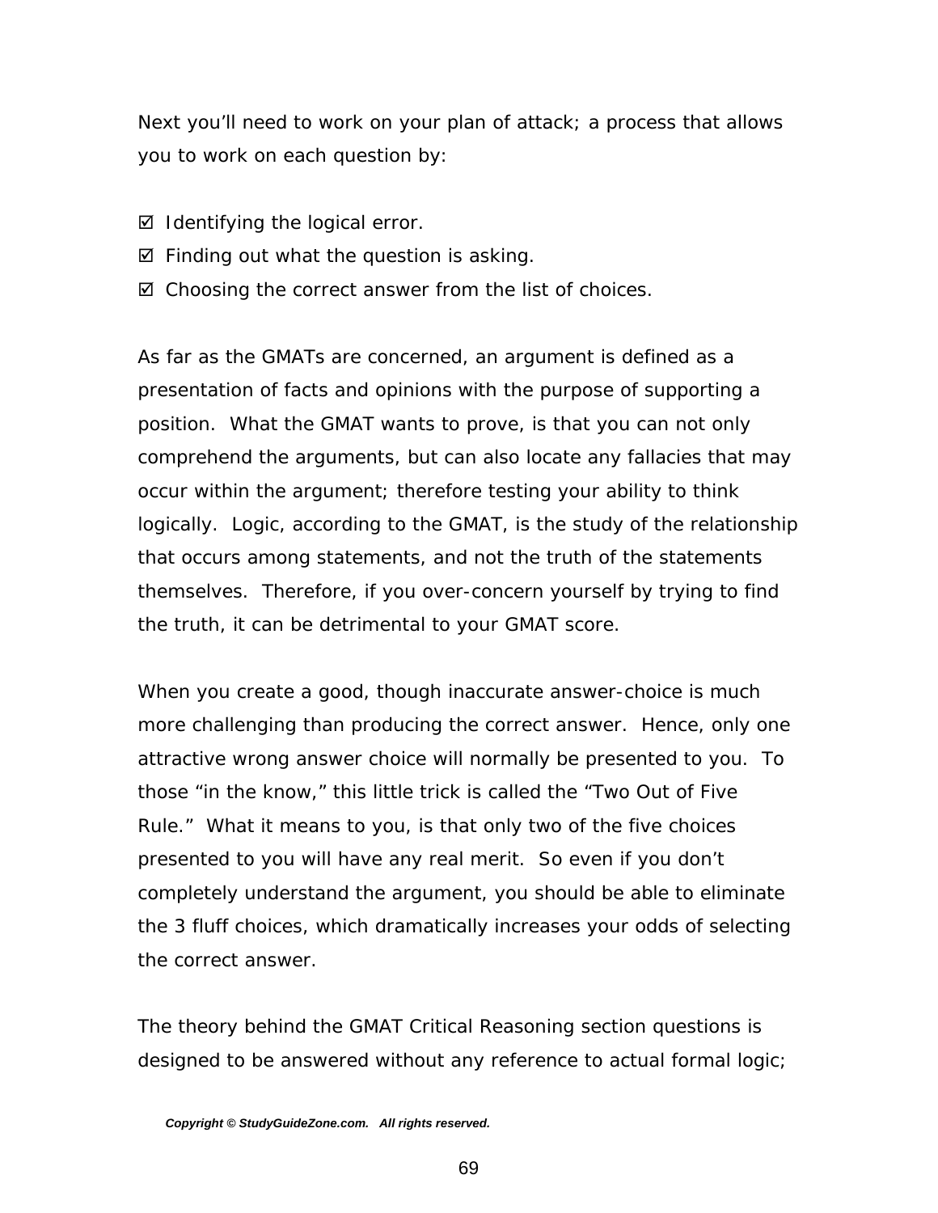Next you'll need to work on your plan of attack; a process that allows you to work on each question by:

☑ Identifying the logical error.
☑ Finding out what the question is asking.
☑ Choosing the correct answer from the list of choices.

As far as the GMATs are concerned, an argument is defined as a presentation of facts and opinions with the purpose of supporting a position. What the GMAT wants to prove, is that you can not only comprehend the arguments, but can also locate any fallacies that may occur within the argument; therefore testing your ability to think logically. Logic, according to the GMAT, is the study of the relationship that occurs among statements, and not the truth of the statements themselves. Therefore, if you over-concern yourself by trying to find the truth, it can be detrimental to your GMAT score.

When you create a good, though inaccurate answer-choice is much more challenging than producing the correct answer. Hence, only one attractive wrong answer choice will normally be presented to you. To those "in the know," this little trick is called the "Two Out of Five Rule." What it means to you, is that only two of the five choices presented to you will have any real merit. So even if you don't completely understand the argument, you should be able to eliminate the 3 fluff choices, which dramatically increases your odds of selecting the correct answer.

The theory behind the GMAT Critical Reasoning section questions is designed to be answered without any reference to actual formal logic;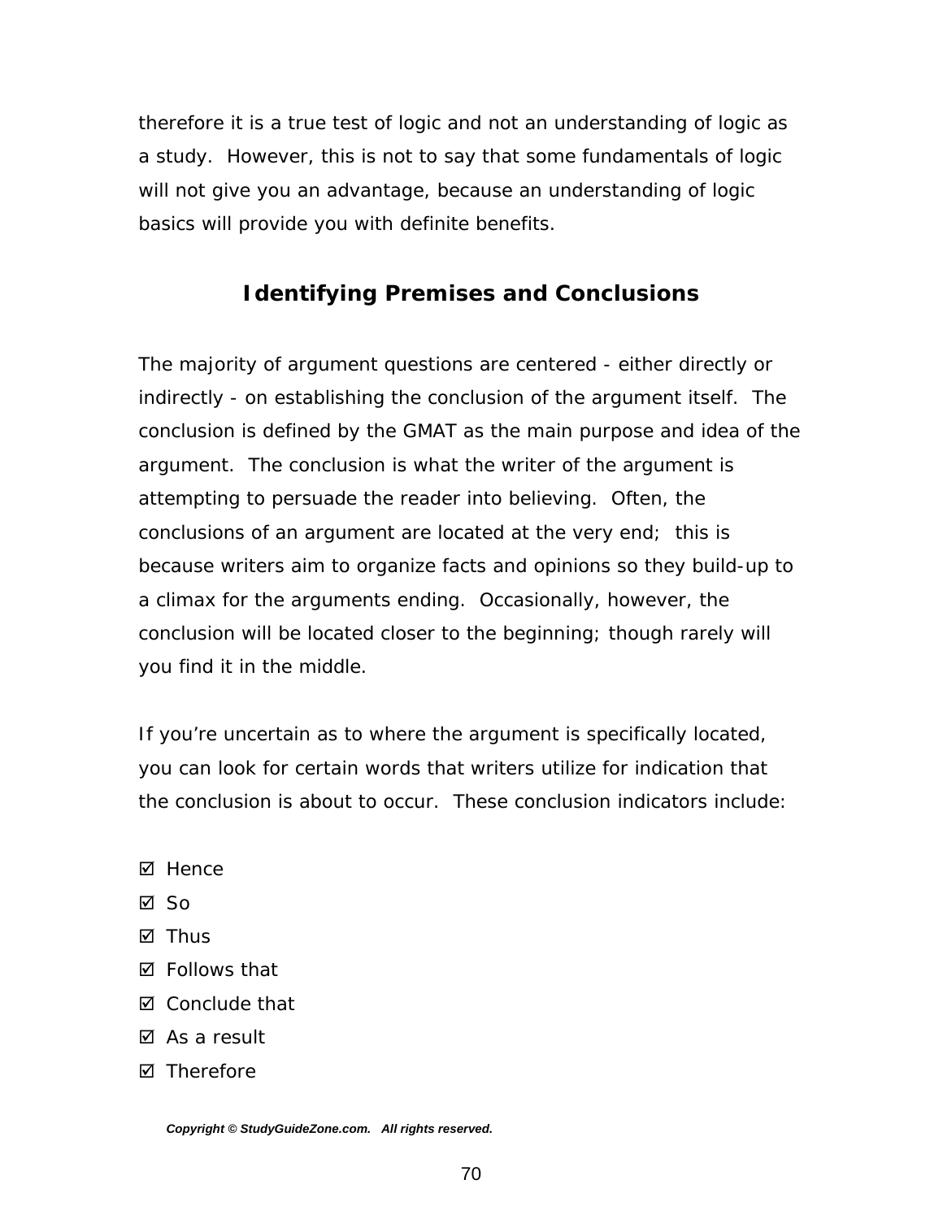therefore it is a true test of logic and not an understanding of logic as a study. However, this is not to say that some fundamentals of logic will not give you an advantage, because an understanding of logic basics will provide you with definite benefits.

## Identifying Premises and Conclusions

The majority of argument questions are centered - either directly or indirectly - on establishing the conclusion of the argument itself. The conclusion is defined by the GMAT as the main purpose and idea of the argument. The conclusion is what the writer of the argument is attempting to persuade the reader into believing. Often, the conclusions of an argument are located at the very end; this is because writers aim to organize facts and opinions so they build-up to a climax for the arguments ending. Occasionally, however, the conclusion will be located closer to the beginning; though rarely will you find it in the middle.

If you're uncertain as to where the argument is specifically located, you can look for certain words that writers utilize for indication that the conclusion is about to occur. These conclusion indicators include:

- ☑ Hence
- ☑ So
- ☑ Thus
- ☑ Follows that
- ☑ Conclude that
- ☑ As a result
- ☑ Therefore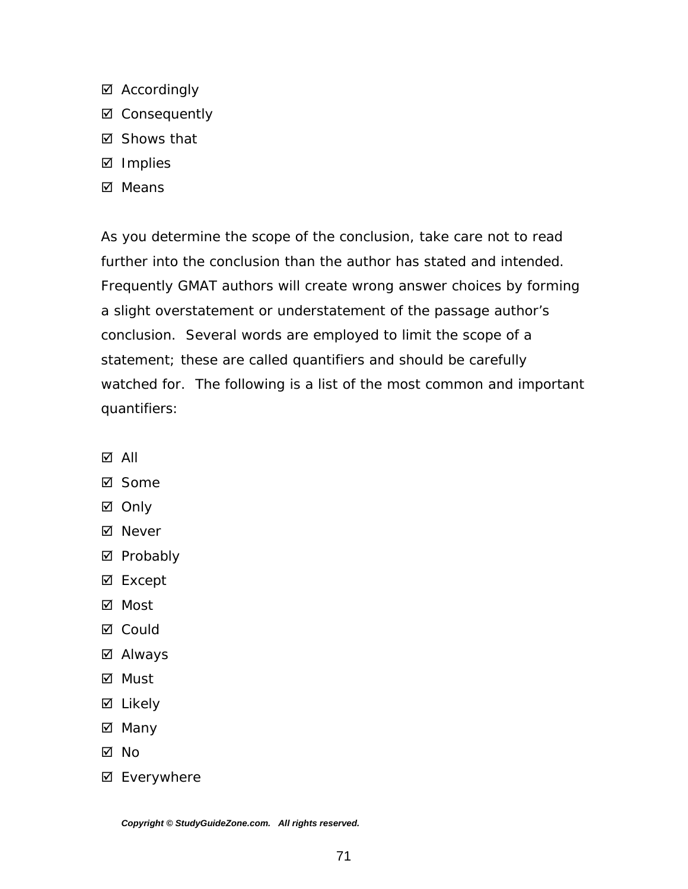- ☑ Accordingly
- ☑ Consequently
- ☑ Shows that
- ☑ Implies
- ☑ Means

As you determine the scope of the conclusion, take care not to read further into the conclusion than the author has stated and intended. Frequently GMAT authors will create wrong answer choices by forming a slight overstatement or understatement of the passage author's conclusion.  Several words are employed to limit the scope of a statement; these are called quantifiers and should be carefully watched for.  The following is a list of the most common and important quantifiers:

- ☑ All
- ☑ Some
- ☑ Only
- ☑ Never
- ☑ Probably
- ☑ Except
- ☑ Most
- ☑ Could
- ☑ Always
- ☑ Must
- ☑ Likely
- ☑ Many
- ☑ No
- ☑ Everywhere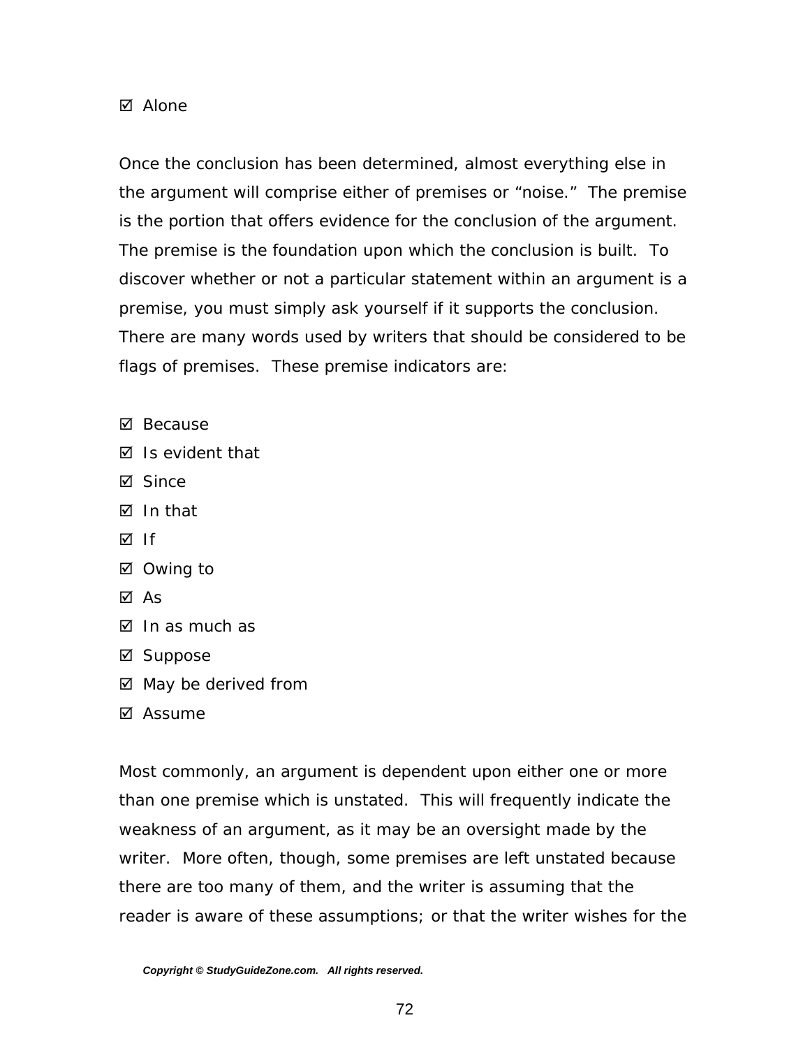- ☑ Alone

Once the conclusion has been determined, almost everything else in the argument will comprise either of premises or "noise." The premise is the portion that offers evidence for the conclusion of the argument. The premise is the foundation upon which the conclusion is built. To discover whether or not a particular statement within an argument is a premise, you must simply ask yourself if it supports the conclusion. There are many words used by writers that should be considered to be flags of premises. These premise indicators are:

- ☑ Because
- ☑ Is evident that
- ☑ Since
- ☑ In that
- ☑ If
- ☑ Owing to
- ☑ As
- ☑ In as much as
- ☑ Suppose
- ☑ May be derived from
- ☑ Assume

Most commonly, an argument is dependent upon either one or more than one premise which is unstated. This will frequently indicate the weakness of an argument, as it may be an oversight made by the writer. More often, though, some premises are left unstated because there are too many of them, and the writer is assuming that the reader is aware of these assumptions; or that the writer wishes for the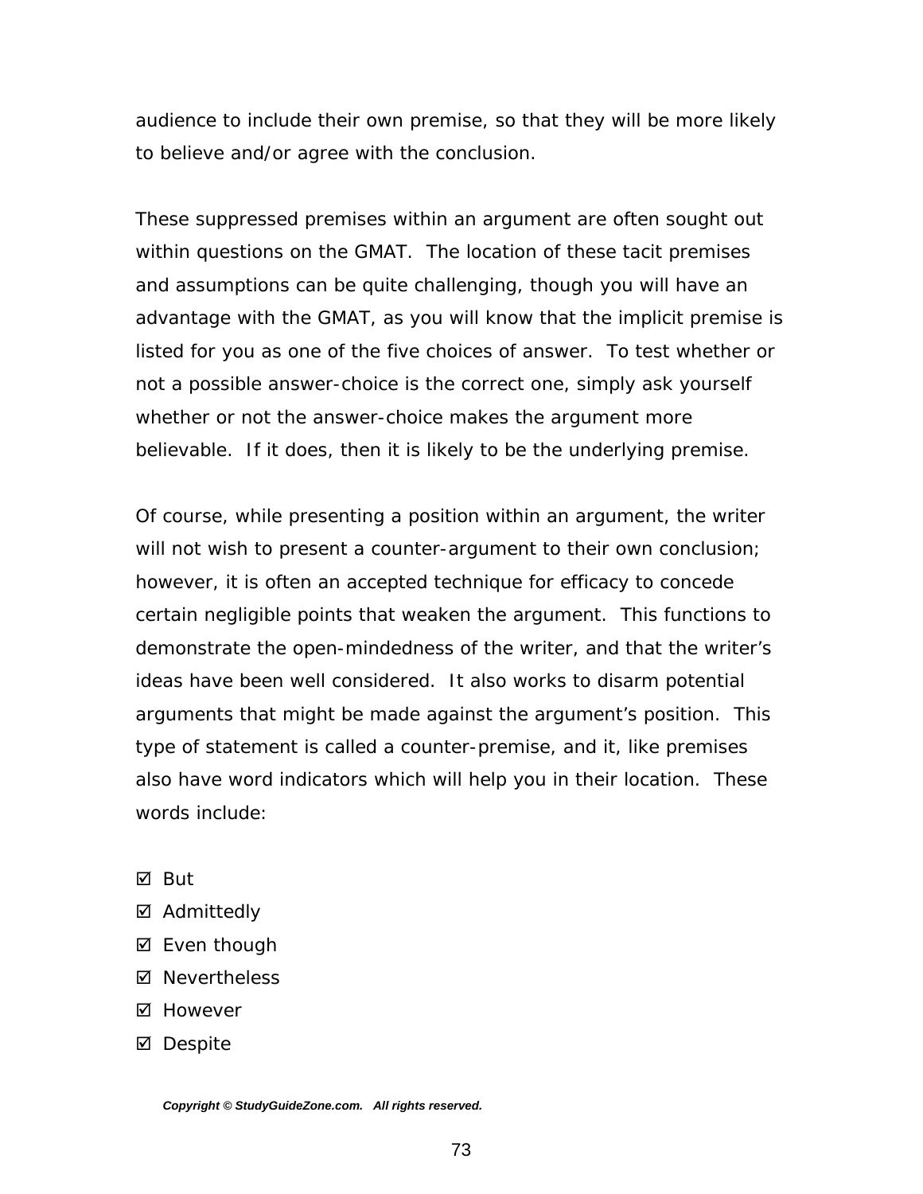audience to include their own premise, so that they will be more likely to believe and/or agree with the conclusion.

These suppressed premises within an argument are often sought out within questions on the GMAT. The location of these tacit premises and assumptions can be quite challenging, though you will have an advantage with the GMAT, as you will know that the implicit premise is listed for you as one of the five choices of answer. To test whether or not a possible answer-choice is the correct one, simply ask yourself whether or not the answer-choice makes the argument more believable. If it does, then it is likely to be the underlying premise.

Of course, while presenting a position within an argument, the writer will not wish to present a counter-argument to their own conclusion; however, it is often an accepted technique for efficacy to concede certain negligible points that weaken the argument. This functions to demonstrate the open-mindedness of the writer, and that the writer's ideas have been well considered. It also works to disarm potential arguments that might be made against the argument's position. This type of statement is called a counter-premise, and it, like premises also have word indicators which will help you in their location. These words include:

☑ But
☑ Admittedly
☑ Even though
☑ Nevertheless
☑ However
☑ Despite

**Copyright © StudyGuideZone.com. All rights reserved.**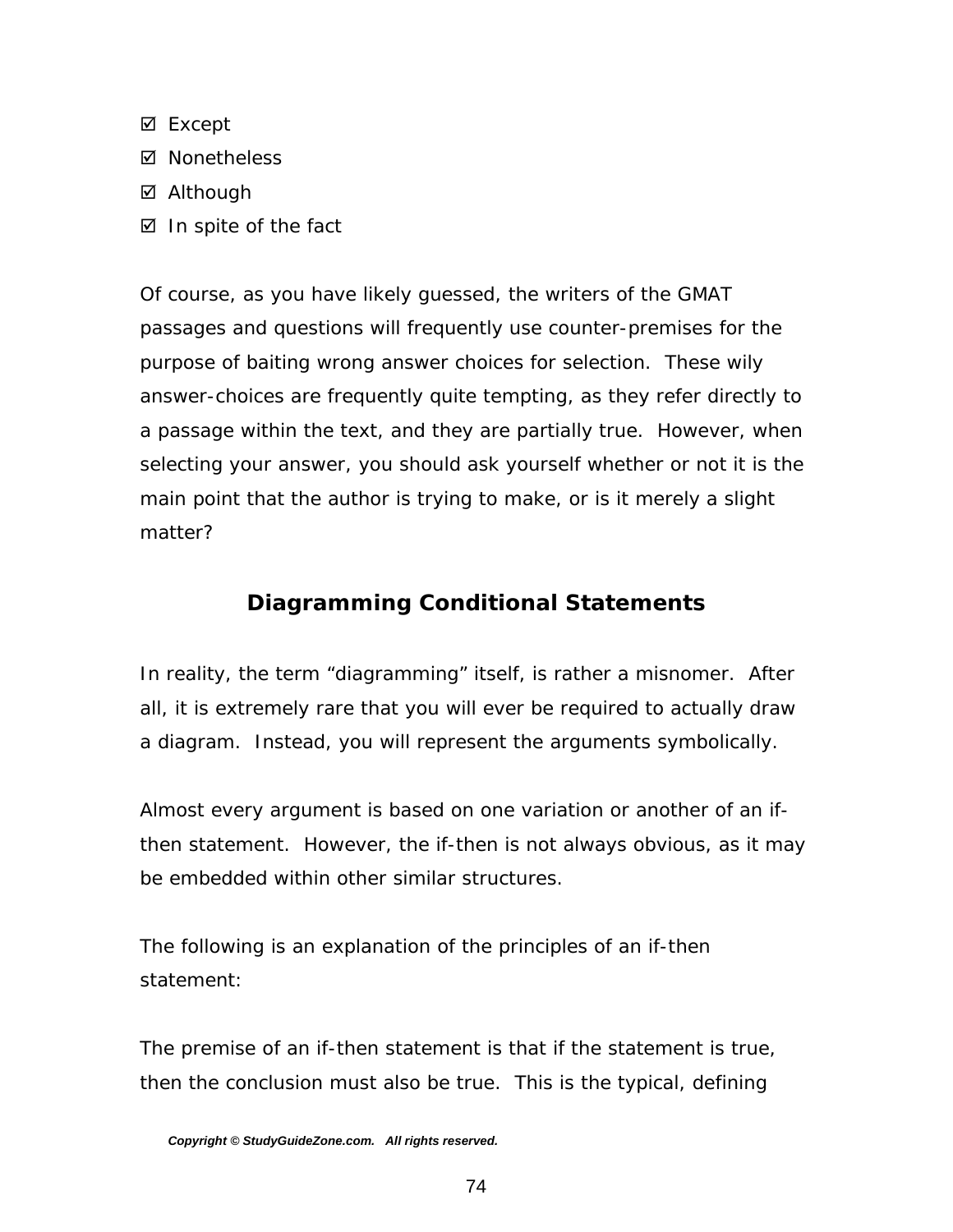- ☑ Except
- ☑ Nonetheless
- ☑ Although
- ☑ In spite of the fact

Of course, as you have likely guessed, the writers of the GMAT passages and questions will frequently use counter-premises for the purpose of baiting wrong answer choices for selection. These wily answer-choices are frequently quite tempting, as they refer directly to a passage within the text, and they are partially true. However, when selecting your answer, you should ask yourself whether or not it is the main point that the author is trying to make, or is it merely a slight matter?

## Diagramming Conditional Statements

In reality, the term "diagramming" itself, is rather a misnomer. After all, it is extremely rare that you will ever be required to actually draw a diagram. Instead, you will represent the arguments symbolically.

Almost every argument is based on one variation or another of an if-then statement. However, the if-then is not always obvious, as it may be embedded within other similar structures.

The following is an explanation of the principles of an if-then statement:

The premise of an if-then statement is that if the statement is true, then the conclusion must also be true. This is the typical, defining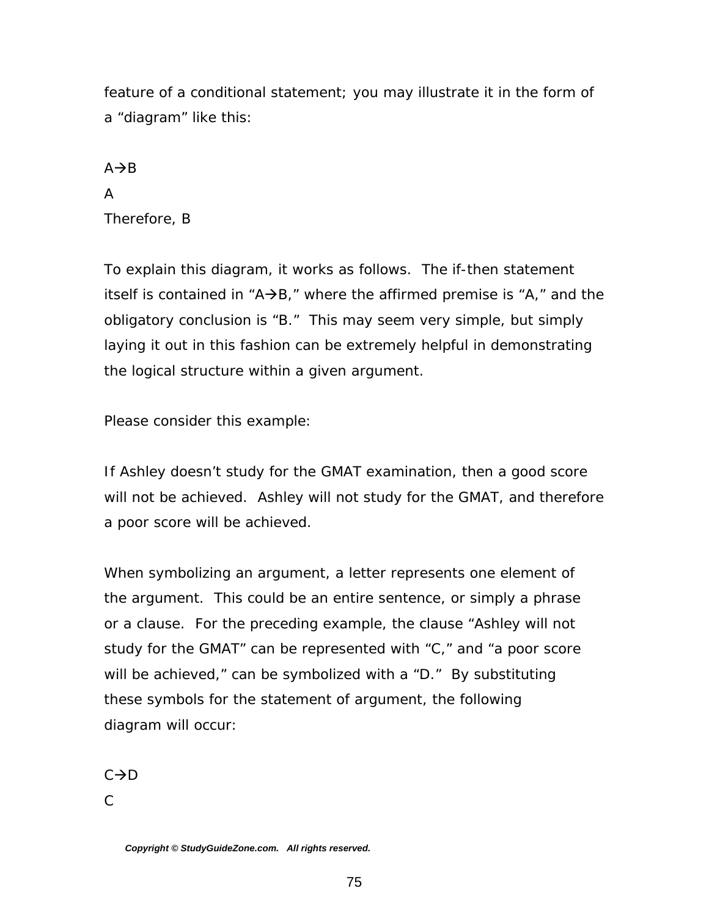feature of a conditional statement; you may illustrate it in the form of a “diagram” like this:

A→B
A
Therefore, B

To explain this diagram, it works as follows. The if-then statement itself is contained in “A→B,” where the affirmed premise is “A,” and the obligatory conclusion is “B.” This may seem very simple, but simply laying it out in this fashion can be extremely helpful in demonstrating the logical structure within a given argument.

Please consider this example:

If Ashley doesn’t study for the GMAT examination, then a good score will not be achieved. Ashley will not study for the GMAT, and therefore a poor score will be achieved.

When symbolizing an argument, a letter represents one element of the argument. This could be an entire sentence, or simply a phrase or a clause. For the preceding example, the clause “Ashley will not study for the GMAT” can be represented with “C,” and “a poor score will be achieved,” can be symbolized with a “D.” By substituting these symbols for the statement of argument, the following diagram will occur:

C→D
C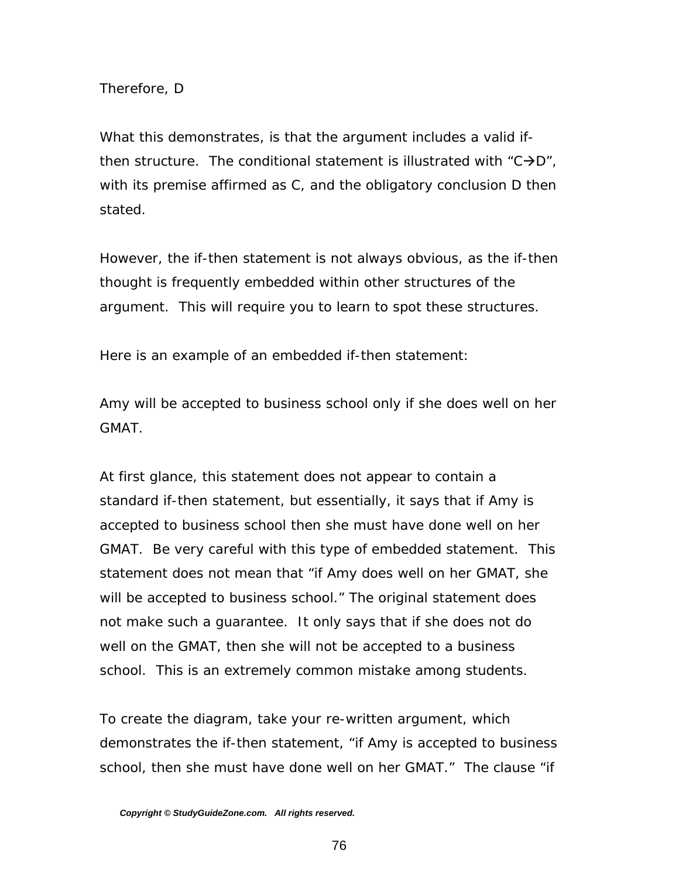Therefore, D

What this demonstrates, is that the argument includes a valid if-then structure. The conditional statement is illustrated with "C→D", with its premise affirmed as C, and the obligatory conclusion D then stated.

However, the if-then statement is not always obvious, as the if-then thought is frequently embedded within other structures of the argument. This will require you to learn to spot these structures.

Here is an example of an embedded if-then statement:

Amy will be accepted to business school only if she does well on her GMAT.

At first glance, this statement does not appear to contain a standard if-then statement, but essentially, it says that if Amy is accepted to business school then she must have done well on her GMAT. Be very careful with this type of embedded statement. This statement does not mean that "if Amy does well on her GMAT, she will be accepted to business school." The original statement does not make such a guarantee. It only says that if she does not do well on the GMAT, then she will not be accepted to a business school. This is an extremely common mistake among students.

To create the diagram, take your re-written argument, which demonstrates the if-then statement, "if Amy is accepted to business school, then she must have done well on her GMAT." The clause "if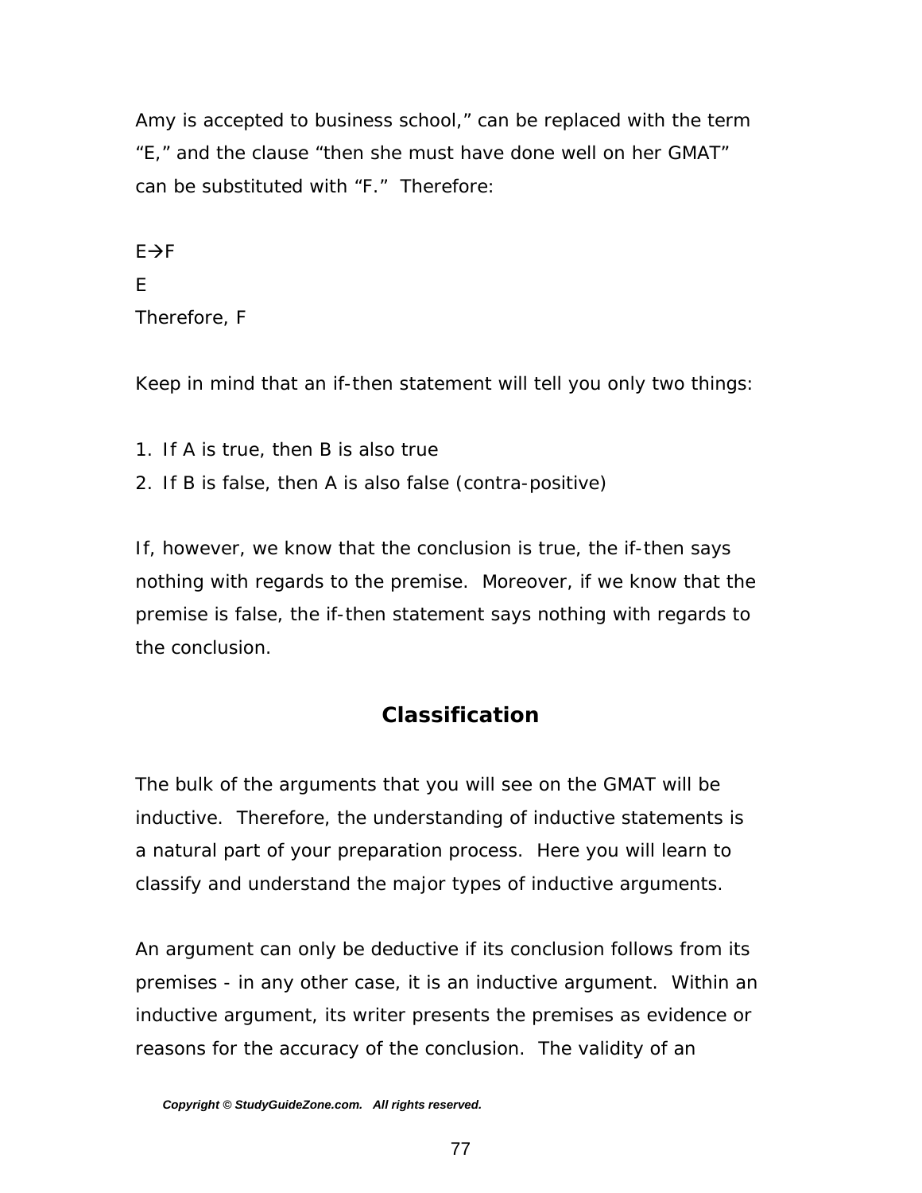Amy is accepted to business school," can be replaced with the term "E," and the clause "then she must have done well on her GMAT" can be substituted with "F." Therefore:

E→F
E
Therefore, F

Keep in mind that an if-then statement will tell you only two things:

1. If A is true, then B is also true
2. If B is false, then A is also false (contra-positive)

If, however, we know that the conclusion is true, the if-then says nothing with regards to the premise. Moreover, if we know that the premise is false, the if-then statement says nothing with regards to the conclusion.

## Classification

The bulk of the arguments that you will see on the GMAT will be inductive. Therefore, the understanding of inductive statements is a natural part of your preparation process. Here you will learn to classify and understand the major types of inductive arguments.

An argument can only be deductive if its conclusion follows from its premises - in any other case, it is an inductive argument. Within an inductive argument, its writer presents the premises as evidence or reasons for the accuracy of the conclusion. The validity of an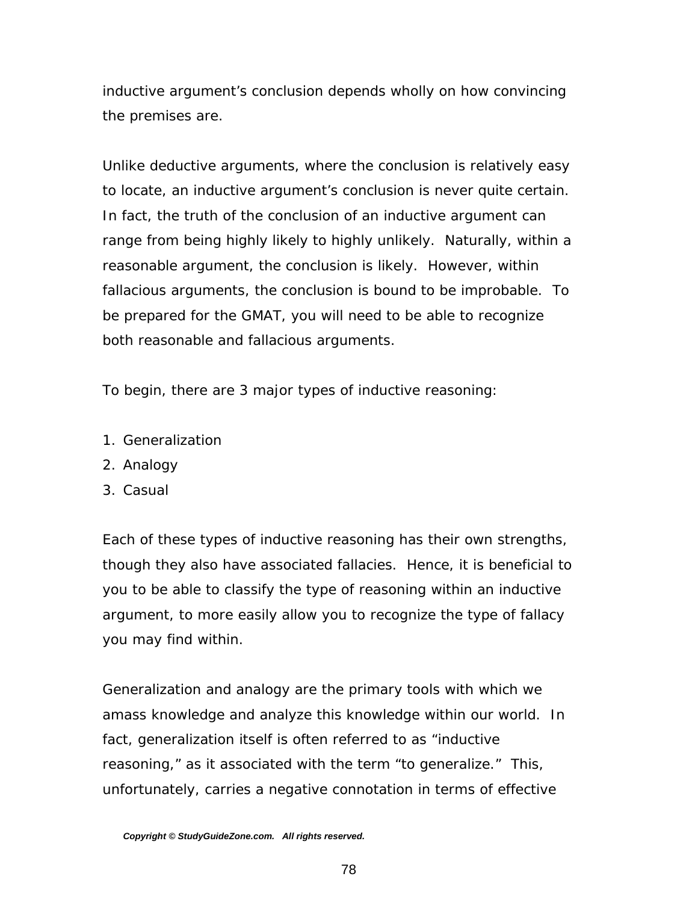inductive argument's conclusion depends wholly on how convincing the premises are.

Unlike deductive arguments, where the conclusion is relatively easy to locate, an inductive argument's conclusion is never quite certain. In fact, the truth of the conclusion of an inductive argument can range from being highly likely to highly unlikely. Naturally, within a reasonable argument, the conclusion is likely. However, within fallacious arguments, the conclusion is bound to be improbable. To be prepared for the GMAT, you will need to be able to recognize both reasonable and fallacious arguments.

To begin, there are 3 major types of inductive reasoning:

1. Generalization
2. Analogy
3. Casual

Each of these types of inductive reasoning has their own strengths, though they also have associated fallacies. Hence, it is beneficial to you to be able to classify the type of reasoning within an inductive argument, to more easily allow you to recognize the type of fallacy you may find within.

Generalization and analogy are the primary tools with which we amass knowledge and analyze this knowledge within our world. In fact, generalization itself is often referred to as "inductive reasoning," as it associated with the term "to generalize." This, unfortunately, carries a negative connotation in terms of effective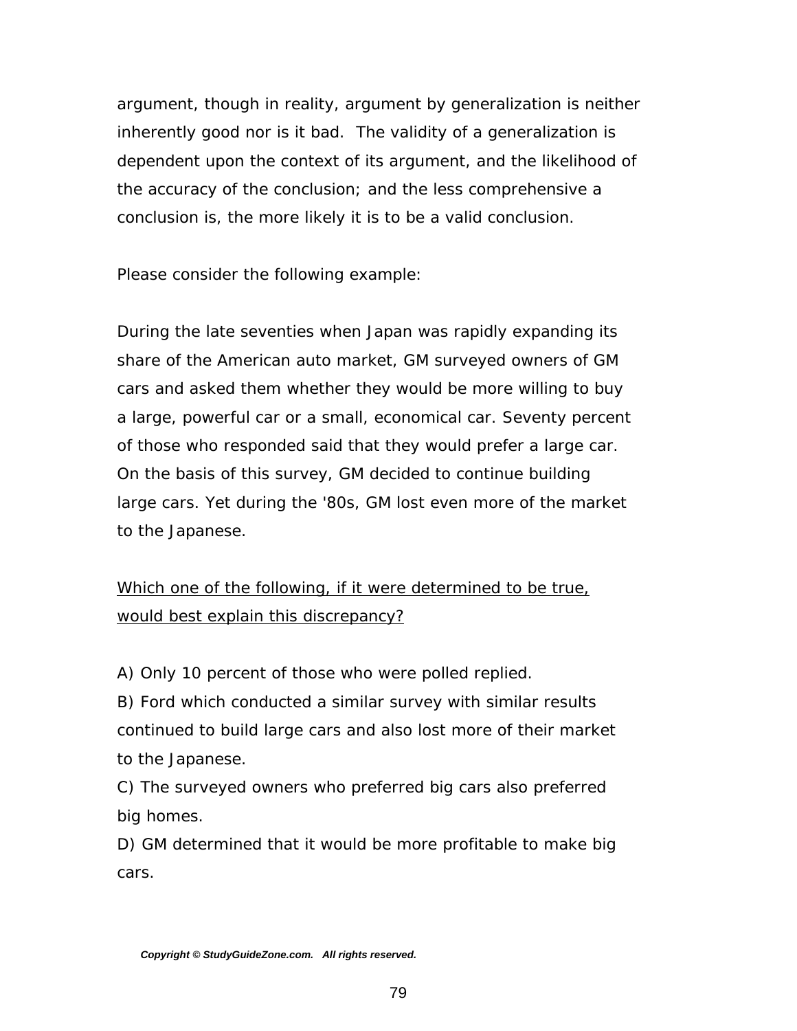argument, though in reality, argument by generalization is neither inherently good nor is it bad. The validity of a generalization is dependent upon the context of its argument, and the likelihood of the accuracy of the conclusion; and the less comprehensive a conclusion is, the more likely it is to be a valid conclusion.

Please consider the following example:

During the late seventies when Japan was rapidly expanding its share of the American auto market, GM surveyed owners of GM cars and asked them whether they would be more willing to buy a large, powerful car or a small, economical car. Seventy percent of those who responded said that they would prefer a large car. On the basis of this survey, GM decided to continue building large cars. Yet during the '80s, GM lost even more of the market to the Japanese.

<u>Which one of the following, if it were determined to be true, would best explain this discrepancy?</u>

A) Only 10 percent of those who were polled replied.
B) Ford which conducted a similar survey with similar results continued to build large cars and also lost more of their market to the Japanese.
C) The surveyed owners who preferred big cars also preferred big homes.
D) GM determined that it would be more profitable to make big cars.

***Copyright © StudyGuideZone.com. All rights reserved.***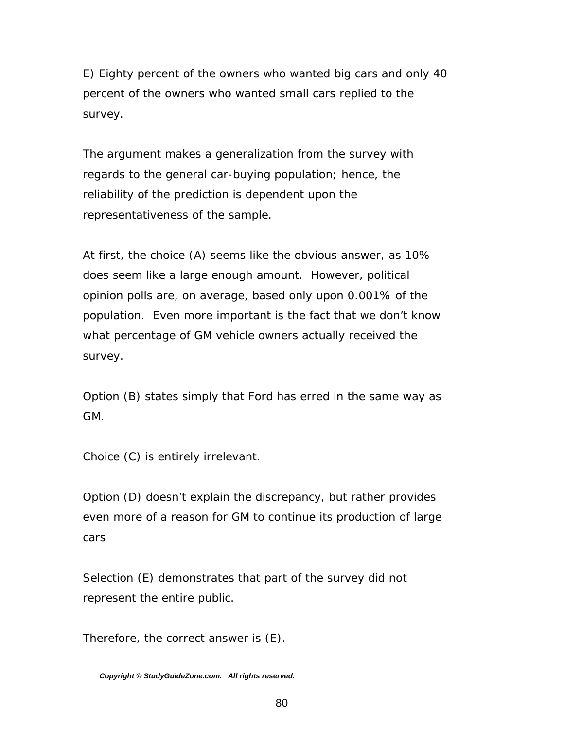E) Eighty percent of the owners who wanted big cars and only 40 percent of the owners who wanted small cars replied to the survey.

The argument makes a generalization from the survey with regards to the general car-buying population; hence, the reliability of the prediction is dependent upon the representativeness of the sample.

At first, the choice (A) seems like the obvious answer, as 10% does seem like a large enough amount. However, political opinion polls are, on average, based only upon 0.001% of the population. Even more important is the fact that we don't know what percentage of GM vehicle owners actually received the survey.

Option (B) states simply that Ford has erred in the same way as GM.

Choice (C) is entirely irrelevant.

Option (D) doesn't explain the discrepancy, but rather provides even more of a reason for GM to continue its production of large cars

Selection (E) demonstrates that part of the survey did not represent the entire public.

Therefore, the correct answer is (E).

***Copyright © StudyGuideZone.com. All rights reserved.***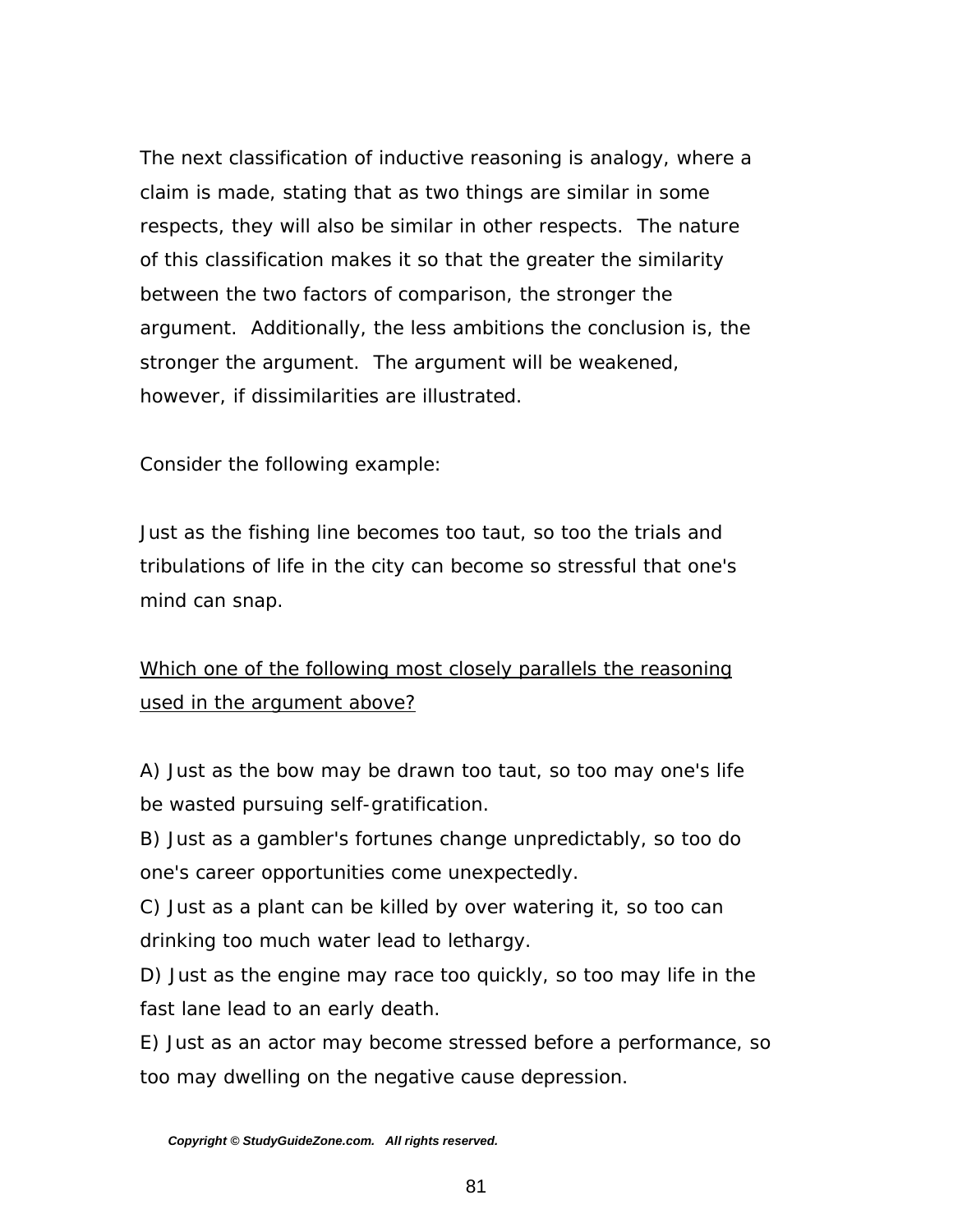The next classification of inductive reasoning is analogy, where a claim is made, stating that as two things are similar in some respects, they will also be similar in other respects. The nature of this classification makes it so that the greater the similarity between the two factors of comparison, the stronger the argument. Additionally, the less ambitions the conclusion is, the stronger the argument. The argument will be weakened, however, if dissimilarities are illustrated.

Consider the following example:

Just as the fishing line becomes too taut, so too the trials and tribulations of life in the city can become so stressful that one's mind can snap.

<u>Which one of the following most closely parallels the reasoning used in the argument above?</u>

A) Just as the bow may be drawn too taut, so too may one's life be wasted pursuing self-gratification.
B) Just as a gambler's fortunes change unpredictably, so too do one's career opportunities come unexpectedly.
C) Just as a plant can be killed by over watering it, so too can drinking too much water lead to lethargy.
D) Just as the engine may race too quickly, so too may life in the fast lane lead to an early death.
E) Just as an actor may become stressed before a performance, so too may dwelling on the negative cause depression.

***Copyright © StudyGuideZone.com. All rights reserved.***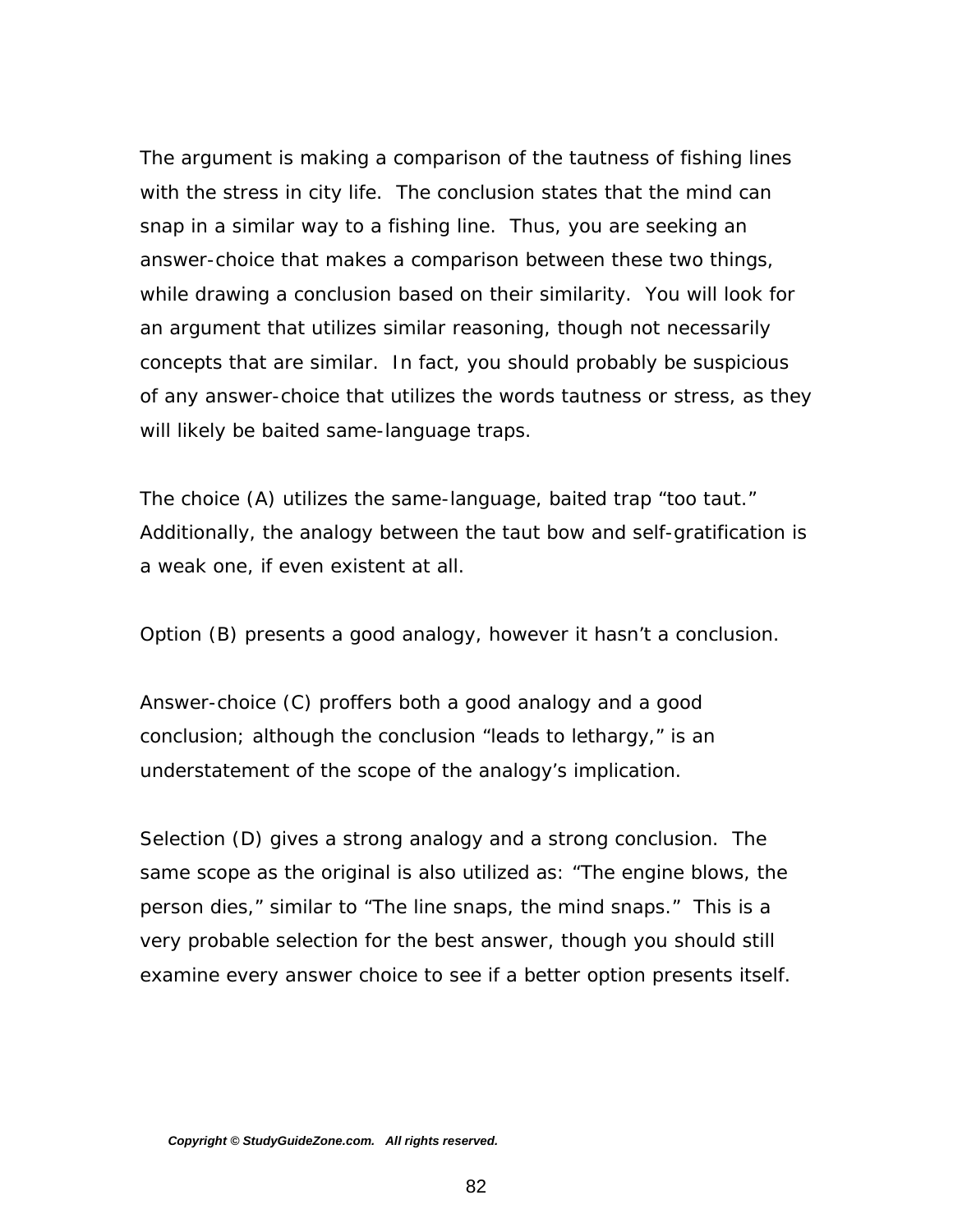The argument is making a comparison of the tautness of fishing lines with the stress in city life. The conclusion states that the mind can snap in a similar way to a fishing line. Thus, you are seeking an answer-choice that makes a comparison between these two things, while drawing a conclusion based on their similarity. You will look for an argument that utilizes similar reasoning, though not necessarily concepts that are similar. In fact, you should probably be suspicious of any answer-choice that utilizes the words tautness or stress, as they will likely be baited same-language traps.

The choice (A) utilizes the same-language, baited trap "too taut." Additionally, the analogy between the taut bow and self-gratification is a weak one, if even existent at all.

Option (B) presents a good analogy, however it hasn't a conclusion.

Answer-choice (C) proffers both a good analogy and a good conclusion; although the conclusion "leads to lethargy," is an understatement of the scope of the analogy's implication.

Selection (D) gives a strong analogy and a strong conclusion. The same scope as the original is also utilized as: "The engine blows, the person dies," similar to "The line snaps, the mind snaps." This is a very probable selection for the best answer, though you should still examine every answer choice to see if a better option presents itself.

***Copyright © StudyGuideZone.com. All rights reserved.***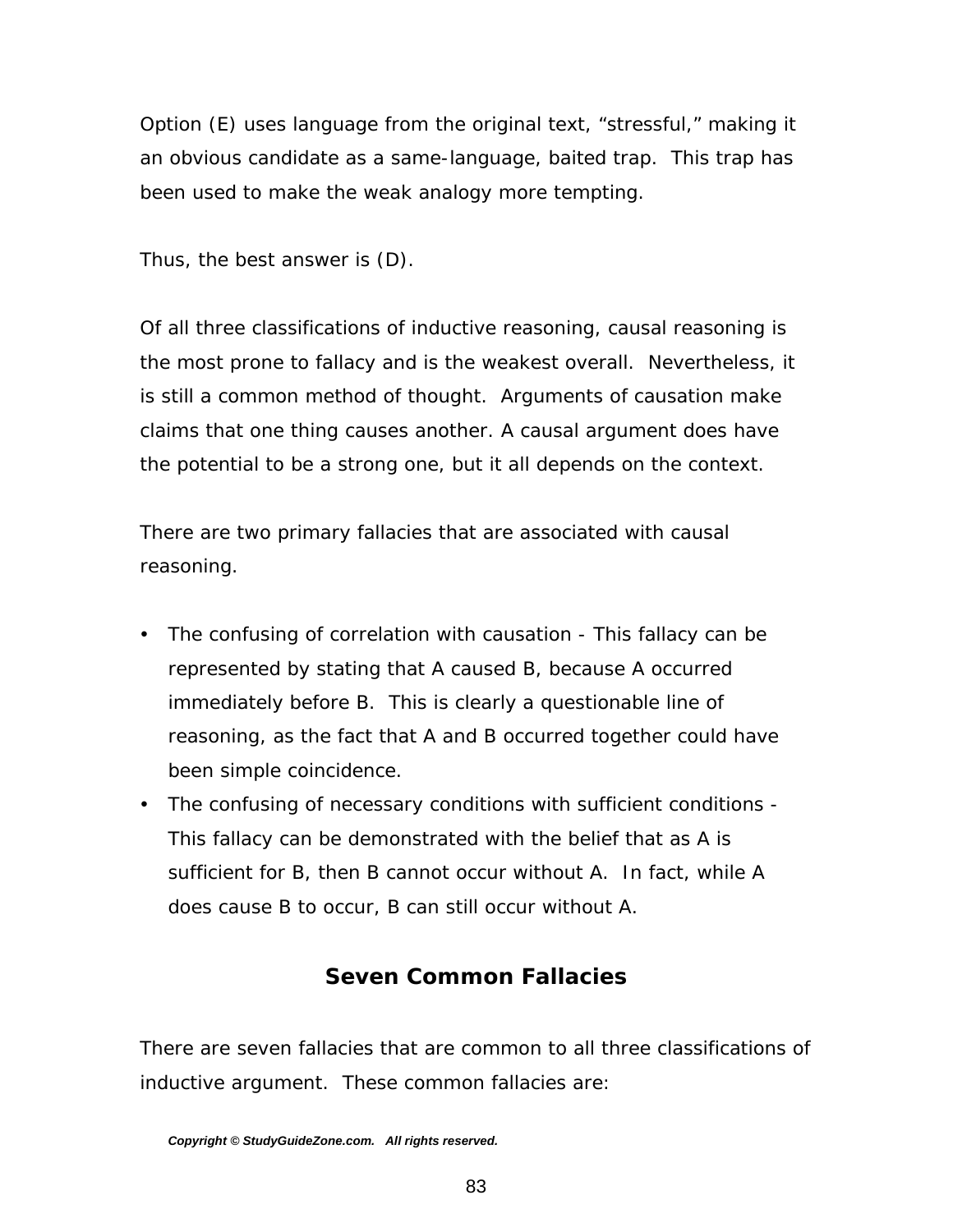Option (E) uses language from the original text, “stressful,” making it an obvious candidate as a same-language, baited trap. This trap has been used to make the weak analogy more tempting.

Thus, the best answer is (D).

Of all three classifications of inductive reasoning, causal reasoning is the most prone to fallacy and is the weakest overall. Nevertheless, it is still a common method of thought. Arguments of causation make claims that one thing causes another. A causal argument does have the potential to be a strong one, but it all depends on the context.

There are two primary fallacies that are associated with causal reasoning.

- The confusing of correlation with causation - This fallacy can be represented by stating that A caused B, because A occurred immediately before B. This is clearly a questionable line of reasoning, as the fact that A and B occurred together could have been simple coincidence.
- The confusing of necessary conditions with sufficient conditions - This fallacy can be demonstrated with the belief that as A is sufficient for B, then B cannot occur without A. In fact, while A does cause B to occur, B can still occur without A.

## Seven Common Fallacies

There are seven fallacies that are common to all three classifications of inductive argument. These common fallacies are: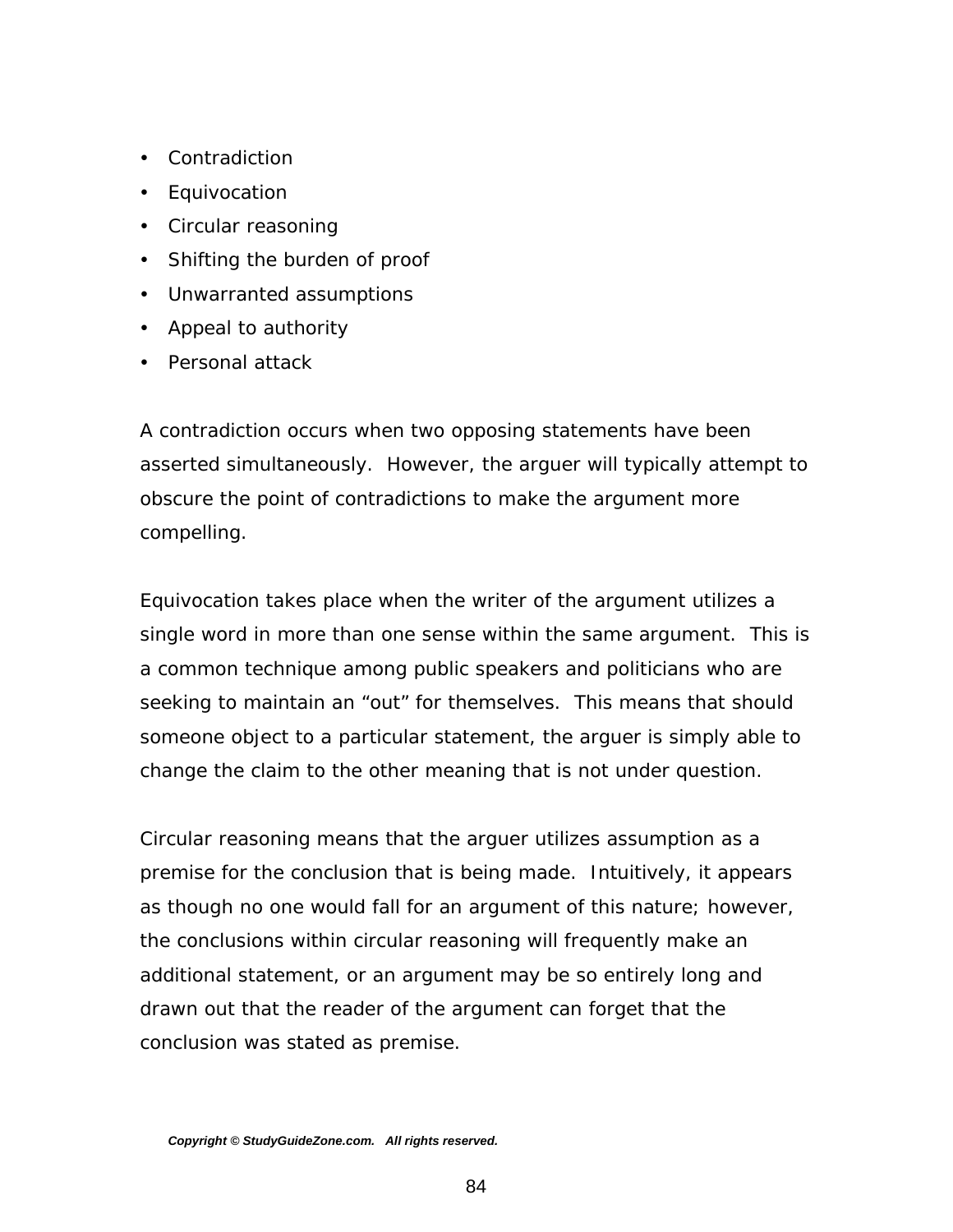- Contradiction
- Equivocation
- Circular reasoning
- Shifting the burden of proof
- Unwarranted assumptions
- Appeal to authority
- Personal attack

A contradiction occurs when two opposing statements have been asserted simultaneously. However, the arguer will typically attempt to obscure the point of contradictions to make the argument more compelling.

Equivocation takes place when the writer of the argument utilizes a single word in more than one sense within the same argument. This is a common technique among public speakers and politicians who are seeking to maintain an "out" for themselves. This means that should someone object to a particular statement, the arguer is simply able to change the claim to the other meaning that is not under question.

Circular reasoning means that the arguer utilizes assumption as a premise for the conclusion that is being made. Intuitively, it appears as though no one would fall for an argument of this nature; however, the conclusions within circular reasoning will frequently make an additional statement, or an argument may be so entirely long and drawn out that the reader of the argument can forget that the conclusion was stated as premise.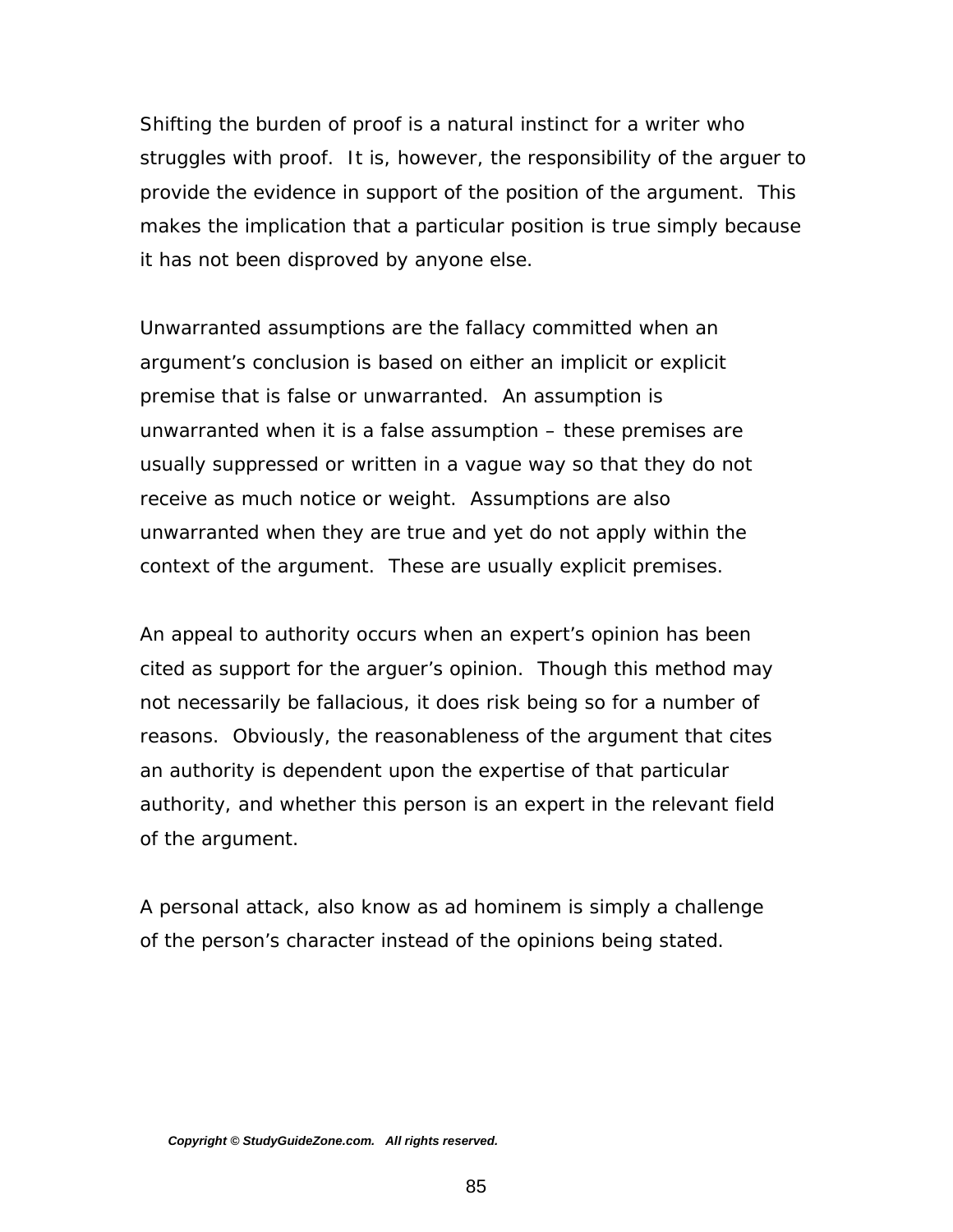Shifting the burden of proof is a natural instinct for a writer who struggles with proof. It is, however, the responsibility of the arguer to provide the evidence in support of the position of the argument. This makes the implication that a particular position is true simply because it has not been disproved by anyone else.

Unwarranted assumptions are the fallacy committed when an argument's conclusion is based on either an implicit or explicit premise that is false or unwarranted. An assumption is unwarranted when it is a false assumption – these premises are usually suppressed or written in a vague way so that they do not receive as much notice or weight. Assumptions are also unwarranted when they are true and yet do not apply within the context of the argument. These are usually explicit premises.

An appeal to authority occurs when an expert's opinion has been cited as support for the arguer's opinion. Though this method may not necessarily be fallacious, it does risk being so for a number of reasons. Obviously, the reasonableness of the argument that cites an authority is dependent upon the expertise of that particular authority, and whether this person is an expert in the relevant field of the argument.

A personal attack, also know as ad hominem is simply a challenge of the person's character instead of the opinions being stated.

***Copyright © StudyGuideZone.com. All rights reserved.***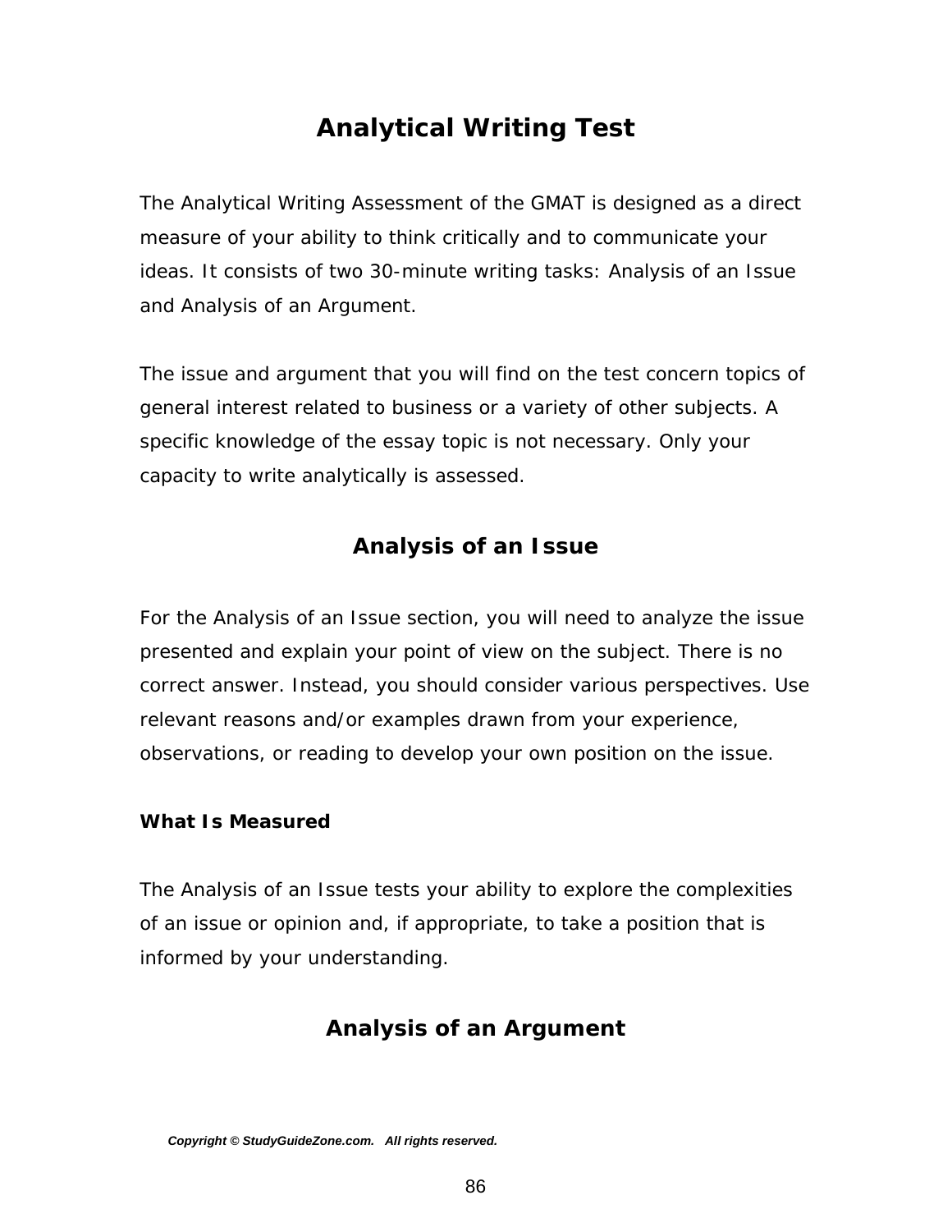# Analytical Writing Test

The Analytical Writing Assessment of the GMAT is designed as a direct measure of your ability to think critically and to communicate your ideas. It consists of two 30-minute writing tasks: Analysis of an Issue and Analysis of an Argument.

The issue and argument that you will find on the test concern topics of general interest related to business or a variety of other subjects. A specific knowledge of the essay topic is not necessary. Only your capacity to write analytically is assessed.

## Analysis of an Issue

For the Analysis of an Issue section, you will need to analyze the issue presented and explain your point of view on the subject. There is no correct answer. Instead, you should consider various perspectives. Use relevant reasons and/or examples drawn from your experience, observations, or reading to develop your own position on the issue.

### What Is Measured

The Analysis of an Issue tests your ability to explore the complexities of an issue or opinion and, if appropriate, to take a position that is informed by your understanding.

## Analysis of an Argument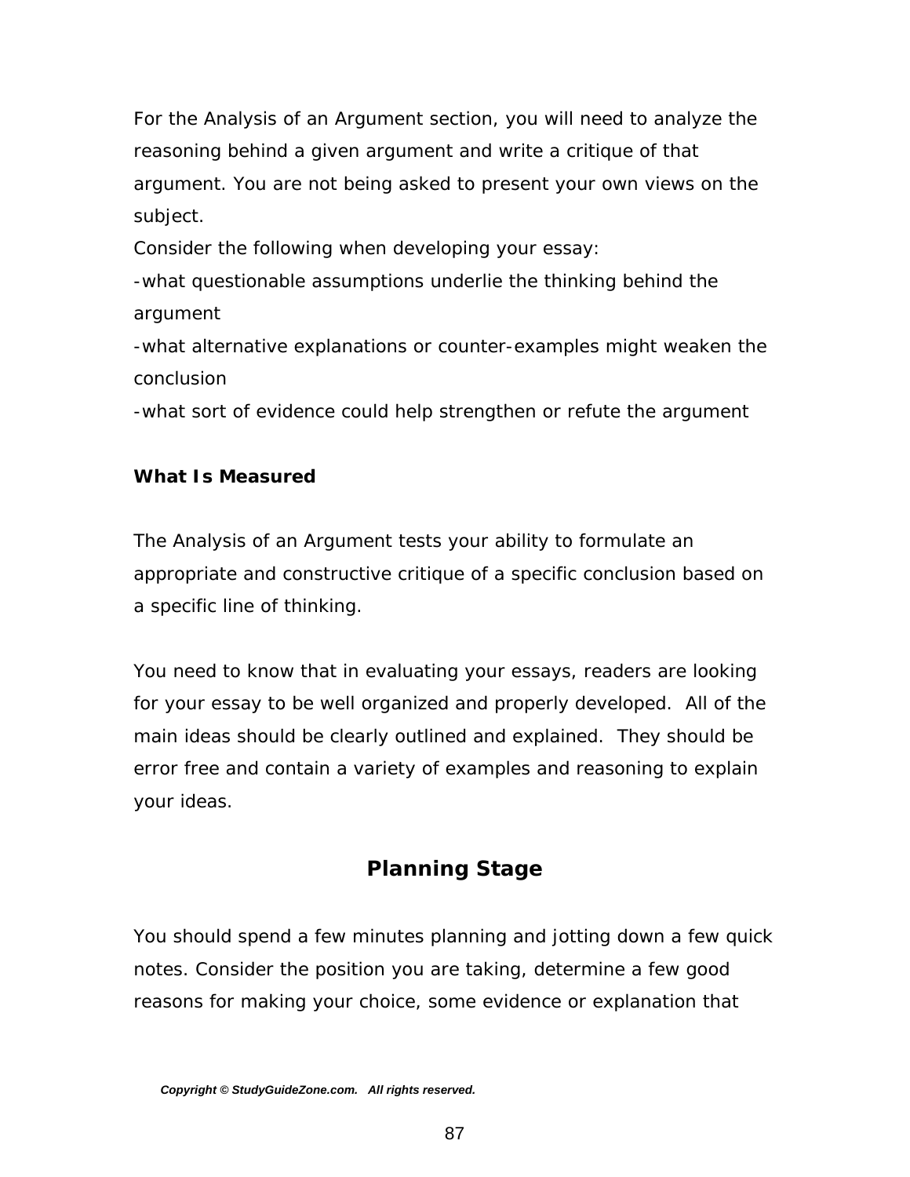For the Analysis of an Argument section, you will need to analyze the reasoning behind a given argument and write a critique of that argument. You are not being asked to present your own views on the subject.

Consider the following when developing your essay:

-what questionable assumptions underlie the thinking behind the argument

-what alternative explanations or counter-examples might weaken the conclusion

-what sort of evidence could help strengthen or refute the argument

**What Is Measured**

The Analysis of an Argument tests your ability to formulate an appropriate and constructive critique of a specific conclusion based on a specific line of thinking.

You need to know that in evaluating your essays, readers are looking for your essay to be well organized and properly developed. All of the main ideas should be clearly outlined and explained. They should be error free and contain a variety of examples and reasoning to explain your ideas.

## Planning Stage

You should spend a few minutes planning and jotting down a few quick notes. Consider the position you are taking, determine a few good reasons for making your choice, some evidence or explanation that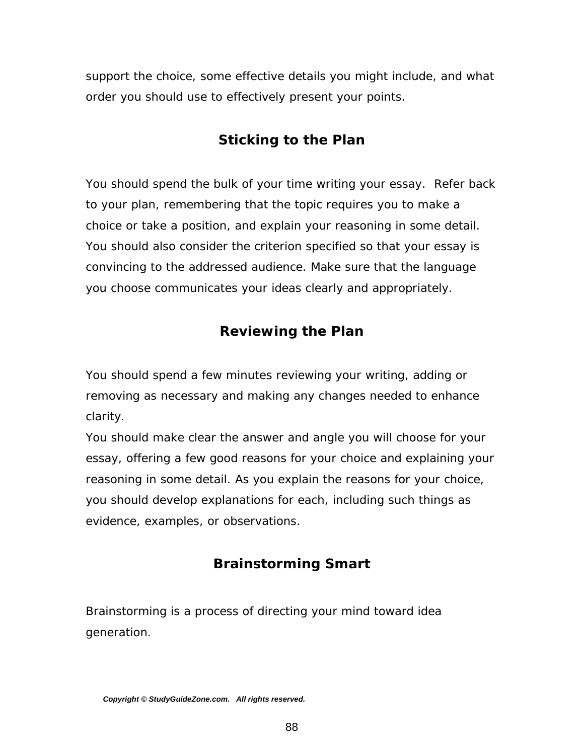support the choice, some effective details you might include, and what order you should use to effectively present your points.

## Sticking to the Plan

You should spend the bulk of your time writing your essay. Refer back to your plan, remembering that the topic requires you to make a choice or take a position, and explain your reasoning in some detail. You should also consider the criterion specified so that your essay is convincing to the addressed audience. Make sure that the language you choose communicates your ideas clearly and appropriately.

## Reviewing the Plan

You should spend a few minutes reviewing your writing, adding or removing as necessary and making any changes needed to enhance clarity.

You should make clear the answer and angle you will choose for your essay, offering a few good reasons for your choice and explaining your reasoning in some detail. As you explain the reasons for your choice, you should develop explanations for each, including such things as evidence, examples, or observations.

## Brainstorming Smart

Brainstorming is a process of directing your mind toward idea generation.

*Copyright © StudyGuideZone.com. All rights reserved.*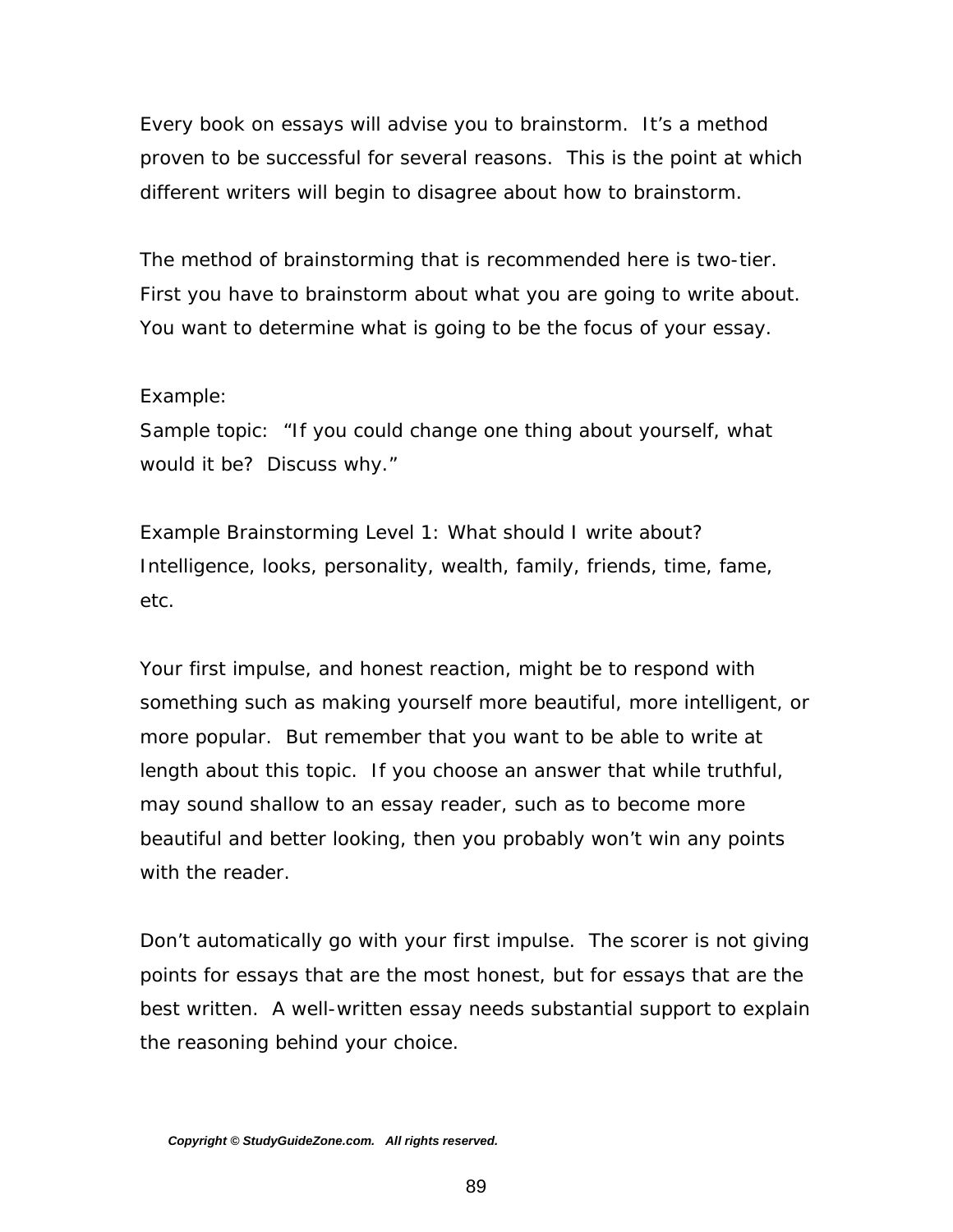Every book on essays will advise you to brainstorm. It's a method proven to be successful for several reasons. This is the point at which different writers will begin to disagree about how to brainstorm.

The method of brainstorming that is recommended here is two-tier. First you have to brainstorm about what you are going to write about. You want to determine what is going to be the focus of your essay.

Example:
Sample topic: "If you could change one thing about yourself, what would it be? Discuss why."

Example Brainstorming Level 1: What should I write about? Intelligence, looks, personality, wealth, family, friends, time, fame, etc.

Your first impulse, and honest reaction, might be to respond with something such as making yourself more beautiful, more intelligent, or more popular. But remember that you want to be able to write at length about this topic. If you choose an answer that while truthful, may sound shallow to an essay reader, such as to become more beautiful and better looking, then you probably won't win any points with the reader.

Don't automatically go with your first impulse. The scorer is not giving points for essays that are the most honest, but for essays that are the best written. A well-written essay needs substantial support to explain the reasoning behind your choice.

*Copyright © StudyGuideZone.com. All rights reserved.*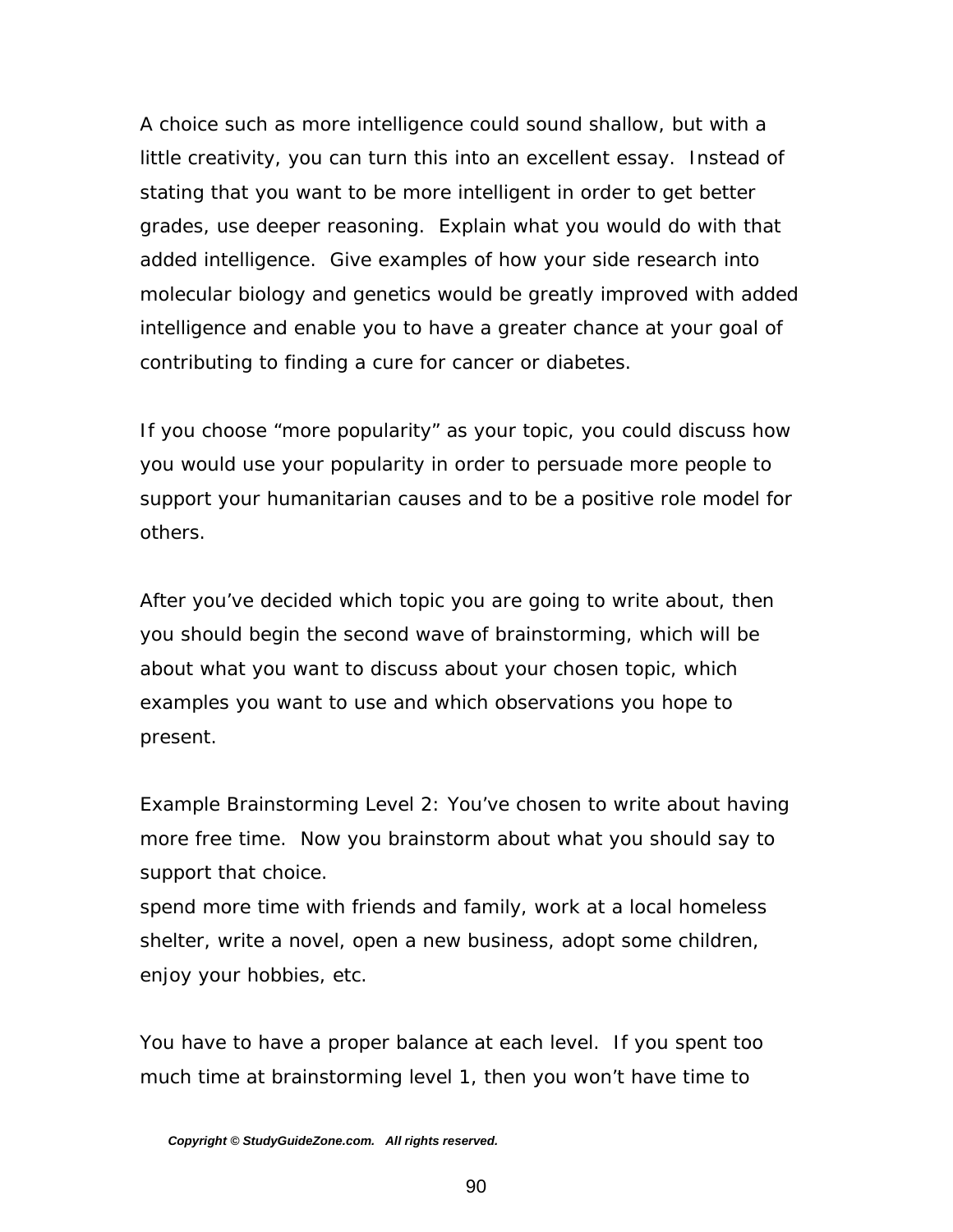A choice such as more intelligence could sound shallow, but with a little creativity, you can turn this into an excellent essay. Instead of stating that you want to be more intelligent in order to get better grades, use deeper reasoning. Explain what you would do with that added intelligence. Give examples of how your side research into molecular biology and genetics would be greatly improved with added intelligence and enable you to have a greater chance at your goal of contributing to finding a cure for cancer or diabetes.

If you choose "more popularity" as your topic, you could discuss how you would use your popularity in order to persuade more people to support your humanitarian causes and to be a positive role model for others.

After you've decided which topic you are going to write about, then you should begin the second wave of brainstorming, which will be about what you want to discuss about your chosen topic, which examples you want to use and which observations you hope to present.

Example Brainstorming Level 2: You've chosen to write about having more free time. Now you brainstorm about what you should say to support that choice.
spend more time with friends and family, work at a local homeless shelter, write a novel, open a new business, adopt some children, enjoy your hobbies, etc.

You have to have a proper balance at each level. If you spent too much time at brainstorming level 1, then you won't have time to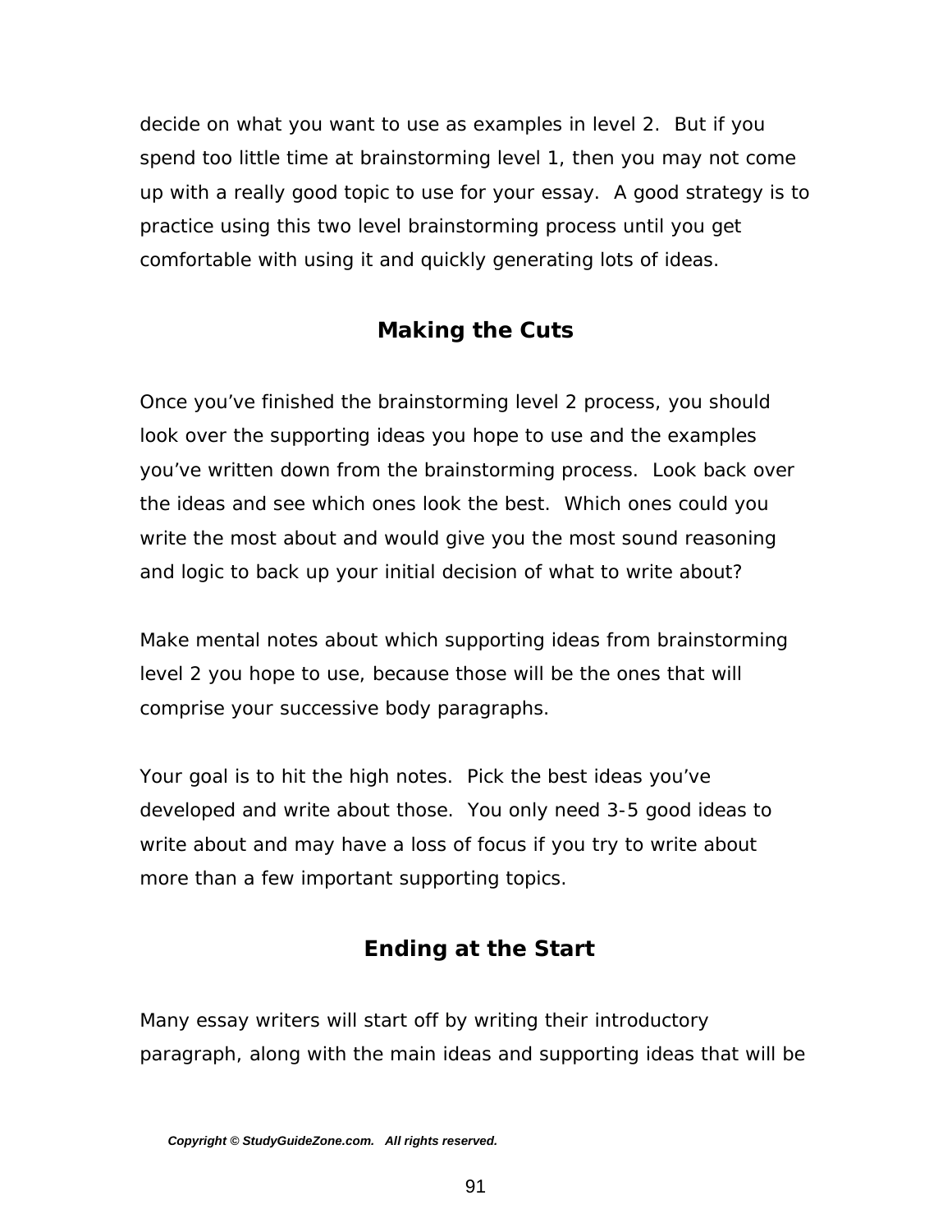decide on what you want to use as examples in level 2. But if you spend too little time at brainstorming level 1, then you may not come up with a really good topic to use for your essay. A good strategy is to practice using this two level brainstorming process until you get comfortable with using it and quickly generating lots of ideas.

## Making the Cuts

Once you've finished the brainstorming level 2 process, you should look over the supporting ideas you hope to use and the examples you've written down from the brainstorming process. Look back over the ideas and see which ones look the best. Which ones could you write the most about and would give you the most sound reasoning and logic to back up your initial decision of what to write about?

Make mental notes about which supporting ideas from brainstorming level 2 you hope to use, because those will be the ones that will comprise your successive body paragraphs.

Your goal is to hit the high notes. Pick the best ideas you've developed and write about those. You only need 3-5 good ideas to write about and may have a loss of focus if you try to write about more than a few important supporting topics.

## Ending at the Start

Many essay writers will start off by writing their introductory paragraph, along with the main ideas and supporting ideas that will be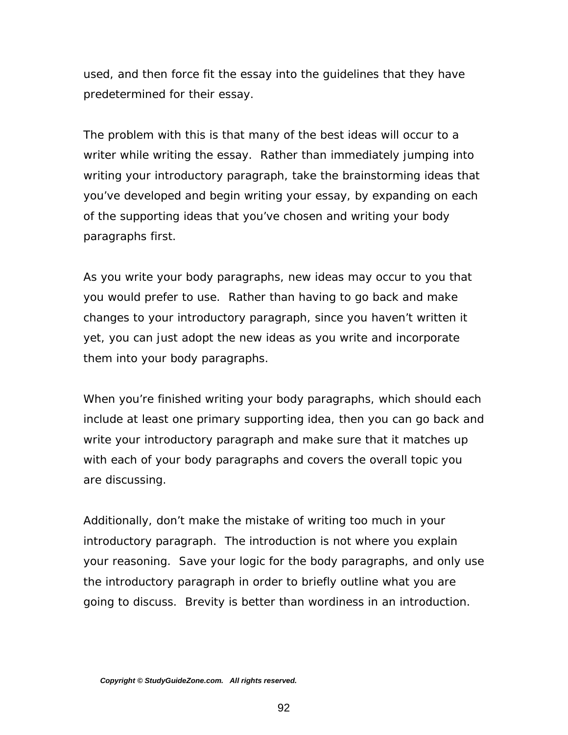used, and then force fit the essay into the guidelines that they have predetermined for their essay.

The problem with this is that many of the best ideas will occur to a writer while writing the essay. Rather than immediately jumping into writing your introductory paragraph, take the brainstorming ideas that you've developed and begin writing your essay, by expanding on each of the supporting ideas that you've chosen and writing your body paragraphs first.

As you write your body paragraphs, new ideas may occur to you that you would prefer to use. Rather than having to go back and make changes to your introductory paragraph, since you haven't written it yet, you can just adopt the new ideas as you write and incorporate them into your body paragraphs.

When you're finished writing your body paragraphs, which should each include at least one primary supporting idea, then you can go back and write your introductory paragraph and make sure that it matches up with each of your body paragraphs and covers the overall topic you are discussing.

Additionally, don't make the mistake of writing too much in your introductory paragraph. The introduction is not where you explain your reasoning. Save your logic for the body paragraphs, and only use the introductory paragraph in order to briefly outline what you are going to discuss. Brevity is better than wordiness in an introduction.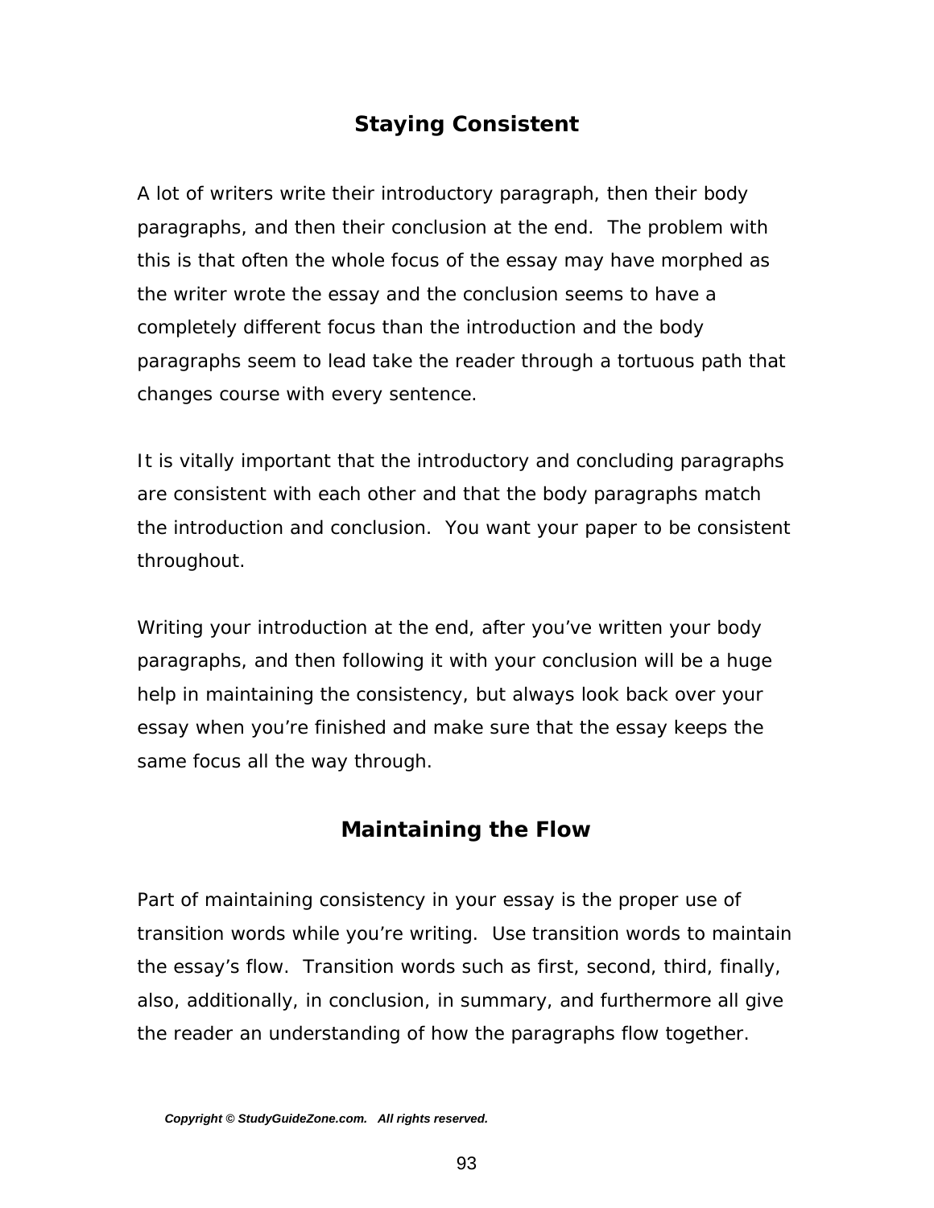## Staying Consistent

A lot of writers write their introductory paragraph, then their body paragraphs, and then their conclusion at the end. The problem with this is that often the whole focus of the essay may have morphed as the writer wrote the essay and the conclusion seems to have a completely different focus than the introduction and the body paragraphs seem to lead take the reader through a tortuous path that changes course with every sentence.

It is vitally important that the introductory and concluding paragraphs are consistent with each other and that the body paragraphs match the introduction and conclusion. You want your paper to be consistent throughout.

Writing your introduction at the end, after you've written your body paragraphs, and then following it with your conclusion will be a huge help in maintaining the consistency, but always look back over your essay when you're finished and make sure that the essay keeps the same focus all the way through.

## Maintaining the Flow

Part of maintaining consistency in your essay is the proper use of transition words while you're writing. Use transition words to maintain the essay's flow. Transition words such as first, second, third, finally, also, additionally, in conclusion, in summary, and furthermore all give the reader an understanding of how the paragraphs flow together.

***Copyright © StudyGuideZone.com. All rights reserved.***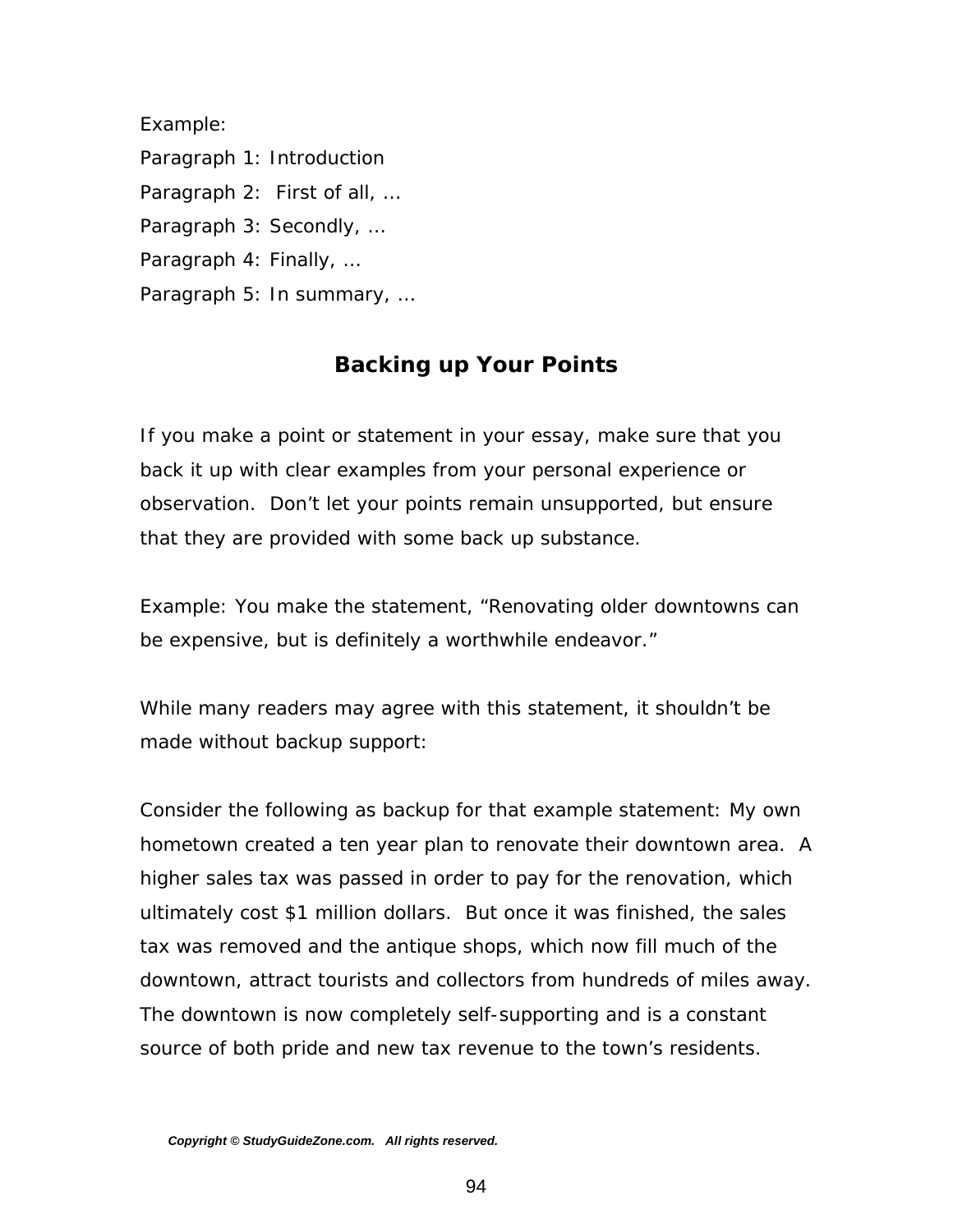Example:

Paragraph 1: Introduction

Paragraph 2: First of all, …

Paragraph 3: Secondly, …

Paragraph 4: Finally, …

Paragraph 5: In summary, …

## Backing up Your Points

If you make a point or statement in your essay, make sure that you back it up with clear examples from your personal experience or observation. Don't let your points remain unsupported, but ensure that they are provided with some back up substance.

Example: You make the statement, "Renovating older downtowns can be expensive, but is definitely a worthwhile endeavor."

While many readers may agree with this statement, it shouldn't be made without backup support:

Consider the following as backup for that example statement: My own hometown created a ten year plan to renovate their downtown area. A higher sales tax was passed in order to pay for the renovation, which ultimately cost $1 million dollars. But once it was finished, the sales tax was removed and the antique shops, which now fill much of the downtown, attract tourists and collectors from hundreds of miles away. The downtown is now completely self-supporting and is a constant source of both pride and new tax revenue to the town's residents.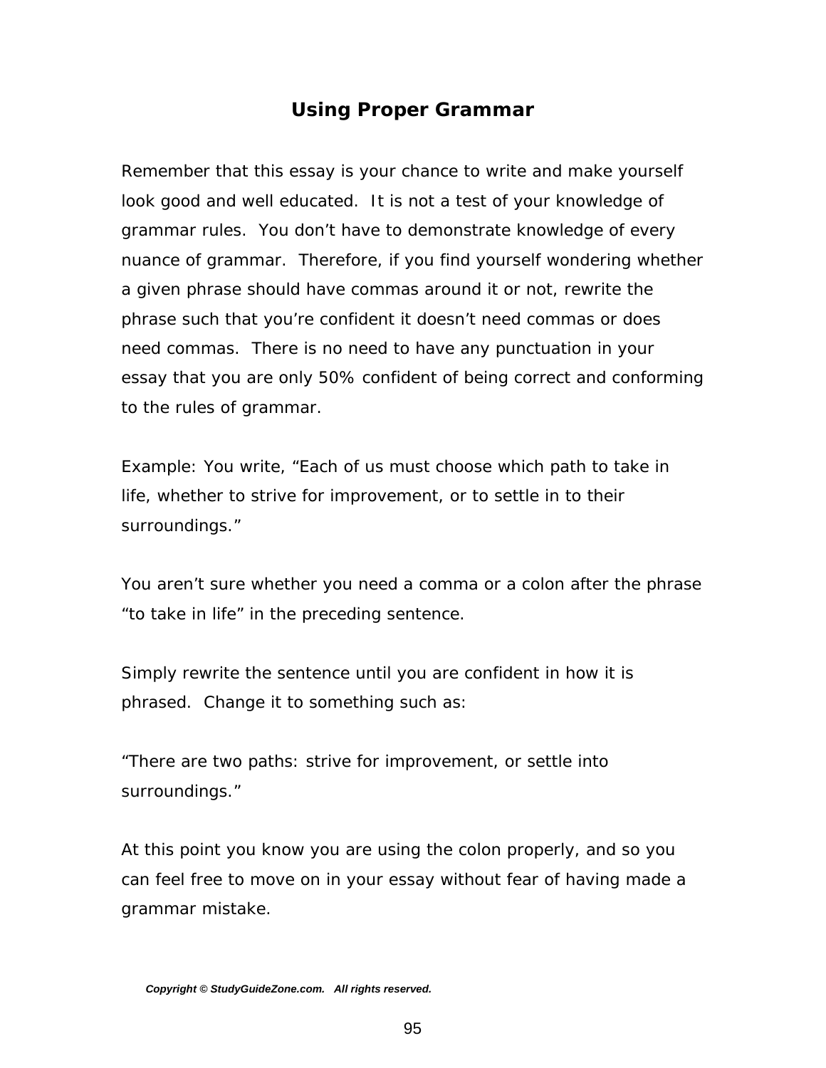## Using Proper Grammar

Remember that this essay is your chance to write and make yourself look good and well educated.  It is not a test of your knowledge of grammar rules.  You don't have to demonstrate knowledge of every nuance of grammar.  Therefore, if you find yourself wondering whether a given phrase should have commas around it or not, rewrite the phrase such that you're confident it doesn't need commas or does need commas.  There is no need to have any punctuation in your essay that you are only 50% confident of being correct and conforming to the rules of grammar.

Example: You write, "Each of us must choose which path to take in life, whether to strive for improvement, or to settle in to their surroundings."

You aren't sure whether you need a comma or a colon after the phrase "to take in life" in the preceding sentence.

Simply rewrite the sentence until you are confident in how it is phrased.  Change it to something such as:

"There are two paths: strive for improvement, or settle into surroundings."

At this point you know you are using the colon properly, and so you can feel free to move on in your essay without fear of having made a grammar mistake.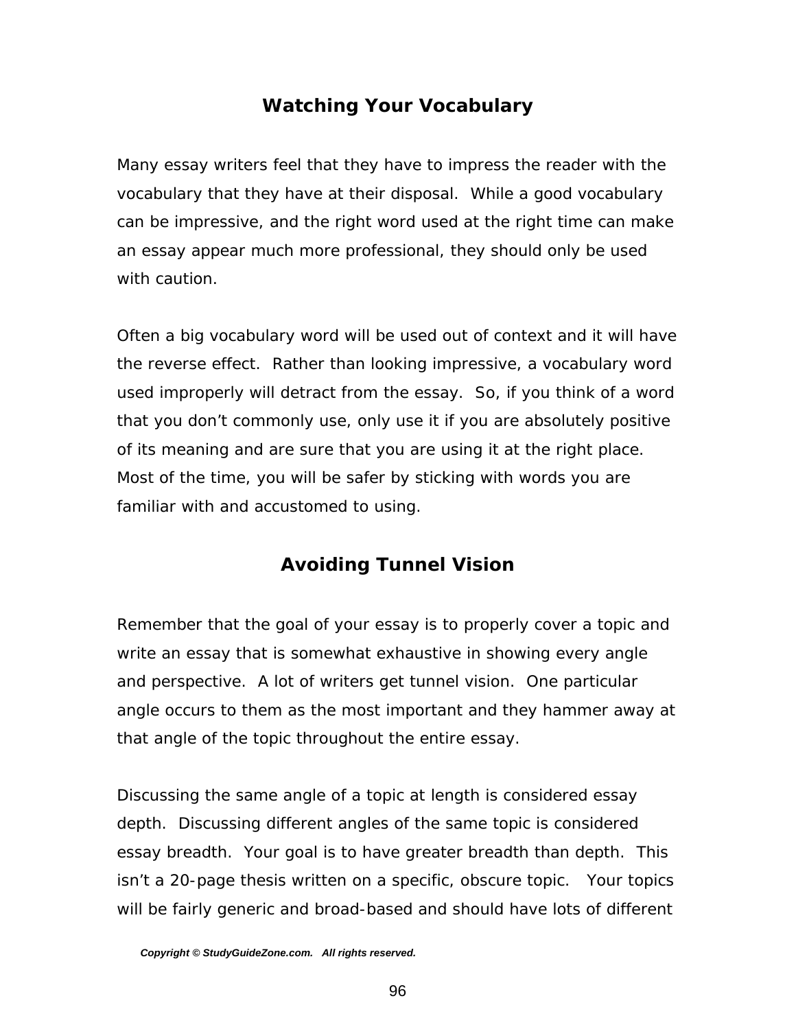## Watching Your Vocabulary

Many essay writers feel that they have to impress the reader with the vocabulary that they have at their disposal. While a good vocabulary can be impressive, and the right word used at the right time can make an essay appear much more professional, they should only be used with caution.

Often a big vocabulary word will be used out of context and it will have the reverse effect. Rather than looking impressive, a vocabulary word used improperly will detract from the essay. So, if you think of a word that you don't commonly use, only use it if you are absolutely positive of its meaning and are sure that you are using it at the right place. Most of the time, you will be safer by sticking with words you are familiar with and accustomed to using.

## Avoiding Tunnel Vision

Remember that the goal of your essay is to properly cover a topic and write an essay that is somewhat exhaustive in showing every angle and perspective. A lot of writers get tunnel vision. One particular angle occurs to them as the most important and they hammer away at that angle of the topic throughout the entire essay.

Discussing the same angle of a topic at length is considered essay depth. Discussing different angles of the same topic is considered essay breadth. Your goal is to have greater breadth than depth. This isn't a 20-page thesis written on a specific, obscure topic. Your topics will be fairly generic and broad-based and should have lots of different

*Copyright © StudyGuideZone.com. All rights reserved.*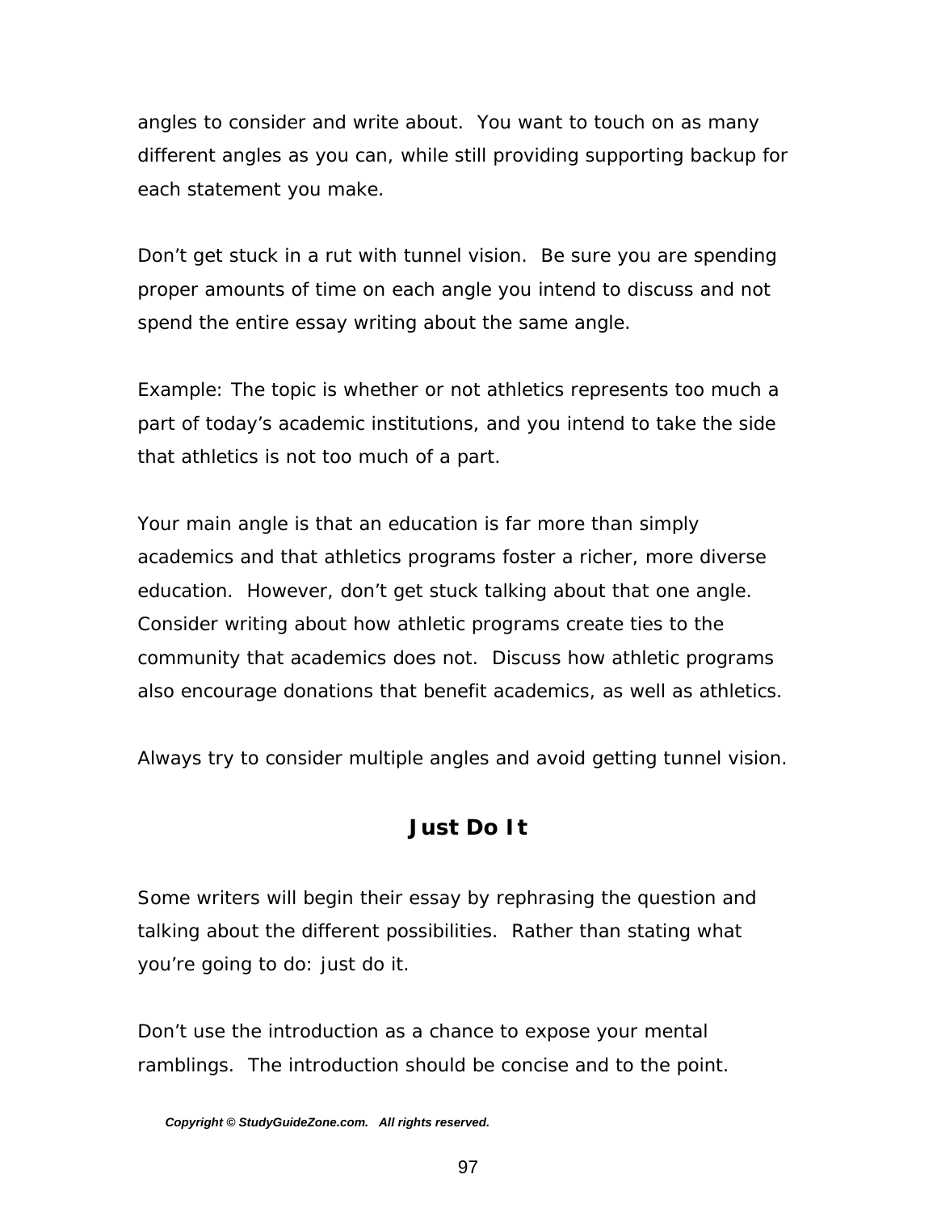angles to consider and write about. You want to touch on as many different angles as you can, while still providing supporting backup for each statement you make.

Don't get stuck in a rut with tunnel vision. Be sure you are spending proper amounts of time on each angle you intend to discuss and not spend the entire essay writing about the same angle.

Example: The topic is whether or not athletics represents too much a part of today's academic institutions, and you intend to take the side that athletics is not too much of a part.

Your main angle is that an education is far more than simply academics and that athletics programs foster a richer, more diverse education. However, don't get stuck talking about that one angle. Consider writing about how athletic programs create ties to the community that academics does not. Discuss how athletic programs also encourage donations that benefit academics, as well as athletics.

Always try to consider multiple angles and avoid getting tunnel vision.

## Just Do It

Some writers will begin their essay by rephrasing the question and talking about the different possibilities. Rather than stating what you're going to do: just do it.

Don't use the introduction as a chance to expose your mental ramblings. The introduction should be concise and to the point.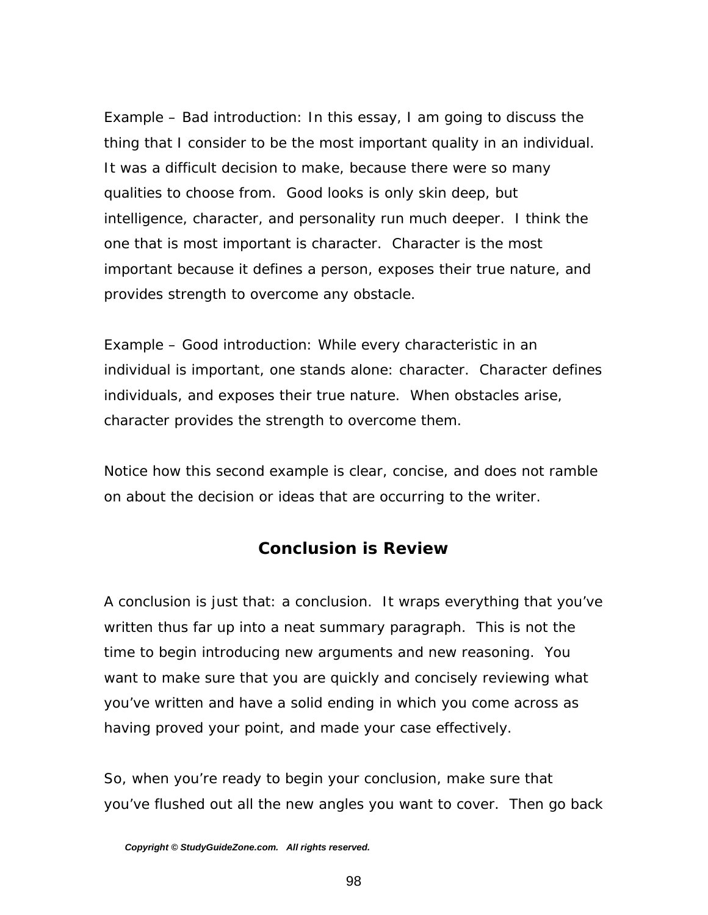Example – Bad introduction: In this essay, I am going to discuss the thing that I consider to be the most important quality in an individual. It was a difficult decision to make, because there were so many qualities to choose from. Good looks is only skin deep, but intelligence, character, and personality run much deeper. I think the one that is most important is character. Character is the most important because it defines a person, exposes their true nature, and provides strength to overcome any obstacle.

Example – Good introduction: While every characteristic in an individual is important, one stands alone: character. Character defines individuals, and exposes their true nature. When obstacles arise, character provides the strength to overcome them.

Notice how this second example is clear, concise, and does not ramble on about the decision or ideas that are occurring to the writer.

## Conclusion is Review

A conclusion is just that: a conclusion. It wraps everything that you've written thus far up into a neat summary paragraph. This is not the time to begin introducing new arguments and new reasoning. You want to make sure that you are quickly and concisely reviewing what you've written and have a solid ending in which you come across as having proved your point, and made your case effectively.

So, when you're ready to begin your conclusion, make sure that you've flushed out all the new angles you want to cover. Then go back

*Copyright © StudyGuideZone.com. All rights reserved.*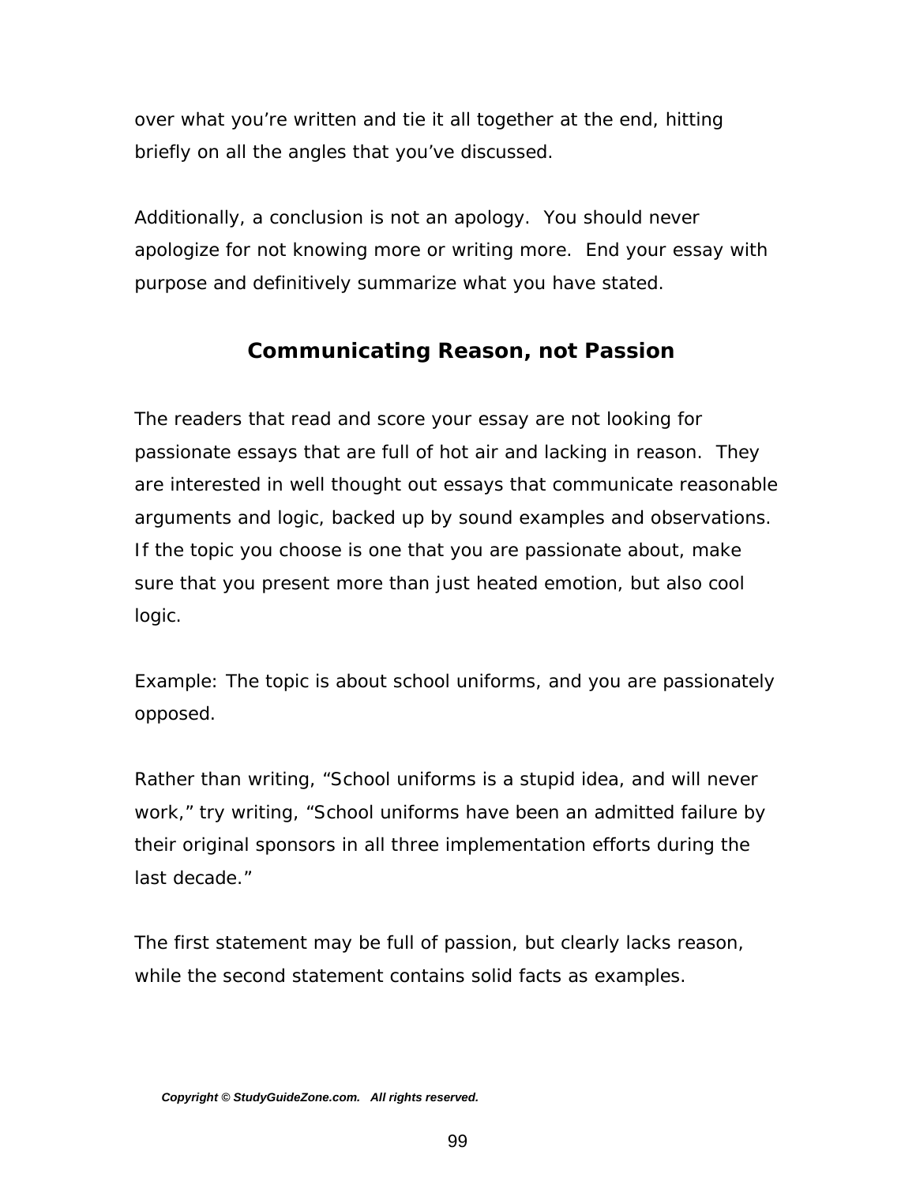over what you're written and tie it all together at the end, hitting briefly on all the angles that you've discussed.

Additionally, a conclusion is not an apology. You should never apologize for not knowing more or writing more. End your essay with purpose and definitively summarize what you have stated.

## Communicating Reason, not Passion

The readers that read and score your essay are not looking for passionate essays that are full of hot air and lacking in reason. They are interested in well thought out essays that communicate reasonable arguments and logic, backed up by sound examples and observations. If the topic you choose is one that you are passionate about, make sure that you present more than just heated emotion, but also cool logic.

Example: The topic is about school uniforms, and you are passionately opposed.

Rather than writing, "School uniforms is a stupid idea, and will never work," try writing, "School uniforms have been an admitted failure by their original sponsors in all three implementation efforts during the last decade."

The first statement may be full of passion, but clearly lacks reason, while the second statement contains solid facts as examples.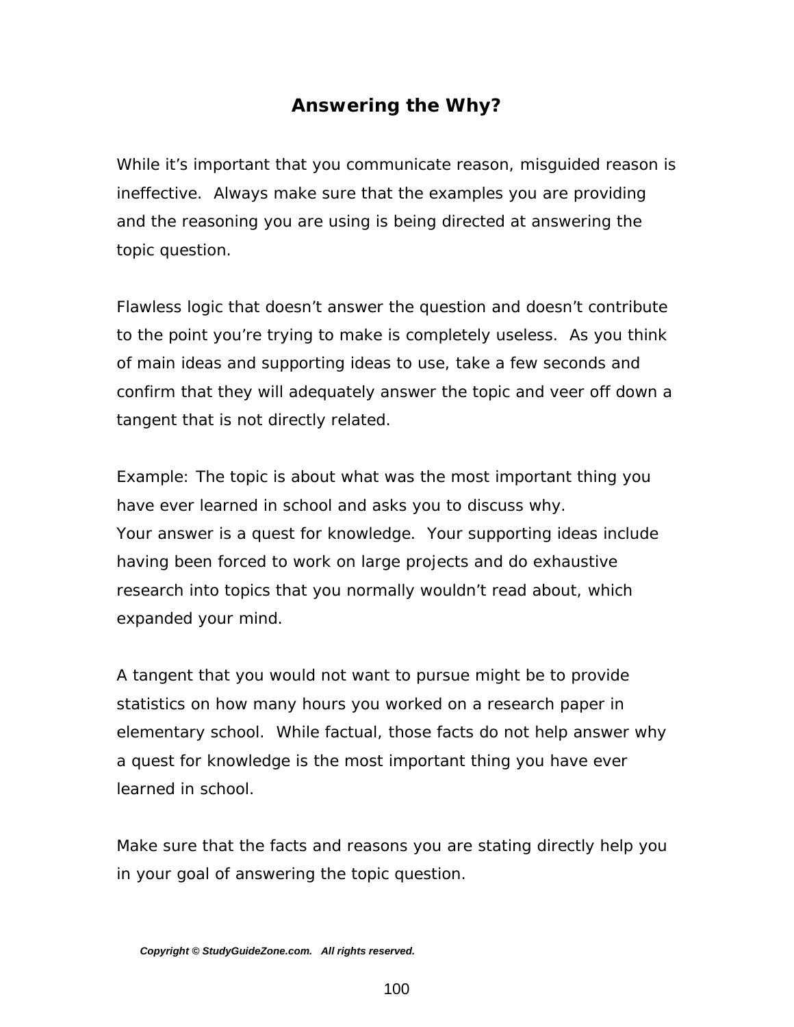# Answering the Why?

While it's important that you communicate reason, misguided reason is ineffective. Always make sure that the examples you are providing and the reasoning you are using is being directed at answering the topic question.

Flawless logic that doesn't answer the question and doesn't contribute to the point you're trying to make is completely useless. As you think of main ideas and supporting ideas to use, take a few seconds and confirm that they will adequately answer the topic and veer off down a tangent that is not directly related.

Example: The topic is about what was the most important thing you have ever learned in school and asks you to discuss why.
Your answer is a quest for knowledge. Your supporting ideas include having been forced to work on large projects and do exhaustive research into topics that you normally wouldn't read about, which expanded your mind.

A tangent that you would not want to pursue might be to provide statistics on how many hours you worked on a research paper in elementary school. While factual, those facts do not help answer why a quest for knowledge is the most important thing you have ever learned in school.

Make sure that the facts and reasons you are stating directly help you in your goal of answering the topic question.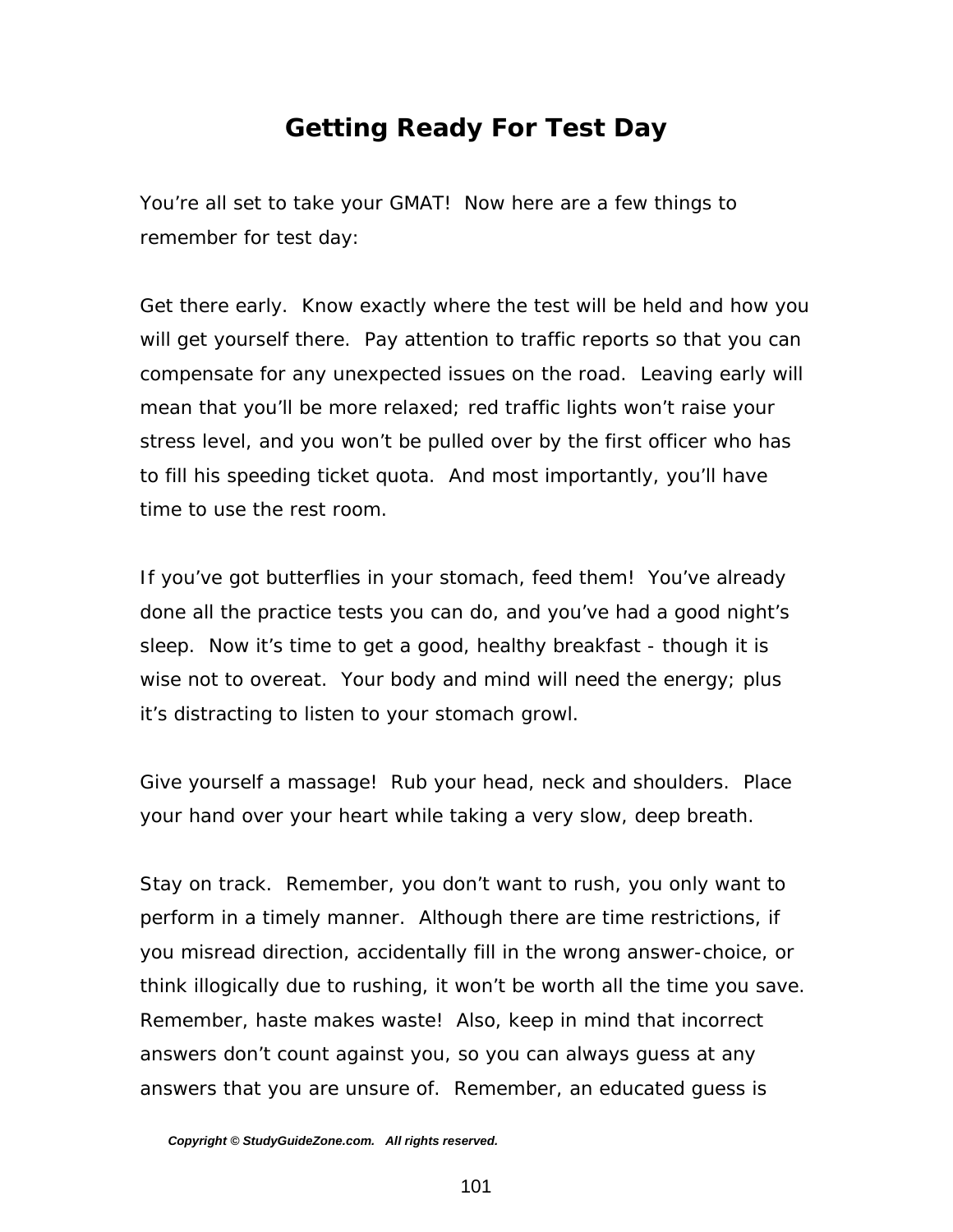# Getting Ready For Test Day

You're all set to take your GMAT! Now here are a few things to remember for test day:

Get there early. Know exactly where the test will be held and how you will get yourself there. Pay attention to traffic reports so that you can compensate for any unexpected issues on the road. Leaving early will mean that you'll be more relaxed; red traffic lights won't raise your stress level, and you won't be pulled over by the first officer who has to fill his speeding ticket quota. And most importantly, you'll have time to use the rest room.

If you've got butterflies in your stomach, feed them! You've already done all the practice tests you can do, and you've had a good night's sleep. Now it's time to get a good, healthy breakfast - though it is wise not to overeat. Your body and mind will need the energy; plus it's distracting to listen to your stomach growl.

Give yourself a massage! Rub your head, neck and shoulders. Place your hand over your heart while taking a very slow, deep breath.

Stay on track. Remember, you don't want to rush, you only want to perform in a timely manner. Although there are time restrictions, if you misread direction, accidentally fill in the wrong answer-choice, or think illogically due to rushing, it won't be worth all the time you save. Remember, haste makes waste! Also, keep in mind that incorrect answers don't count against you, so you can always guess at any answers that you are unsure of. Remember, an educated guess is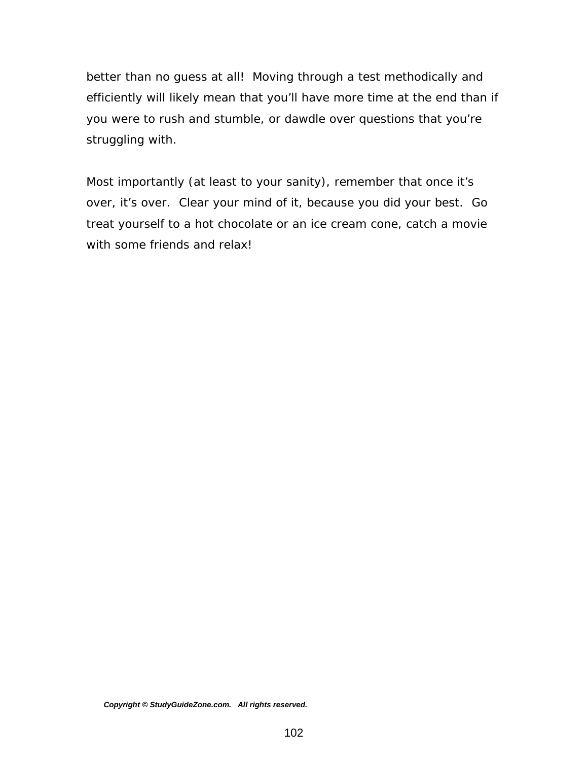better than no guess at all! Moving through a test methodically and efficiently will likely mean that you'll have more time at the end than if you were to rush and stumble, or dawdle over questions that you're struggling with.

Most importantly (at least to your sanity), remember that once it's over, it's over. Clear your mind of it, because you did your best. Go treat yourself to a hot chocolate or an ice cream cone, catch a movie with some friends and relax!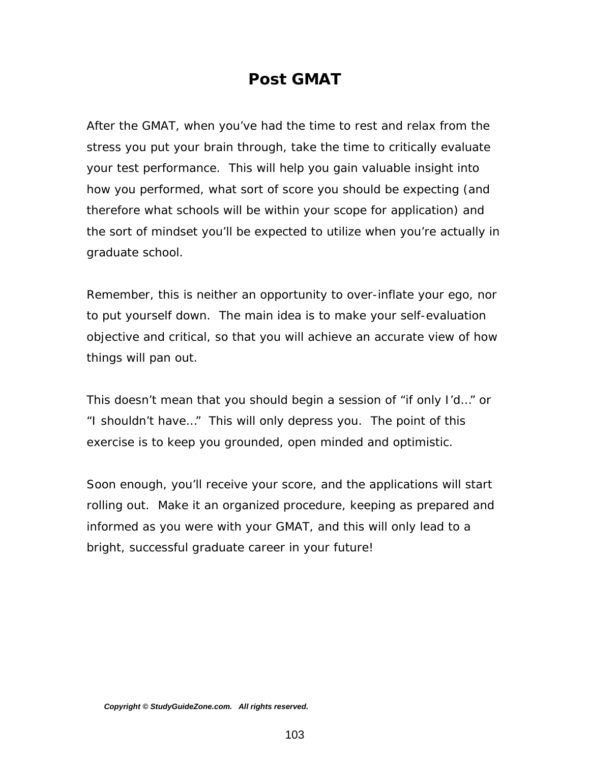# Post GMAT

After the GMAT, when you've had the time to rest and relax from the stress you put your brain through, take the time to critically evaluate your test performance. This will help you gain valuable insight into how you performed, what sort of score you should be expecting (and therefore what schools will be within your scope for application) and the sort of mindset you'll be expected to utilize when you're actually in graduate school.

Remember, this is neither an opportunity to over-inflate your ego, nor to put yourself down. The main idea is to make your self-evaluation objective and critical, so that you will achieve an accurate view of how things will pan out.

This doesn't mean that you should begin a session of "if only I'd…" or "I shouldn't have…" This will only depress you. The point of this exercise is to keep you grounded, open minded and optimistic.

Soon enough, you'll receive your score, and the applications will start rolling out. Make it an organized procedure, keeping as prepared and informed as you were with your GMAT, and this will only lead to a bright, successful graduate career in your future!

***Copyright © StudyGuideZone.com. All rights reserved.***